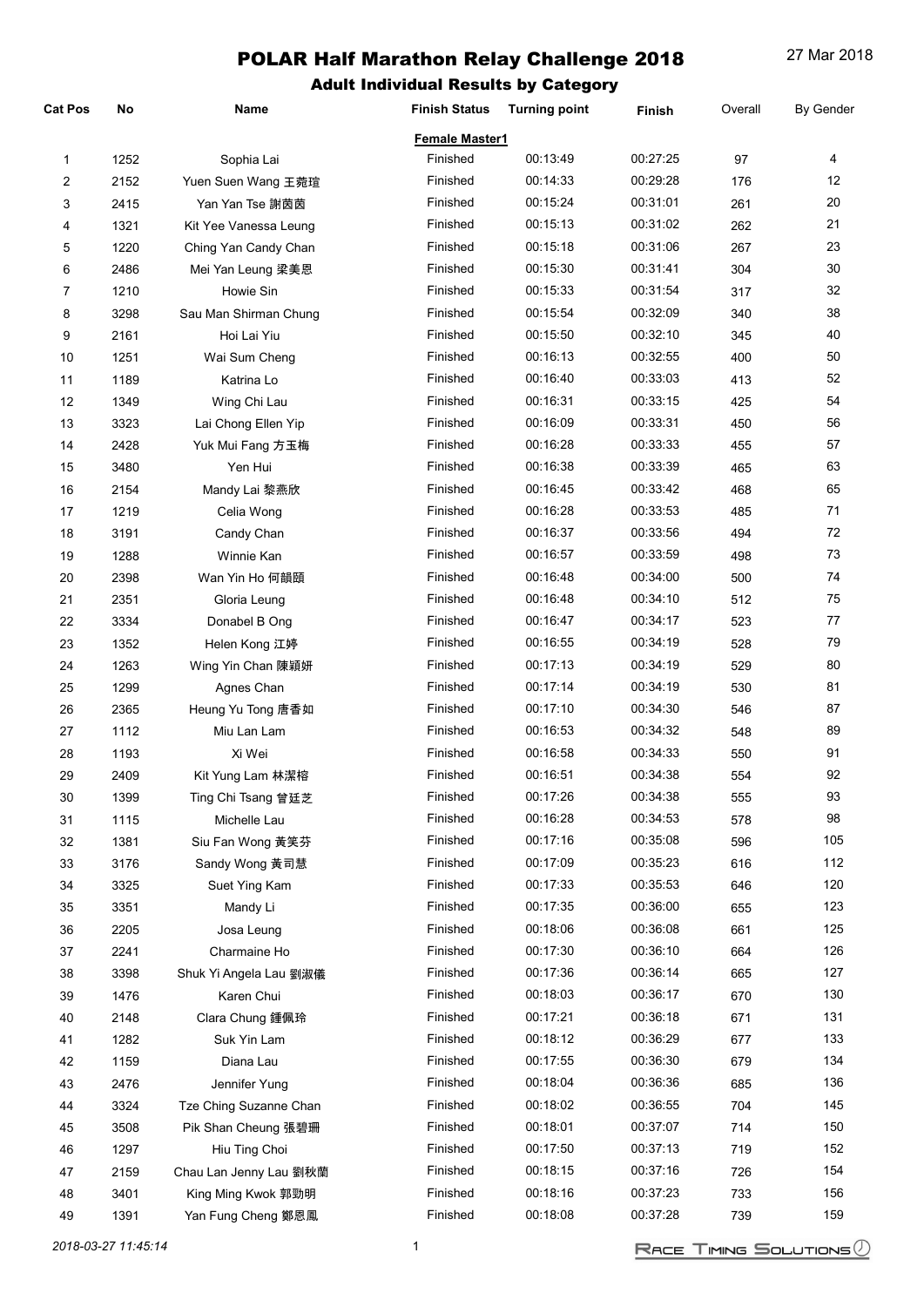# POLAR Half Marathon Relay Challenge 2018

27 Mar 2018

## Adult Individual Results by Category

| Cat Pos | No | Name | Finish Status | Turning point | Finish | Overall | By Gender |
|---|---|---|---|---|---|---|---|
| | | | **Female Master1** | | | | |
| 1 | 1252 | Sophia Lai | Finished | 00:13:49 | 00:27:25 | 97 | 4 |
| 2 | 2152 | Yuen Suen Wang 王菀瑄 | Finished | 00:14:33 | 00:29:28 | 176 | 12 |
| 3 | 2415 | Yan Yan Tse 謝茵茵 | Finished | 00:15:24 | 00:31:01 | 261 | 20 |
| 4 | 1321 | Kit Yee Vanessa Leung | Finished | 00:15:13 | 00:31:02 | 262 | 21 |
| 5 | 1220 | Ching Yan Candy Chan | Finished | 00:15:18 | 00:31:06 | 267 | 23 |
| 6 | 2486 | Mei Yan Leung 梁美恩 | Finished | 00:15:30 | 00:31:41 | 304 | 30 |
| 7 | 1210 | Howie Sin | Finished | 00:15:33 | 00:31:54 | 317 | 32 |
| 8 | 3298 | Sau Man Shirman Chung | Finished | 00:15:54 | 00:32:09 | 340 | 38 |
| 9 | 2161 | Hoi Lai Yiu | Finished | 00:15:50 | 00:32:10 | 345 | 40 |
| 10 | 1251 | Wai Sum Cheng | Finished | 00:16:13 | 00:32:55 | 400 | 50 |
| 11 | 1189 | Katrina Lo | Finished | 00:16:40 | 00:33:03 | 413 | 52 |
| 12 | 1349 | Wing Chi Lau | Finished | 00:16:31 | 00:33:15 | 425 | 54 |
| 13 | 3323 | Lai Chong Ellen Yip | Finished | 00:16:09 | 00:33:31 | 450 | 56 |
| 14 | 2428 | Yuk Mui Fang 方玉梅 | Finished | 00:16:28 | 00:33:33 | 455 | 57 |
| 15 | 3480 | Yen Hui | Finished | 00:16:38 | 00:33:39 | 465 | 63 |
| 16 | 2154 | Mandy Lai 黎燕欣 | Finished | 00:16:45 | 00:33:42 | 468 | 65 |
| 17 | 1219 | Celia Wong | Finished | 00:16:28 | 00:33:53 | 485 | 71 |
| 18 | 3191 | Candy Chan | Finished | 00:16:37 | 00:33:56 | 494 | 72 |
| 19 | 1288 | Winnie Kan | Finished | 00:16:57 | 00:33:59 | 498 | 73 |
| 20 | 2398 | Wan Yin Ho 何韻頤 | Finished | 00:16:48 | 00:34:00 | 500 | 74 |
| 21 | 2351 | Gloria Leung | Finished | 00:16:48 | 00:34:10 | 512 | 75 |
| 22 | 3334 | Donabel B Ong | Finished | 00:16:47 | 00:34:17 | 523 | 77 |
| 23 | 1352 | Helen Kong 江婷 | Finished | 00:16:55 | 00:34:19 | 528 | 79 |
| 24 | 1263 | Wing Yin Chan 陳穎妍 | Finished | 00:17:13 | 00:34:19 | 529 | 80 |
| 25 | 1299 | Agnes Chan | Finished | 00:17:14 | 00:34:19 | 530 | 81 |
| 26 | 2365 | Heung Yu Tong 唐香如 | Finished | 00:17:10 | 00:34:30 | 546 | 87 |
| 27 | 1112 | Miu Lan Lam | Finished | 00:16:53 | 00:34:32 | 548 | 89 |
| 28 | 1193 | Xi Wei | Finished | 00:16:58 | 00:34:33 | 550 | 91 |
| 29 | 2409 | Kit Yung Lam 林潔榕 | Finished | 00:16:51 | 00:34:38 | 554 | 92 |
| 30 | 1399 | Ting Chi Tsang 曾廷芝 | Finished | 00:17:26 | 00:34:38 | 555 | 93 |
| 31 | 1115 | Michelle Lau | Finished | 00:16:28 | 00:34:53 | 578 | 98 |
| 32 | 1381 | Siu Fan Wong 黃笑芬 | Finished | 00:17:16 | 00:35:08 | 596 | 105 |
| 33 | 3176 | Sandy Wong 黃司慧 | Finished | 00:17:09 | 00:35:23 | 616 | 112 |
| 34 | 3325 | Suet Ying Kam | Finished | 00:17:33 | 00:35:53 | 646 | 120 |
| 35 | 3351 | Mandy Li | Finished | 00:17:35 | 00:36:00 | 655 | 123 |
| 36 | 2205 | Josa Leung | Finished | 00:18:06 | 00:36:08 | 661 | 125 |
| 37 | 2241 | Charmaine Ho | Finished | 00:17:30 | 00:36:10 | 664 | 126 |
| 38 | 3398 | Shuk Yi Angela Lau 劉淑儀 | Finished | 00:17:36 | 00:36:14 | 665 | 127 |
| 39 | 1476 | Karen Chui | Finished | 00:18:03 | 00:36:17 | 670 | 130 |
| 40 | 2148 | Clara Chung 鍾佩玲 | Finished | 00:17:21 | 00:36:18 | 671 | 131 |
| 41 | 1282 | Suk Yin Lam | Finished | 00:18:12 | 00:36:29 | 677 | 133 |
| 42 | 1159 | Diana Lau | Finished | 00:17:55 | 00:36:30 | 679 | 134 |
| 43 | 2476 | Jennifer Yung | Finished | 00:18:04 | 00:36:36 | 685 | 136 |
| 44 | 3324 | Tze Ching Suzanne Chan | Finished | 00:18:02 | 00:36:55 | 704 | 145 |
| 45 | 3508 | Pik Shan Cheung 張碧珊 | Finished | 00:18:01 | 00:37:07 | 714 | 150 |
| 46 | 1297 | Hiu Ting Choi | Finished | 00:17:50 | 00:37:13 | 719 | 152 |
| 47 | 2159 | Chau Lan Jenny Lau 劉秋蘭 | Finished | 00:18:15 | 00:37:16 | 726 | 154 |
| 48 | 3401 | King Ming Kwok 郭勁明 | Finished | 00:18:16 | 00:37:23 | 733 | 156 |
| 49 | 1391 | Yan Fung Cheng 鄭恩鳳 | Finished | 00:18:08 | 00:37:28 | 739 | 159 |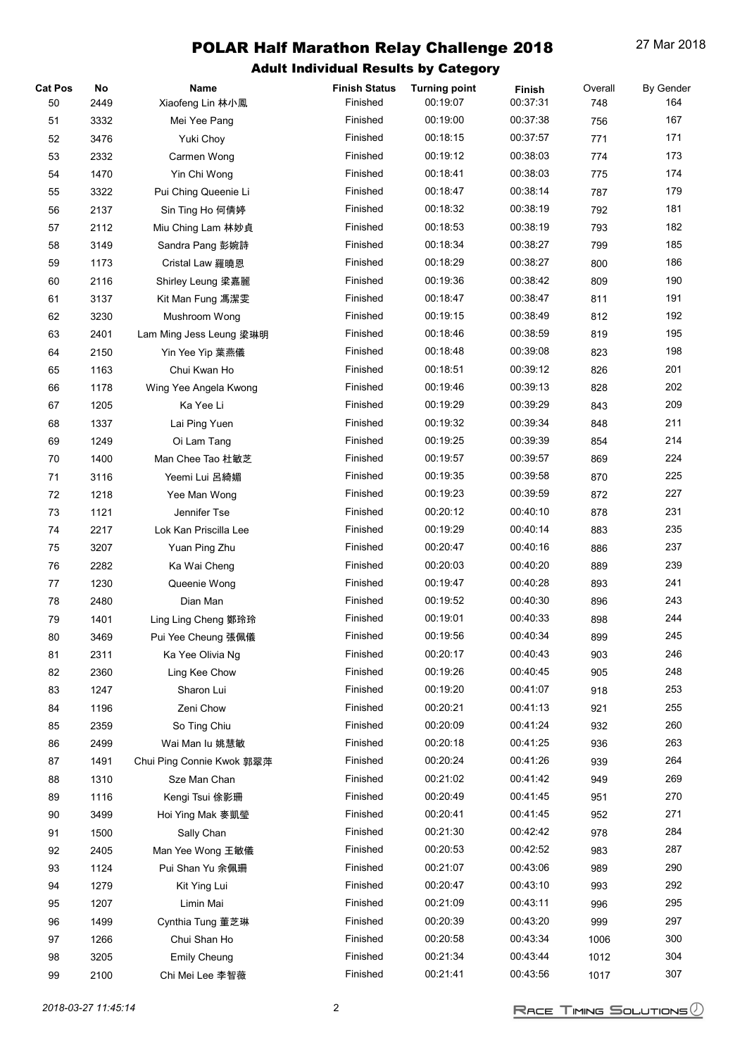# POLAR Half Marathon Relay Challenge 2018

27 Mar 2018

## Adult Individual Results by Category

| Cat Pos | No | Name | Finish Status | Turning point | Finish | Overall | By Gender |
|---|---|---|---|---|---|---|---|
| 50 | 2449 | Xiaofeng Lin 林小鳳 | Finished | 00:19:07 | 00:37:31 | 748 | 164 |
| 51 | 3332 | Mei Yee Pang | Finished | 00:19:00 | 00:37:38 | 756 | 167 |
| 52 | 3476 | Yuki Choy | Finished | 00:18:15 | 00:37:57 | 771 | 171 |
| 53 | 2332 | Carmen Wong | Finished | 00:19:12 | 00:38:03 | 774 | 173 |
| 54 | 1470 | Yin Chi Wong | Finished | 00:18:41 | 00:38:03 | 775 | 174 |
| 55 | 3322 | Pui Ching Queenie Li | Finished | 00:18:47 | 00:38:14 | 787 | 179 |
| 56 | 2137 | Sin Ting Ho 何倩婷 | Finished | 00:18:32 | 00:38:19 | 792 | 181 |
| 57 | 2112 | Miu Ching Lam 林妙貞 | Finished | 00:18:53 | 00:38:19 | 793 | 182 |
| 58 | 3149 | Sandra Pang 彭婉詩 | Finished | 00:18:34 | 00:38:27 | 799 | 185 |
| 59 | 1173 | Cristal Law 羅曉恩 | Finished | 00:18:29 | 00:38:27 | 800 | 186 |
| 60 | 2116 | Shirley Leung 梁嘉麗 | Finished | 00:19:36 | 00:38:42 | 809 | 190 |
| 61 | 3137 | Kit Man Fung 馮潔雯 | Finished | 00:18:47 | 00:38:47 | 811 | 191 |
| 62 | 3230 | Mushroom Wong | Finished | 00:19:15 | 00:38:49 | 812 | 192 |
| 63 | 2401 | Lam Ming Jess Leung 梁琳明 | Finished | 00:18:46 | 00:38:59 | 819 | 195 |
| 64 | 2150 | Yin Yee Yip 葉燕儀 | Finished | 00:18:48 | 00:39:08 | 823 | 198 |
| 65 | 1163 | Chui Kwan Ho | Finished | 00:18:51 | 00:39:12 | 826 | 201 |
| 66 | 1178 | Wing Yee Angela Kwong | Finished | 00:19:46 | 00:39:13 | 828 | 202 |
| 67 | 1205 | Ka Yee Li | Finished | 00:19:29 | 00:39:29 | 843 | 209 |
| 68 | 1337 | Lai Ping Yuen | Finished | 00:19:32 | 00:39:34 | 848 | 211 |
| 69 | 1249 | Oi Lam Tang | Finished | 00:19:25 | 00:39:39 | 854 | 214 |
| 70 | 1400 | Man Chee Tao 杜敏芝 | Finished | 00:19:57 | 00:39:57 | 869 | 224 |
| 71 | 3116 | Yeemi Lui 呂綺媚 | Finished | 00:19:35 | 00:39:58 | 870 | 225 |
| 72 | 1218 | Yee Man Wong | Finished | 00:19:23 | 00:39:59 | 872 | 227 |
| 73 | 1121 | Jennifer Tse | Finished | 00:20:12 | 00:40:10 | 878 | 231 |
| 74 | 2217 | Lok Kan Priscilla Lee | Finished | 00:19:29 | 00:40:14 | 883 | 235 |
| 75 | 3207 | Yuan Ping Zhu | Finished | 00:20:47 | 00:40:16 | 886 | 237 |
| 76 | 2282 | Ka Wai Cheng | Finished | 00:20:03 | 00:40:20 | 889 | 239 |
| 77 | 1230 | Queenie Wong | Finished | 00:19:47 | 00:40:28 | 893 | 241 |
| 78 | 2480 | Dian Man | Finished | 00:19:52 | 00:40:30 | 896 | 243 |
| 79 | 1401 | Ling Ling Cheng 鄭玲玲 | Finished | 00:19:01 | 00:40:33 | 898 | 244 |
| 80 | 3469 | Pui Yee Cheung 張佩儀 | Finished | 00:19:56 | 00:40:34 | 899 | 245 |
| 81 | 2311 | Ka Yee Olivia Ng | Finished | 00:20:17 | 00:40:43 | 903 | 246 |
| 82 | 2360 | Ling Kee Chow | Finished | 00:19:26 | 00:40:45 | 905 | 248 |
| 83 | 1247 | Sharon Lui | Finished | 00:19:20 | 00:41:07 | 918 | 253 |
| 84 | 1196 | Zeni Chow | Finished | 00:20:21 | 00:41:13 | 921 | 255 |
| 85 | 2359 | So Ting Chiu | Finished | 00:20:09 | 00:41:24 | 932 | 260 |
| 86 | 2499 | Wai Man Iu 姚慧敏 | Finished | 00:20:18 | 00:41:25 | 936 | 263 |
| 87 | 1491 | Chui Ping Connie Kwok 郭翠萍 | Finished | 00:20:24 | 00:41:26 | 939 | 264 |
| 88 | 1310 | Sze Man Chan | Finished | 00:21:02 | 00:41:42 | 949 | 269 |
| 89 | 1116 | Kengi Tsui 徐影珊 | Finished | 00:20:49 | 00:41:45 | 951 | 270 |
| 90 | 3499 | Hoi Ying Mak 麥凱瑩 | Finished | 00:20:41 | 00:41:45 | 952 | 271 |
| 91 | 1500 | Sally Chan | Finished | 00:21:30 | 00:42:42 | 978 | 284 |
| 92 | 2405 | Man Yee Wong 王敏儀 | Finished | 00:20:53 | 00:42:52 | 983 | 287 |
| 93 | 1124 | Pui Shan Yu 余佩珊 | Finished | 00:21:07 | 00:43:06 | 989 | 290 |
| 94 | 1279 | Kit Ying Lui | Finished | 00:20:47 | 00:43:10 | 993 | 292 |
| 95 | 1207 | Limin Mai | Finished | 00:21:09 | 00:43:11 | 996 | 295 |
| 96 | 1499 | Cynthia Tung 董芝琳 | Finished | 00:20:39 | 00:43:20 | 999 | 297 |
| 97 | 1266 | Chui Shan Ho | Finished | 00:20:58 | 00:43:34 | 1006 | 300 |
| 98 | 3205 | Emily Cheung | Finished | 00:21:34 | 00:43:44 | 1012 | 304 |
| 99 | 2100 | Chi Mei Lee 李智薇 | Finished | 00:21:41 | 00:43:56 | 1017 | 307 |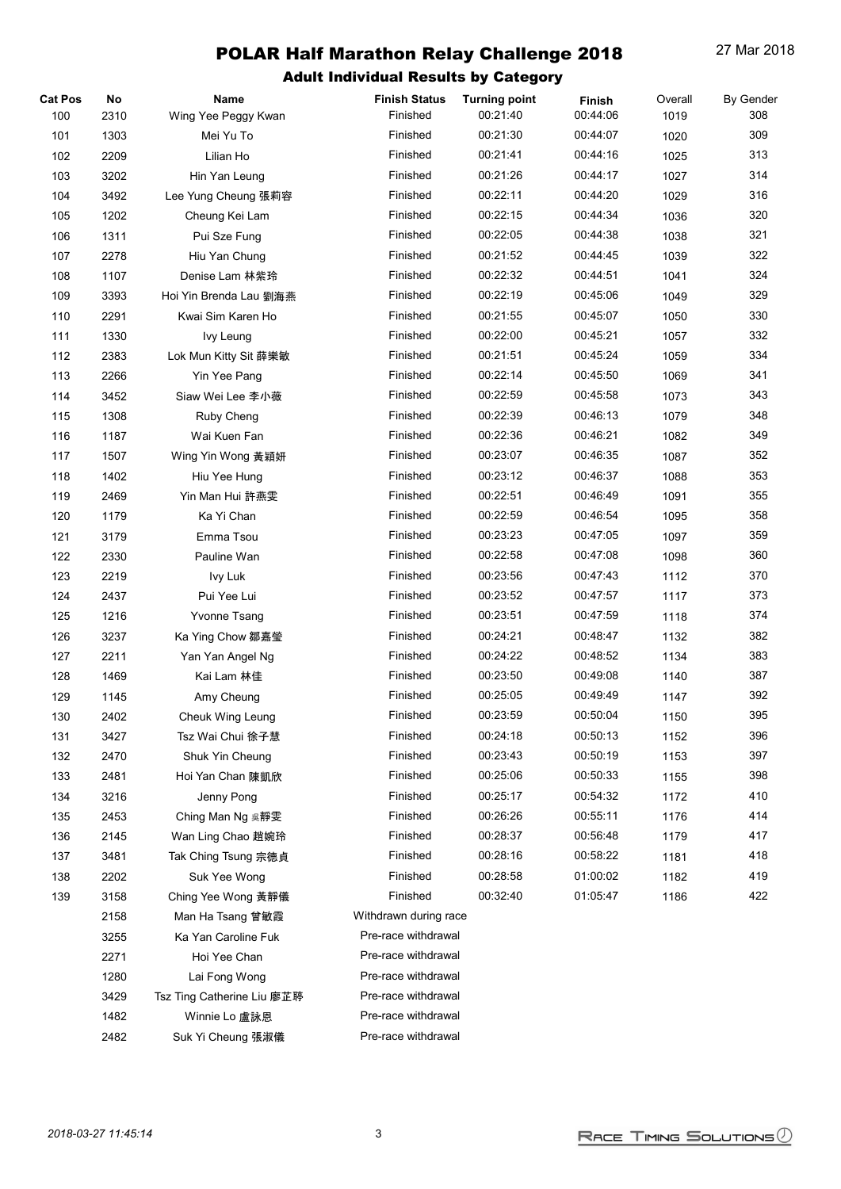# POLAR Half Marathon Relay Challenge 2018

27 Mar 2018

## Adult Individual Results by Category

| Cat Pos | No | Name | Finish Status | Turning point | Finish | Overall | By Gender |
|---|---|---|---|---|---|---|---|
| 100 | 2310 | Wing Yee Peggy Kwan | Finished | 00:21:40 | 00:44:06 | 1019 | 308 |
| 101 | 1303 | Mei Yu To | Finished | 00:21:30 | 00:44:07 | 1020 | 309 |
| 102 | 2209 | Lilian Ho | Finished | 00:21:41 | 00:44:16 | 1025 | 313 |
| 103 | 3202 | Hin Yan Leung | Finished | 00:21:26 | 00:44:17 | 1027 | 314 |
| 104 | 3492 | Lee Yung Cheung 張莉容 | Finished | 00:22:11 | 00:44:20 | 1029 | 316 |
| 105 | 1202 | Cheung Kei Lam | Finished | 00:22:15 | 00:44:34 | 1036 | 320 |
| 106 | 1311 | Pui Sze Fung | Finished | 00:22:05 | 00:44:38 | 1038 | 321 |
| 107 | 2278 | Hiu Yan Chung | Finished | 00:21:52 | 00:44:45 | 1039 | 322 |
| 108 | 1107 | Denise Lam 林紫玲 | Finished | 00:22:32 | 00:44:51 | 1041 | 324 |
| 109 | 3393 | Hoi Yin Brenda Lau 劉海燕 | Finished | 00:22:19 | 00:45:06 | 1049 | 329 |
| 110 | 2291 | Kwai Sim Karen Ho | Finished | 00:21:55 | 00:45:07 | 1050 | 330 |
| 111 | 1330 | Ivy Leung | Finished | 00:22:00 | 00:45:21 | 1057 | 332 |
| 112 | 2383 | Lok Mun Kitty Sit 薛樂敏 | Finished | 00:21:51 | 00:45:24 | 1059 | 334 |
| 113 | 2266 | Yin Yee Pang | Finished | 00:22:14 | 00:45:50 | 1069 | 341 |
| 114 | 3452 | Siaw Wei Lee 李小薇 | Finished | 00:22:59 | 00:45:58 | 1073 | 343 |
| 115 | 1308 | Ruby Cheng | Finished | 00:22:39 | 00:46:13 | 1079 | 348 |
| 116 | 1187 | Wai Kuen Fan | Finished | 00:22:36 | 00:46:21 | 1082 | 349 |
| 117 | 1507 | Wing Yin Wong 黃穎妍 | Finished | 00:23:07 | 00:46:35 | 1087 | 352 |
| 118 | 1402 | Hiu Yee Hung | Finished | 00:23:12 | 00:46:37 | 1088 | 353 |
| 119 | 2469 | Yin Man Hui 許燕雯 | Finished | 00:22:51 | 00:46:49 | 1091 | 355 |
| 120 | 1179 | Ka Yi Chan | Finished | 00:22:59 | 00:46:54 | 1095 | 358 |
| 121 | 3179 | Emma Tsou | Finished | 00:23:23 | 00:47:05 | 1097 | 359 |
| 122 | 2330 | Pauline Wan | Finished | 00:22:58 | 00:47:08 | 1098 | 360 |
| 123 | 2219 | Ivy Luk | Finished | 00:23:56 | 00:47:43 | 1112 | 370 |
| 124 | 2437 | Pui Yee Lui | Finished | 00:23:52 | 00:47:57 | 1117 | 373 |
| 125 | 1216 | Yvonne Tsang | Finished | 00:23:51 | 00:47:59 | 1118 | 374 |
| 126 | 3237 | Ka Ying Chow 鄒嘉瑩 | Finished | 00:24:21 | 00:48:47 | 1132 | 382 |
| 127 | 2211 | Yan Yan Angel Ng | Finished | 00:24:22 | 00:48:52 | 1134 | 383 |
| 128 | 1469 | Kai Lam 林佳 | Finished | 00:23:50 | 00:49:08 | 1140 | 387 |
| 129 | 1145 | Amy Cheung | Finished | 00:25:05 | 00:49:49 | 1147 | 392 |
| 130 | 2402 | Cheuk Wing Leung | Finished | 00:23:59 | 00:50:04 | 1150 | 395 |
| 131 | 3427 | Tsz Wai Chui 徐子慧 | Finished | 00:24:18 | 00:50:13 | 1152 | 396 |
| 132 | 2470 | Shuk Yin Cheung | Finished | 00:23:43 | 00:50:19 | 1153 | 397 |
| 133 | 2481 | Hoi Yan Chan 陳凱欣 | Finished | 00:25:06 | 00:50:33 | 1155 | 398 |
| 134 | 3216 | Jenny Pong | Finished | 00:25:17 | 00:54:32 | 1172 | 410 |
| 135 | 2453 | Ching Man Ng 吳靜雯 | Finished | 00:26:26 | 00:55:11 | 1176 | 414 |
| 136 | 2145 | Wan Ling Chao 趙婉玲 | Finished | 00:28:37 | 00:56:48 | 1179 | 417 |
| 137 | 3481 | Tak Ching Tsung 宗德貞 | Finished | 00:28:16 | 00:58:22 | 1181 | 418 |
| 138 | 2202 | Suk Yee Wong | Finished | 00:28:58 | 01:00:02 | 1182 | 419 |
| 139 | 3158 | Ching Yee Wong 黃靜儀 | Finished | 00:32:40 | 01:05:47 | 1186 | 422 |
| | 2158 | Man Ha Tsang 曾敏霞 | Withdrawn during race | | | | |
| | 3255 | Ka Yan Caroline Fuk | Pre-race withdrawal | | | | |
| | 2271 | Hoi Yee Chan | Pre-race withdrawal | | | | |
| | 1280 | Lai Fong Wong | Pre-race withdrawal | | | | |
| | 3429 | Tsz Ting Catherine Liu 廖芷葶 | Pre-race withdrawal | | | | |
| | 1482 | Winnie Lo 盧詠恩 | Pre-race withdrawal | | | | |
| | 2482 | Suk Yi Cheung 張淑儀 | Pre-race withdrawal | | | | |

2018-03-27 11:45:14

Race Timing Solutions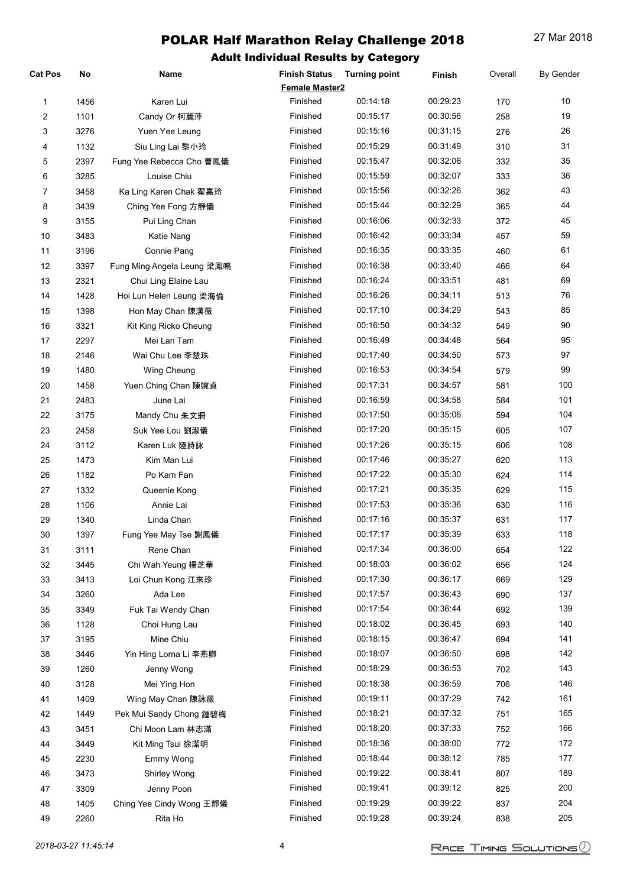# POLAR Half Marathon Relay Challenge 2018

27 Mar 2018

## Adult Individual Results by Category

| Cat Pos | No | Name | Finish Status | Turning point | Finish | Overall | By Gender |
|---|---|---|---|---|---|---|---|
| | | | **Female Master2** | | | | |
| 1 | 1456 | Karen Lui | Finished | 00:14:18 | 00:29:23 | 170 | 10 |
| 2 | 1101 | Candy Or 柯麗萍 | Finished | 00:15:17 | 00:30:56 | 258 | 19 |
| 3 | 3276 | Yuen Yee Leung | Finished | 00:15:16 | 00:31:15 | 276 | 26 |
| 4 | 1132 | Siu Ling Lai 黎小玲 | Finished | 00:15:29 | 00:31:49 | 310 | 31 |
| 5 | 2397 | Fung Yee Rebecca Cho 曹鳳儀 | Finished | 00:15:47 | 00:32:06 | 332 | 35 |
| 6 | 3285 | Louise Chiu | Finished | 00:15:59 | 00:32:07 | 333 | 36 |
| 7 | 3458 | Ka Ling Karen Chak 翟嘉玲 | Finished | 00:15:56 | 00:32:26 | 362 | 43 |
| 8 | 3439 | Ching Yee Fong 方靜儀 | Finished | 00:15:44 | 00:32:29 | 365 | 44 |
| 9 | 3155 | Pui Ling Chan | Finished | 00:16:06 | 00:32:33 | 372 | 45 |
| 10 | 3483 | Katie Nang | Finished | 00:16:42 | 00:33:34 | 457 | 59 |
| 11 | 3196 | Connie Pang | Finished | 00:16:35 | 00:33:35 | 460 | 61 |
| 12 | 3397 | Fung Ming Angela Leung 梁鳳鳴 | Finished | 00:16:38 | 00:33:40 | 466 | 64 |
| 13 | 2321 | Chui Ling Elaine Lau | Finished | 00:16:24 | 00:33:51 | 481 | 69 |
| 14 | 1428 | Hoi Lun Helen Leung 梁海倫 | Finished | 00:16:26 | 00:34:11 | 513 | 76 |
| 15 | 1398 | Hon May Chan 陳漢薇 | Finished | 00:17:10 | 00:34:29 | 543 | 85 |
| 16 | 3321 | Kit King Ricko Cheung | Finished | 00:16:50 | 00:34:32 | 549 | 90 |
| 17 | 2297 | Mei Lan Tam | Finished | 00:16:49 | 00:34:48 | 564 | 95 |
| 18 | 2146 | Wai Chu Lee 李慧珠 | Finished | 00:17:40 | 00:34:50 | 573 | 97 |
| 19 | 1480 | Wing Cheung | Finished | 00:16:53 | 00:34:54 | 579 | 99 |
| 20 | 1458 | Yuen Ching Chan 陳婉貞 | Finished | 00:17:31 | 00:34:57 | 581 | 100 |
| 21 | 2483 | June Lai | Finished | 00:16:59 | 00:34:58 | 584 | 101 |
| 22 | 3175 | Mandy Chu 朱文珊 | Finished | 00:17:50 | 00:35:06 | 594 | 104 |
| 23 | 2458 | Suk Yee Lou 劉淑儀 | Finished | 00:17:20 | 00:35:15 | 605 | 107 |
| 24 | 3112 | Karen Luk 陸詩詠 | Finished | 00:17:26 | 00:35:15 | 606 | 108 |
| 25 | 1473 | Kim Man Lui | Finished | 00:17:46 | 00:35:27 | 620 | 113 |
| 26 | 1182 | Po Kam Fan | Finished | 00:17:22 | 00:35:30 | 624 | 114 |
| 27 | 1332 | Queenie Kong | Finished | 00:17:21 | 00:35:35 | 629 | 115 |
| 28 | 1106 | Annie Lai | Finished | 00:17:53 | 00:35:36 | 630 | 116 |
| 29 | 1340 | Linda Chan | Finished | 00:17:16 | 00:35:37 | 631 | 117 |
| 30 | 1397 | Fung Yee May Tse 謝鳳儀 | Finished | 00:17:17 | 00:35:39 | 633 | 118 |
| 31 | 3111 | Rene Chan | Finished | 00:17:34 | 00:36:00 | 654 | 122 |
| 32 | 3445 | Chi Wah Yeung 楊芝華 | Finished | 00:18:03 | 00:36:02 | 656 | 124 |
| 33 | 3413 | Loi Chun Kong 江來珍 | Finished | 00:17:30 | 00:36:17 | 669 | 129 |
| 34 | 3260 | Ada Lee | Finished | 00:17:57 | 00:36:43 | 690 | 137 |
| 35 | 3349 | Fuk Tai Wendy Chan | Finished | 00:17:54 | 00:36:44 | 692 | 139 |
| 36 | 1128 | Choi Hung Lau | Finished | 00:18:02 | 00:36:45 | 693 | 140 |
| 37 | 3195 | Mine Chiu | Finished | 00:18:15 | 00:36:47 | 694 | 141 |
| 38 | 3446 | Yin Hing Lorna Li 李燕卿 | Finished | 00:18:07 | 00:36:50 | 698 | 142 |
| 39 | 1260 | Jenny Wong | Finished | 00:18:29 | 00:36:53 | 702 | 143 |
| 40 | 3128 | Mei Ying Hon | Finished | 00:18:38 | 00:36:59 | 706 | 146 |
| 41 | 1409 | Wing May Chan 陳詠薇 | Finished | 00:19:11 | 00:37:29 | 742 | 161 |
| 42 | 1449 | Pek Mui Sandy Chong 鍾碧梅 | Finished | 00:18:21 | 00:37:32 | 751 | 165 |
| 43 | 3451 | Chi Moon Lam 林志滿 | Finished | 00:18:20 | 00:37:33 | 752 | 166 |
| 44 | 3449 | Kit Ming Tsui 徐潔明 | Finished | 00:18:36 | 00:38:00 | 772 | 172 |
| 45 | 2230 | Emmy Wong | Finished | 00:18:44 | 00:38:12 | 785 | 177 |
| 46 | 3473 | Shirley Wong | Finished | 00:19:22 | 00:38:41 | 807 | 189 |
| 47 | 3309 | Jenny Poon | Finished | 00:19:41 | 00:39:12 | 825 | 200 |
| 48 | 1405 | Ching Yee Cindy Wong 王靜儀 | Finished | 00:19:29 | 00:39:22 | 837 | 204 |
| 49 | 2260 | Rita Ho | Finished | 00:19:28 | 00:39:24 | 838 | 205 |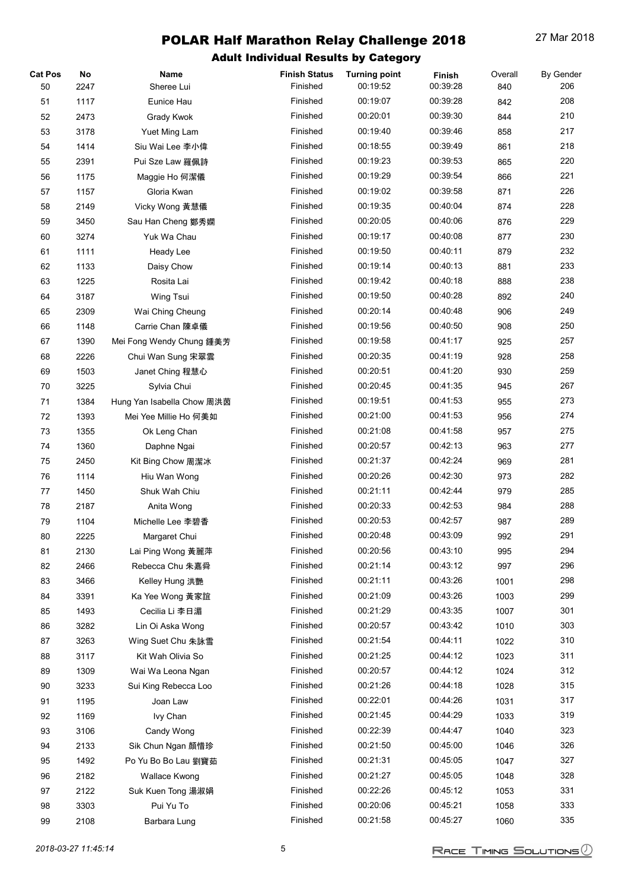# POLAR Half Marathon Relay Challenge 2018

27 Mar 2018

## Adult Individual Results by Category

| Cat Pos | No | Name | Finish Status | Turning point | Finish | Overall | By Gender |
|---|---|---|---|---|---|---|---|
| 50 | 2247 | Sheree Lui | Finished | 00:19:52 | 00:39:28 | 840 | 206 |
| 51 | 1117 | Eunice Hau | Finished | 00:19:07 | 00:39:28 | 842 | 208 |
| 52 | 2473 | Grady Kwok | Finished | 00:20:01 | 00:39:30 | 844 | 210 |
| 53 | 3178 | Yuet Ming Lam | Finished | 00:19:40 | 00:39:46 | 858 | 217 |
| 54 | 1414 | Siu Wai Lee 李小偉 | Finished | 00:18:55 | 00:39:49 | 861 | 218 |
| 55 | 2391 | Pui Sze Law 羅佩詩 | Finished | 00:19:23 | 00:39:53 | 865 | 220 |
| 56 | 1175 | Maggie Ho 何潔儀 | Finished | 00:19:29 | 00:39:54 | 866 | 221 |
| 57 | 1157 | Gloria Kwan | Finished | 00:19:02 | 00:39:58 | 871 | 226 |
| 58 | 2149 | Vicky Wong 黃慧儀 | Finished | 00:19:35 | 00:40:04 | 874 | 228 |
| 59 | 3450 | Sau Han Cheng 鄭秀嫻 | Finished | 00:20:05 | 00:40:06 | 876 | 229 |
| 60 | 3274 | Yuk Wa Chau | Finished | 00:19:17 | 00:40:08 | 877 | 230 |
| 61 | 1111 | Heady Lee | Finished | 00:19:50 | 00:40:11 | 879 | 232 |
| 62 | 1133 | Daisy Chow | Finished | 00:19:14 | 00:40:13 | 881 | 233 |
| 63 | 1225 | Rosita Lai | Finished | 00:19:42 | 00:40:18 | 888 | 238 |
| 64 | 3187 | Wing Tsui | Finished | 00:19:50 | 00:40:28 | 892 | 240 |
| 65 | 2309 | Wai Ching Cheung | Finished | 00:20:14 | 00:40:48 | 906 | 249 |
| 66 | 1148 | Carrie Chan 陳卓儀 | Finished | 00:19:56 | 00:40:50 | 908 | 250 |
| 67 | 1390 | Mei Fong Wendy Chung 鍾美芳 | Finished | 00:19:58 | 00:41:17 | 925 | 257 |
| 68 | 2226 | Chui Wan Sung 宋翠雲 | Finished | 00:20:35 | 00:41:19 | 928 | 258 |
| 69 | 1503 | Janet Ching 程慧心 | Finished | 00:20:51 | 00:41:20 | 930 | 259 |
| 70 | 3225 | Sylvia Chui | Finished | 00:20:45 | 00:41:35 | 945 | 267 |
| 71 | 1384 | Hung Yan Isabella Chow 周洪茵 | Finished | 00:19:51 | 00:41:53 | 955 | 273 |
| 72 | 1393 | Mei Yee Millie Ho 何美如 | Finished | 00:21:00 | 00:41:53 | 956 | 274 |
| 73 | 1355 | Ok Leng Chan | Finished | 00:21:08 | 00:41:58 | 957 | 275 |
| 74 | 1360 | Daphne Ngai | Finished | 00:20:57 | 00:42:13 | 963 | 277 |
| 75 | 2450 | Kit Bing Chow 周潔冰 | Finished | 00:21:37 | 00:42:24 | 969 | 281 |
| 76 | 1114 | Hiu Wan Wong | Finished | 00:20:26 | 00:42:30 | 973 | 282 |
| 77 | 1450 | Shuk Wah Chiu | Finished | 00:21:11 | 00:42:44 | 979 | 285 |
| 78 | 2187 | Anita Wong | Finished | 00:20:33 | 00:42:53 | 984 | 288 |
| 79 | 1104 | Michelle Lee 李碧香 | Finished | 00:20:53 | 00:42:57 | 987 | 289 |
| 80 | 2225 | Margaret Chui | Finished | 00:20:48 | 00:43:09 | 992 | 291 |
| 81 | 2130 | Lai Ping Wong 黃麗萍 | Finished | 00:20:56 | 00:43:10 | 995 | 294 |
| 82 | 2466 | Rebecca Chu 朱嘉舜 | Finished | 00:21:14 | 00:43:12 | 997 | 296 |
| 83 | 3466 | Kelley Hung 洪艷 | Finished | 00:21:11 | 00:43:26 | 1001 | 298 |
| 84 | 3391 | Ka Yee Wong 黃家誼 | Finished | 00:21:09 | 00:43:26 | 1003 | 299 |
| 85 | 1493 | Cecilia Li 李日湄 | Finished | 00:21:29 | 00:43:35 | 1007 | 301 |
| 86 | 3282 | Lin Oi Aska Wong | Finished | 00:20:57 | 00:43:42 | 1010 | 303 |
| 87 | 3263 | Wing Suet Chu 朱詠雪 | Finished | 00:21:54 | 00:44:11 | 1022 | 310 |
| 88 | 3117 | Kit Wah Olivia So | Finished | 00:21:25 | 00:44:12 | 1023 | 311 |
| 89 | 1309 | Wai Wa Leona Ngan | Finished | 00:20:57 | 00:44:12 | 1024 | 312 |
| 90 | 3233 | Sui King Rebecca Loo | Finished | 00:21:26 | 00:44:18 | 1028 | 315 |
| 91 | 1195 | Joan Law | Finished | 00:22:01 | 00:44:26 | 1031 | 317 |
| 92 | 1169 | Ivy Chan | Finished | 00:21:45 | 00:44:29 | 1033 | 319 |
| 93 | 3106 | Candy Wong | Finished | 00:22:39 | 00:44:47 | 1040 | 323 |
| 94 | 2133 | Sik Chun Ngan 顏惜珍 | Finished | 00:21:50 | 00:45:00 | 1046 | 326 |
| 95 | 1492 | Po Yu Bo Bo Lau 劉寶茹 | Finished | 00:21:31 | 00:45:05 | 1047 | 327 |
| 96 | 2182 | Wallace Kwong | Finished | 00:21:27 | 00:45:05 | 1048 | 328 |
| 97 | 2122 | Suk Kuen Tong 湯淑娟 | Finished | 00:22:26 | 00:45:12 | 1053 | 331 |
| 98 | 3303 | Pui Yu To | Finished | 00:20:06 | 00:45:21 | 1058 | 333 |
| 99 | 2108 | Barbara Lung | Finished | 00:21:58 | 00:45:27 | 1060 | 335 |

*2018-03-27 11:45:14*

RACE TIMING SOLUTIONS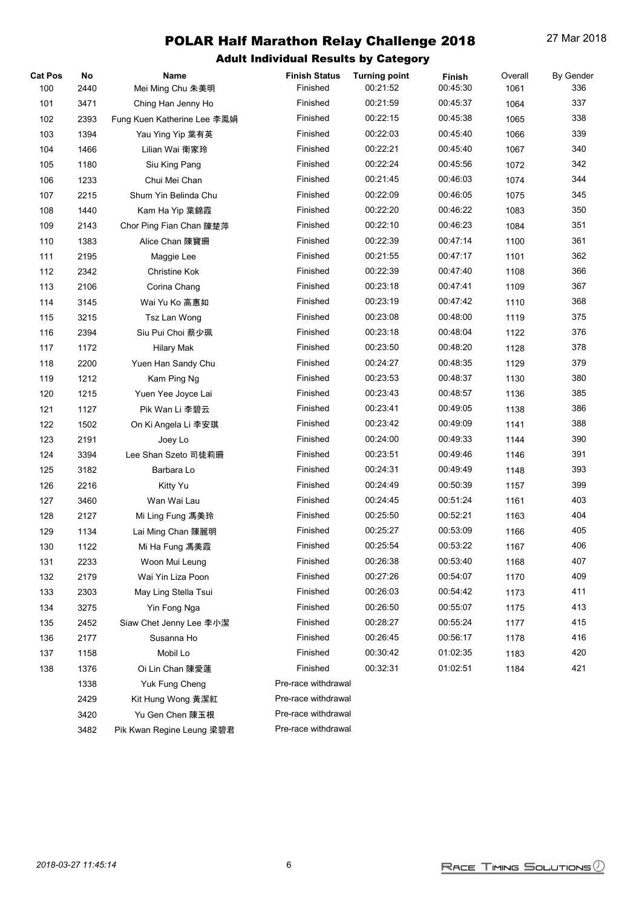# POLAR Half Marathon Relay Challenge 2018

27 Mar 2018

## Adult Individual Results by Category

| Cat Pos | No | Name | Finish Status | Turning point | Finish | Overall | By Gender |
|---|---|---|---|---|---|---|---|
| 100 | 2440 | Mei Ming Chu 朱美明 | Finished | 00:21:52 | 00:45:30 | 1061 | 336 |
| 101 | 3471 | Ching Han Jenny Ho | Finished | 00:21:59 | 00:45:37 | 1064 | 337 |
| 102 | 2393 | Fung Kuen Katherine Lee 李鳳娟 | Finished | 00:22:15 | 00:45:38 | 1065 | 338 |
| 103 | 1394 | Yau Ying Yip 葉有英 | Finished | 00:22:03 | 00:45:40 | 1066 | 339 |
| 104 | 1466 | Lilian Wai 衛家玲 | Finished | 00:22:21 | 00:45:40 | 1067 | 340 |
| 105 | 1180 | Siu King Pang | Finished | 00:22:24 | 00:45:56 | 1072 | 342 |
| 106 | 1233 | Chui Mei Chan | Finished | 00:21:45 | 00:46:03 | 1074 | 344 |
| 107 | 2215 | Shum Yin Belinda Chu | Finished | 00:22:09 | 00:46:05 | 1075 | 345 |
| 108 | 1440 | Kam Ha Yip 葉錦霞 | Finished | 00:22:20 | 00:46:22 | 1083 | 350 |
| 109 | 2143 | Chor Ping Fian Chan 陳楚萍 | Finished | 00:22:10 | 00:46:23 | 1084 | 351 |
| 110 | 1383 | Alice Chan 陳寶珊 | Finished | 00:22:39 | 00:47:14 | 1100 | 361 |
| 111 | 2195 | Maggie Lee | Finished | 00:21:55 | 00:47:17 | 1101 | 362 |
| 112 | 2342 | Christine Kok | Finished | 00:22:39 | 00:47:40 | 1108 | 366 |
| 113 | 2106 | Corina Chang | Finished | 00:23:18 | 00:47:41 | 1109 | 367 |
| 114 | 3145 | Wai Yu Ko 高惠如 | Finished | 00:23:19 | 00:47:42 | 1110 | 368 |
| 115 | 3215 | Tsz Lan Wong | Finished | 00:23:08 | 00:48:00 | 1119 | 375 |
| 116 | 2394 | Siu Pui Choi 蔡少珮 | Finished | 00:23:18 | 00:48:04 | 1122 | 376 |
| 117 | 1172 | Hilary Mak | Finished | 00:23:50 | 00:48:20 | 1128 | 378 |
| 118 | 2200 | Yuen Han Sandy Chu | Finished | 00:24:27 | 00:48:35 | 1129 | 379 |
| 119 | 1212 | Kam Ping Ng | Finished | 00:23:53 | 00:48:37 | 1130 | 380 |
| 120 | 1215 | Yuen Yee Joyce Lai | Finished | 00:23:43 | 00:48:57 | 1136 | 385 |
| 121 | 1127 | Pik Wan Li 李碧云 | Finished | 00:23:41 | 00:49:05 | 1138 | 386 |
| 122 | 1502 | On Ki Angela Li 李安琪 | Finished | 00:23:42 | 00:49:09 | 1141 | 388 |
| 123 | 2191 | Joey Lo | Finished | 00:24:00 | 00:49:33 | 1144 | 390 |
| 124 | 3394 | Lee Shan Szeto 司徒莉珊 | Finished | 00:23:51 | 00:49:46 | 1146 | 391 |
| 125 | 3182 | Barbara Lo | Finished | 00:24:31 | 00:49:49 | 1148 | 393 |
| 126 | 2216 | Kitty Yu | Finished | 00:24:49 | 00:50:39 | 1157 | 399 |
| 127 | 3460 | Wan Wai Lau | Finished | 00:24:45 | 00:51:24 | 1161 | 403 |
| 128 | 2127 | Mi Ling Fung 馮美玲 | Finished | 00:25:50 | 00:52:21 | 1163 | 404 |
| 129 | 1134 | Lai Ming Chan 陳麗明 | Finished | 00:25:27 | 00:53:09 | 1166 | 405 |
| 130 | 1122 | Mi Ha Fung 馮美霞 | Finished | 00:25:54 | 00:53:22 | 1167 | 406 |
| 131 | 2233 | Woon Mui Leung | Finished | 00:26:38 | 00:53:40 | 1168 | 407 |
| 132 | 2179 | Wai Yin Liza Poon | Finished | 00:27:26 | 00:54:07 | 1170 | 409 |
| 133 | 2303 | May Ling Stella Tsui | Finished | 00:26:03 | 00:54:42 | 1173 | 411 |
| 134 | 3275 | Yin Fong Nga | Finished | 00:26:50 | 00:55:07 | 1175 | 413 |
| 135 | 2452 | Siaw Chet Jenny Lee 李小潔 | Finished | 00:28:27 | 00:55:24 | 1177 | 415 |
| 136 | 2177 | Susanna Ho | Finished | 00:26:45 | 00:56:17 | 1178 | 416 |
| 137 | 1158 | Mobil Lo | Finished | 00:30:42 | 01:02:35 | 1183 | 420 |
| 138 | 1376 | Oi Lin Chan 陳愛蓮 | Finished | 00:32:31 | 01:02:51 | 1184 | 421 |
| | 1338 | Yuk Fung Cheng | Pre-race withdrawal | | | | |
| | 2429 | Kit Hung Wong 黃潔紅 | Pre-race withdrawal | | | | |
| | 3420 | Yu Gen Chen 陳玉根 | Pre-race withdrawal | | | | |
| | 3482 | Pik Kwan Regine Leung 梁碧君 | Pre-race withdrawal | | | | |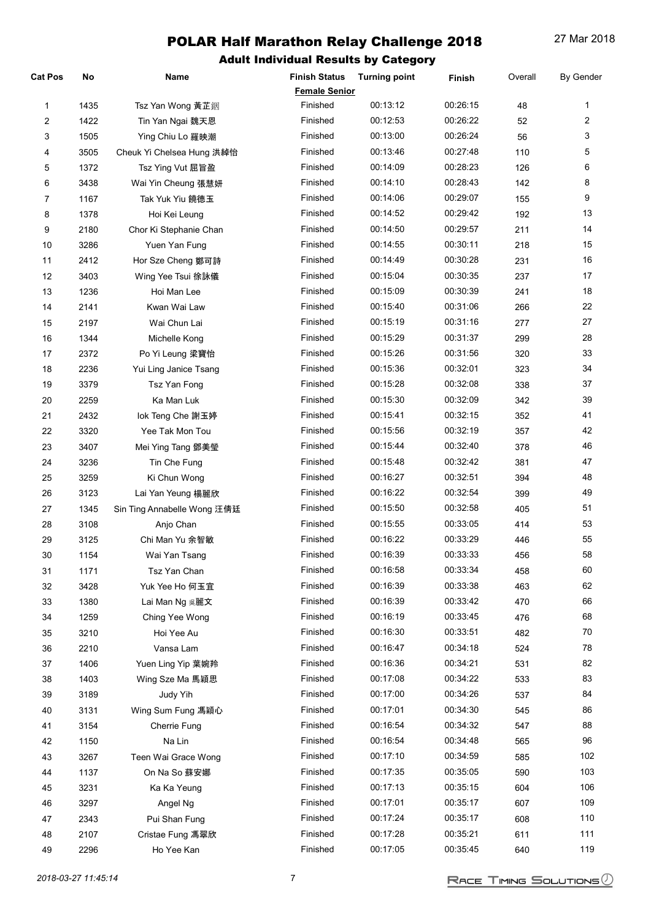# POLAR Half Marathon Relay Challenge 2018

27 Mar 2018

## Adult Individual Results by Category

| Cat Pos | No | Name | Finish Status | Turning point | Finish | Overall | By Gender |
|---|---|---|---|---|---|---|---|
| | | | **Female Senior** | | | | |
| 1 | 1435 | Tsz Yan Wong 黃芷銦 | Finished | 00:13:12 | 00:26:15 | 48 | 1 |
| 2 | 1422 | Tin Yan Ngai 魏天恩 | Finished | 00:12:53 | 00:26:22 | 52 | 2 |
| 3 | 1505 | Ying Chiu Lo 羅映潮 | Finished | 00:13:00 | 00:26:24 | 56 | 3 |
| 4 | 3505 | Cheuk Yi Chelsea Hung 洪綽怡 | Finished | 00:13:46 | 00:27:48 | 110 | 5 |
| 5 | 1372 | Tsz Ying Vut 屈旨盈 | Finished | 00:14:09 | 00:28:23 | 126 | 6 |
| 6 | 3438 | Wai Yin Cheung 張慧妍 | Finished | 00:14:10 | 00:28:43 | 142 | 8 |
| 7 | 1167 | Tak Yuk Yiu 饒德玉 | Finished | 00:14:06 | 00:29:07 | 155 | 9 |
| 8 | 1378 | Hoi Kei Leung | Finished | 00:14:52 | 00:29:42 | 192 | 13 |
| 9 | 2180 | Chor Ki Stephanie Chan | Finished | 00:14:50 | 00:29:57 | 211 | 14 |
| 10 | 3286 | Yuen Yan Fung | Finished | 00:14:55 | 00:30:11 | 218 | 15 |
| 11 | 2412 | Hor Sze Cheng 鄭可詩 | Finished | 00:14:49 | 00:30:28 | 231 | 16 |
| 12 | 3403 | Wing Yee Tsui 徐詠儀 | Finished | 00:15:04 | 00:30:35 | 237 | 17 |
| 13 | 1236 | Hoi Man Lee | Finished | 00:15:09 | 00:30:39 | 241 | 18 |
| 14 | 2141 | Kwan Wai Law | Finished | 00:15:40 | 00:31:06 | 266 | 22 |
| 15 | 2197 | Wai Chun Lai | Finished | 00:15:19 | 00:31:16 | 277 | 27 |
| 16 | 1344 | Michelle Kong | Finished | 00:15:29 | 00:31:37 | 299 | 28 |
| 17 | 2372 | Po Yi Leung 梁寶怡 | Finished | 00:15:26 | 00:31:56 | 320 | 33 |
| 18 | 2236 | Yui Ling Janice Tsang | Finished | 00:15:36 | 00:32:01 | 323 | 34 |
| 19 | 3379 | Tsz Yan Fong | Finished | 00:15:28 | 00:32:08 | 338 | 37 |
| 20 | 2259 | Ka Man Luk | Finished | 00:15:30 | 00:32:09 | 342 | 39 |
| 21 | 2432 | Iok Teng Che 謝玉婷 | Finished | 00:15:41 | 00:32:15 | 352 | 41 |
| 22 | 3320 | Yee Tak Mon Tou | Finished | 00:15:56 | 00:32:19 | 357 | 42 |
| 23 | 3407 | Mei Ying Tang 鄧美瑩 | Finished | 00:15:44 | 00:32:40 | 378 | 46 |
| 24 | 3236 | Tin Che Fung | Finished | 00:15:48 | 00:32:42 | 381 | 47 |
| 25 | 3259 | Ki Chun Wong | Finished | 00:16:27 | 00:32:51 | 394 | 48 |
| 26 | 3123 | Lai Yan Yeung 楊麗欣 | Finished | 00:16:22 | 00:32:54 | 399 | 49 |
| 27 | 1345 | Sin Ting Annabelle Wong 汪倩廷 | Finished | 00:15:50 | 00:32:58 | 405 | 51 |
| 28 | 3108 | Anjo Chan | Finished | 00:15:55 | 00:33:05 | 414 | 53 |
| 29 | 3125 | Chi Man Yu 余智敏 | Finished | 00:16:22 | 00:33:29 | 446 | 55 |
| 30 | 1154 | Wai Yan Tsang | Finished | 00:16:39 | 00:33:33 | 456 | 58 |
| 31 | 1171 | Tsz Yan Chan | Finished | 00:16:58 | 00:33:34 | 458 | 60 |
| 32 | 3428 | Yuk Yee Ho 何玉宜 | Finished | 00:16:39 | 00:33:38 | 463 | 62 |
| 33 | 1380 | Lai Man Ng 吳麗文 | Finished | 00:16:39 | 00:33:42 | 470 | 66 |
| 34 | 1259 | Ching Yee Wong | Finished | 00:16:19 | 00:33:45 | 476 | 68 |
| 35 | 3210 | Hoi Yee Au | Finished | 00:16:30 | 00:33:51 | 482 | 70 |
| 36 | 2210 | Vansa Lam | Finished | 00:16:47 | 00:34:18 | 524 | 78 |
| 37 | 1406 | Yuen Ling Yip 葉婉羚 | Finished | 00:16:36 | 00:34:21 | 531 | 82 |
| 38 | 1403 | Wing Sze Ma 馬穎思 | Finished | 00:17:08 | 00:34:22 | 533 | 83 |
| 39 | 3189 | Judy Yih | Finished | 00:17:00 | 00:34:26 | 537 | 84 |
| 40 | 3131 | Wing Sum Fung 馮穎心 | Finished | 00:17:01 | 00:34:30 | 545 | 86 |
| 41 | 3154 | Cherrie Fung | Finished | 00:16:54 | 00:34:32 | 547 | 88 |
| 42 | 1150 | Na Lin | Finished | 00:16:54 | 00:34:48 | 565 | 96 |
| 43 | 3267 | Teen Wai Grace Wong | Finished | 00:17:10 | 00:34:59 | 585 | 102 |
| 44 | 1137 | On Na So 蘇安娜 | Finished | 00:17:35 | 00:35:05 | 590 | 103 |
| 45 | 3231 | Ka Ka Yeung | Finished | 00:17:13 | 00:35:15 | 604 | 106 |
| 46 | 3297 | Angel Ng | Finished | 00:17:01 | 00:35:17 | 607 | 109 |
| 47 | 2343 | Pui Shan Fung | Finished | 00:17:24 | 00:35:17 | 608 | 110 |
| 48 | 2107 | Cristae Fung 馮翠欣 | Finished | 00:17:28 | 00:35:21 | 611 | 111 |
| 49 | 2296 | Ho Yee Kan | Finished | 00:17:05 | 00:35:45 | 640 | 119 |

*2018-03-27 11:45:14*

RACE TIMING SOLUTIONS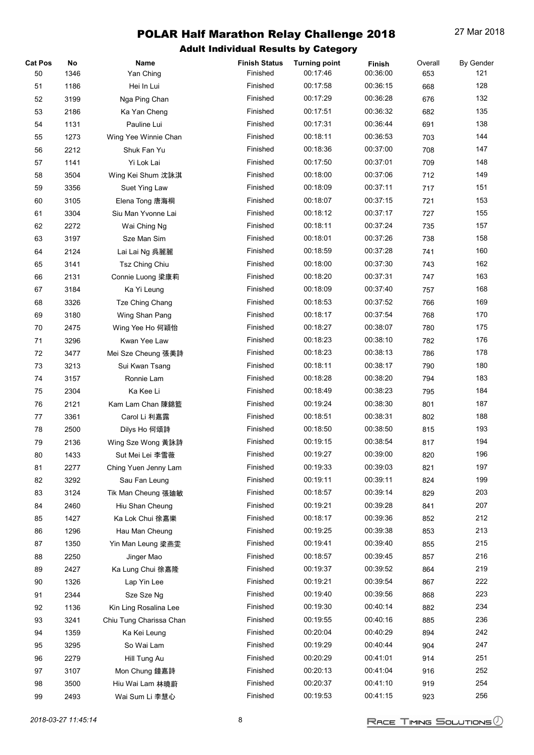# POLAR Half Marathon Relay Challenge 2018

27 Mar 2018

## Adult Individual Results by Category

| Cat Pos | No | Name | Finish Status | Turning point | Finish | Overall | By Gender |
|---|---|---|---|---|---|---|---|
| 50 | 1346 | Yan Ching | Finished | 00:17:46 | 00:36:00 | 653 | 121 |
| 51 | 1186 | Hei In Lui | Finished | 00:17:58 | 00:36:15 | 668 | 128 |
| 52 | 3199 | Nga Ping Chan | Finished | 00:17:29 | 00:36:28 | 676 | 132 |
| 53 | 2186 | Ka Yan Cheng | Finished | 00:17:51 | 00:36:32 | 682 | 135 |
| 54 | 1131 | Pauline Lui | Finished | 00:17:31 | 00:36:44 | 691 | 138 |
| 55 | 1273 | Wing Yee Winnie Chan | Finished | 00:18:11 | 00:36:53 | 703 | 144 |
| 56 | 2212 | Shuk Fan Yu | Finished | 00:18:36 | 00:37:00 | 708 | 147 |
| 57 | 1141 | Yi Lok Lai | Finished | 00:17:50 | 00:37:01 | 709 | 148 |
| 58 | 3504 | Wing Kei Shum 沈詠淇 | Finished | 00:18:00 | 00:37:06 | 712 | 149 |
| 59 | 3356 | Suet Ying Law | Finished | 00:18:09 | 00:37:11 | 717 | 151 |
| 60 | 3105 | Elena Tong 唐海桐 | Finished | 00:18:07 | 00:37:15 | 721 | 153 |
| 61 | 3304 | Siu Man Yvonne Lai | Finished | 00:18:12 | 00:37:17 | 727 | 155 |
| 62 | 2272 | Wai Ching Ng | Finished | 00:18:11 | 00:37:24 | 735 | 157 |
| 63 | 3197 | Sze Man Sim | Finished | 00:18:01 | 00:37:26 | 738 | 158 |
| 64 | 2124 | Lai Lai Ng 吳麗麗 | Finished | 00:18:59 | 00:37:28 | 741 | 160 |
| 65 | 3141 | Tsz Ching Chiu | Finished | 00:18:00 | 00:37:30 | 743 | 162 |
| 66 | 2131 | Connie Luong 梁康莉 | Finished | 00:18:20 | 00:37:31 | 747 | 163 |
| 67 | 3184 | Ka Yi Leung | Finished | 00:18:09 | 00:37:40 | 757 | 168 |
| 68 | 3326 | Tze Ching Chang | Finished | 00:18:53 | 00:37:52 | 766 | 169 |
| 69 | 3180 | Wing Shan Pang | Finished | 00:18:17 | 00:37:54 | 768 | 170 |
| 70 | 2475 | Wing Yee Ho 何穎怡 | Finished | 00:18:27 | 00:38:07 | 780 | 175 |
| 71 | 3296 | Kwan Yee Law | Finished | 00:18:23 | 00:38:10 | 782 | 176 |
| 72 | 3477 | Mei Sze Cheung 張美詩 | Finished | 00:18:23 | 00:38:13 | 786 | 178 |
| 73 | 3213 | Sui Kwan Tsang | Finished | 00:18:11 | 00:38:17 | 790 | 180 |
| 74 | 3157 | Ronnie Lam | Finished | 00:18:28 | 00:38:20 | 794 | 183 |
| 75 | 2304 | Ka Kee Li | Finished | 00:18:49 | 00:38:23 | 795 | 184 |
| 76 | 2121 | Kam Lam Chan 陳錦籃 | Finished | 00:19:24 | 00:38:30 | 801 | 187 |
| 77 | 3361 | Carol Li 利嘉露 | Finished | 00:18:51 | 00:38:31 | 802 | 188 |
| 78 | 2500 | Dilys Ho 何頌詩 | Finished | 00:18:50 | 00:38:50 | 815 | 193 |
| 79 | 2136 | Wing Sze Wong 黃詠詩 | Finished | 00:19:15 | 00:38:54 | 817 | 194 |
| 80 | 1433 | Sut Mei Lei 李雪薇 | Finished | 00:19:27 | 00:39:00 | 820 | 196 |
| 81 | 2277 | Ching Yuen Jenny Lam | Finished | 00:19:33 | 00:39:03 | 821 | 197 |
| 82 | 3292 | Sau Fan Leung | Finished | 00:19:11 | 00:39:11 | 824 | 199 |
| 83 | 3124 | Tik Man Cheung 張廸敏 | Finished | 00:18:57 | 00:39:14 | 829 | 203 |
| 84 | 2460 | Hiu Shan Cheung | Finished | 00:19:21 | 00:39:28 | 841 | 207 |
| 85 | 1427 | Ka Lok Chui 徐嘉樂 | Finished | 00:18:17 | 00:39:36 | 852 | 212 |
| 86 | 1296 | Hau Man Cheung | Finished | 00:19:25 | 00:39:38 | 853 | 213 |
| 87 | 1350 | Yin Man Leung 梁燕雯 | Finished | 00:19:41 | 00:39:40 | 855 | 215 |
| 88 | 2250 | Jinger Mao | Finished | 00:18:57 | 00:39:45 | 857 | 216 |
| 89 | 2427 | Ka Lung Chui 徐嘉隆 | Finished | 00:19:37 | 00:39:52 | 864 | 219 |
| 90 | 1326 | Lap Yin Lee | Finished | 00:19:21 | 00:39:54 | 867 | 222 |
| 91 | 2344 | Sze Sze Ng | Finished | 00:19:40 | 00:39:56 | 868 | 223 |
| 92 | 1136 | Kin Ling Rosalina Lee | Finished | 00:19:30 | 00:40:14 | 882 | 234 |
| 93 | 3241 | Chiu Tung Charissa Chan | Finished | 00:19:55 | 00:40:16 | 885 | 236 |
| 94 | 1359 | Ka Kei Leung | Finished | 00:20:04 | 00:40:29 | 894 | 242 |
| 95 | 3295 | So Wai Lam | Finished | 00:19:29 | 00:40:44 | 904 | 247 |
| 96 | 2279 | Hill Tung Au | Finished | 00:20:29 | 00:41:01 | 914 | 251 |
| 97 | 3107 | Mon Chung 鐘嘉詩 | Finished | 00:20:13 | 00:41:04 | 916 | 252 |
| 98 | 3500 | Hiu Wai Lam 林曉蔚 | Finished | 00:20:37 | 00:41:10 | 919 | 254 |
| 99 | 2493 | Wai Sum Li 李慧心 | Finished | 00:19:53 | 00:41:15 | 923 | 256 |

*2018-03-27 11:45:14*

Race Timing Solutions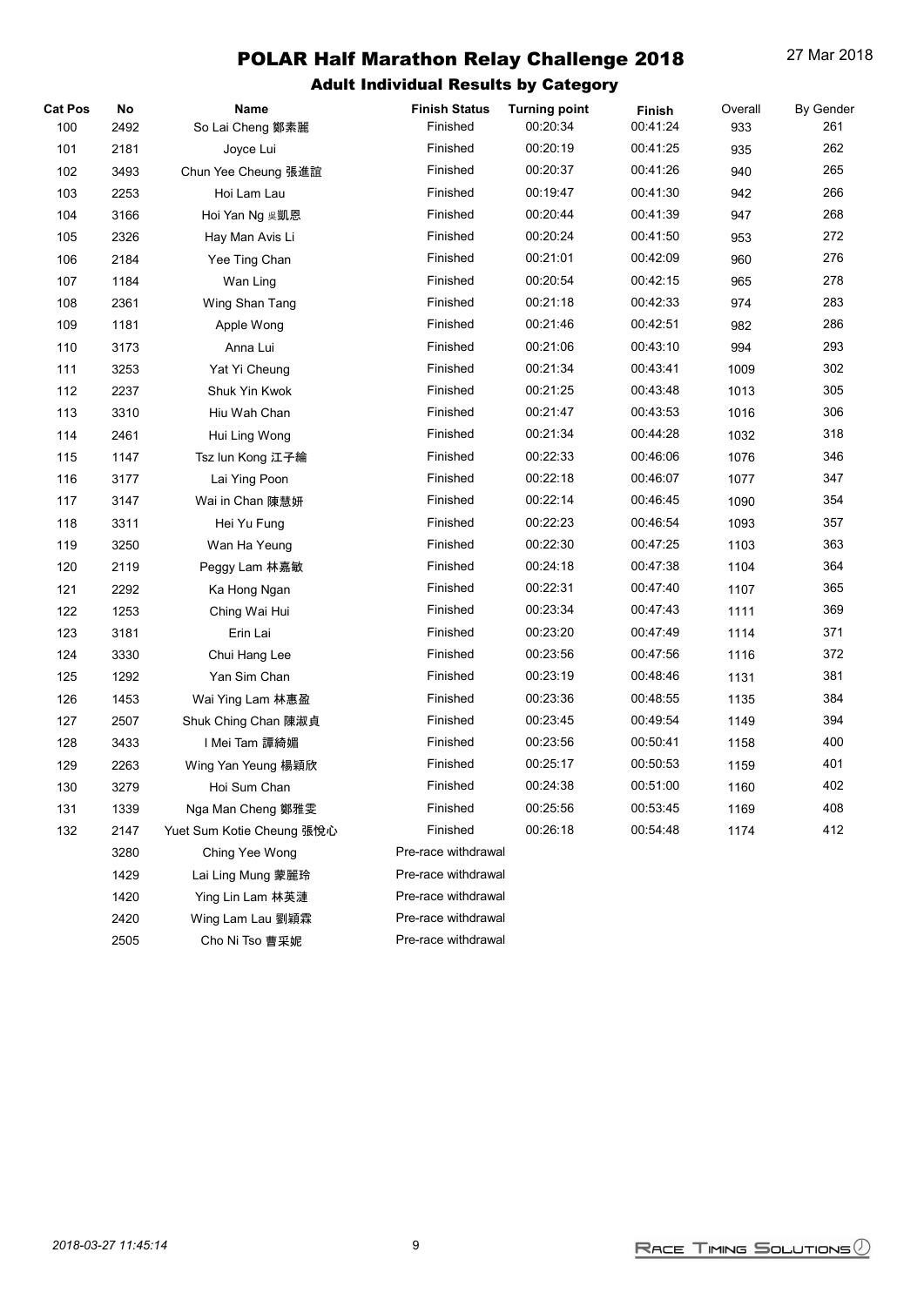# POLAR Half Marathon Relay Challenge 2018

27 Mar 2018

## Adult Individual Results by Category

| Cat Pos | No | Name | Finish Status | Turning point | Finish | Overall | By Gender |
|---|---|---|---|---|---|---|---|
| 100 | 2492 | So Lai Cheng 鄭素麗 | Finished | 00:20:34 | 00:41:24 | 933 | 261 |
| 101 | 2181 | Joyce Lui | Finished | 00:20:19 | 00:41:25 | 935 | 262 |
| 102 | 3493 | Chun Yee Cheung 張進誼 | Finished | 00:20:37 | 00:41:26 | 940 | 265 |
| 103 | 2253 | Hoi Lam Lau | Finished | 00:19:47 | 00:41:30 | 942 | 266 |
| 104 | 3166 | Hoi Yan Ng 吳凱恩 | Finished | 00:20:44 | 00:41:39 | 947 | 268 |
| 105 | 2326 | Hay Man Avis Li | Finished | 00:20:24 | 00:41:50 | 953 | 272 |
| 106 | 2184 | Yee Ting Chan | Finished | 00:21:01 | 00:42:09 | 960 | 276 |
| 107 | 1184 | Wan Ling | Finished | 00:20:54 | 00:42:15 | 965 | 278 |
| 108 | 2361 | Wing Shan Tang | Finished | 00:21:18 | 00:42:33 | 974 | 283 |
| 109 | 1181 | Apple Wong | Finished | 00:21:46 | 00:42:51 | 982 | 286 |
| 110 | 3173 | Anna Lui | Finished | 00:21:06 | 00:43:10 | 994 | 293 |
| 111 | 3253 | Yat Yi Cheung | Finished | 00:21:34 | 00:43:41 | 1009 | 302 |
| 112 | 2237 | Shuk Yin Kwok | Finished | 00:21:25 | 00:43:48 | 1013 | 305 |
| 113 | 3310 | Hiu Wah Chan | Finished | 00:21:47 | 00:43:53 | 1016 | 306 |
| 114 | 2461 | Hui Ling Wong | Finished | 00:21:34 | 00:44:28 | 1032 | 318 |
| 115 | 1147 | Tsz lun Kong 江子綸 | Finished | 00:22:33 | 00:46:06 | 1076 | 346 |
| 116 | 3177 | Lai Ying Poon | Finished | 00:22:18 | 00:46:07 | 1077 | 347 |
| 117 | 3147 | Wai in Chan 陳慧妍 | Finished | 00:22:14 | 00:46:45 | 1090 | 354 |
| 118 | 3311 | Hei Yu Fung | Finished | 00:22:23 | 00:46:54 | 1093 | 357 |
| 119 | 3250 | Wan Ha Yeung | Finished | 00:22:30 | 00:47:25 | 1103 | 363 |
| 120 | 2119 | Peggy Lam 林嘉敏 | Finished | 00:24:18 | 00:47:38 | 1104 | 364 |
| 121 | 2292 | Ka Hong Ngan | Finished | 00:22:31 | 00:47:40 | 1107 | 365 |
| 122 | 1253 | Ching Wai Hui | Finished | 00:23:34 | 00:47:43 | 1111 | 369 |
| 123 | 3181 | Erin Lai | Finished | 00:23:20 | 00:47:49 | 1114 | 371 |
| 124 | 3330 | Chui Hang Lee | Finished | 00:23:56 | 00:47:56 | 1116 | 372 |
| 125 | 1292 | Yan Sim Chan | Finished | 00:23:19 | 00:48:46 | 1131 | 381 |
| 126 | 1453 | Wai Ying Lam 林惠盈 | Finished | 00:23:36 | 00:48:55 | 1135 | 384 |
| 127 | 2507 | Shuk Ching Chan 陳淑貞 | Finished | 00:23:45 | 00:49:54 | 1149 | 394 |
| 128 | 3433 | I Mei Tam 譚綺媚 | Finished | 00:23:56 | 00:50:41 | 1158 | 400 |
| 129 | 2263 | Wing Yan Yeung 楊穎欣 | Finished | 00:25:17 | 00:50:53 | 1159 | 401 |
| 130 | 3279 | Hoi Sum Chan | Finished | 00:24:38 | 00:51:00 | 1160 | 402 |
| 131 | 1339 | Nga Man Cheng 鄭雅雯 | Finished | 00:25:56 | 00:53:45 | 1169 | 408 |
| 132 | 2147 | Yuet Sum Kotie Cheung 張悅心 | Finished | 00:26:18 | 00:54:48 | 1174 | 412 |
| | 3280 | Ching Yee Wong | Pre-race withdrawal | | | | |
| | 1429 | Lai Ling Mung 蒙麗玲 | Pre-race withdrawal | | | | |
| | 1420 | Ying Lin Lam 林英漣 | Pre-race withdrawal | | | | |
| | 2420 | Wing Lam Lau 劉穎霖 | Pre-race withdrawal | | | | |
| | 2505 | Cho Ni Tso 曹采妮 | Pre-race withdrawal | | | | |

2018-03-27 11:45:14

RACE TIMING SOLUTIONS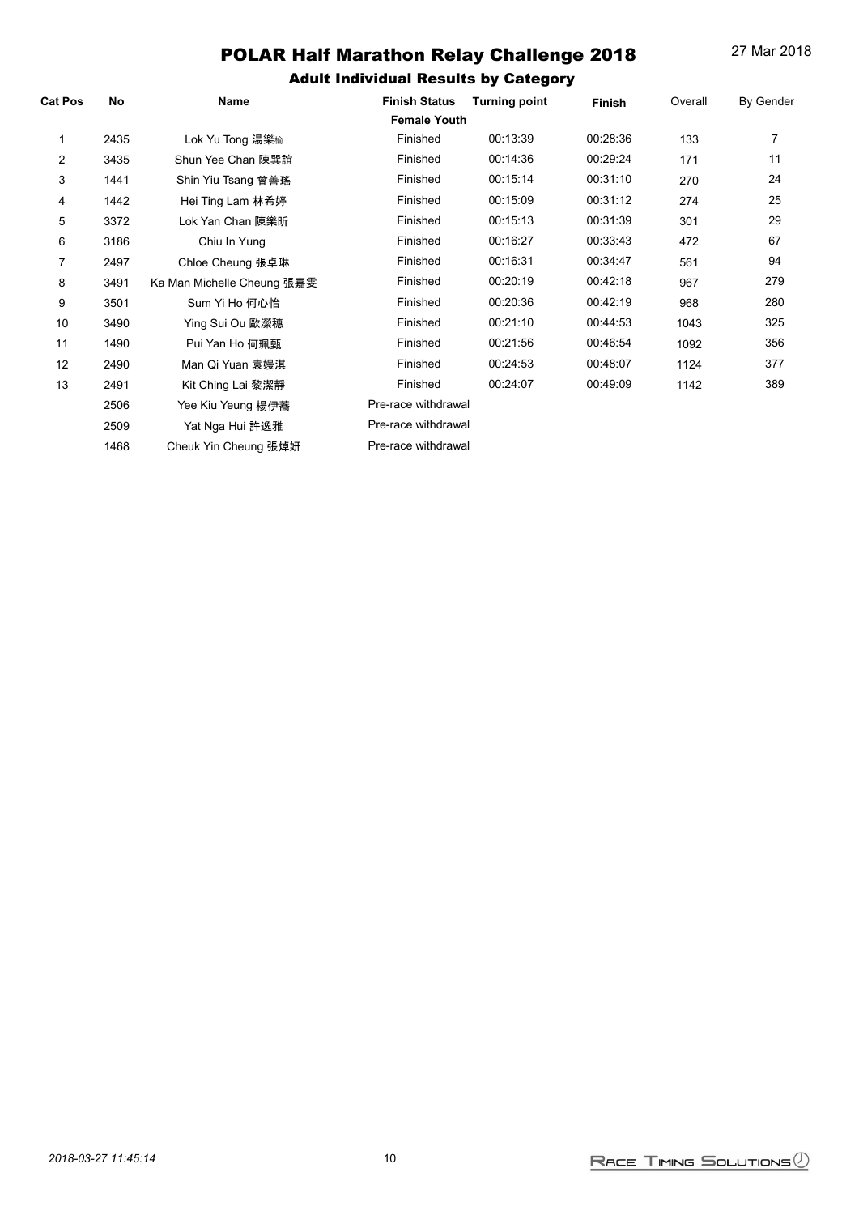# POLAR Half Marathon Relay Challenge 2018

27 Mar 2018

## Adult Individual Results by Category

| Cat Pos | No | Name | Finish Status | Turning point | Finish | Overall | By Gender |
|---|---|---|---|---|---|---|---|
| | | | **Female Youth** | | | | |
| 1 | 2435 | Lok Yu Tong 湯樂瑜 | Finished | 00:13:39 | 00:28:36 | 133 | 7 |
| 2 | 3435 | Shun Yee Chan 陳巽誼 | Finished | 00:14:36 | 00:29:24 | 171 | 11 |
| 3 | 1441 | Shin Yiu Tsang 曾善瑤 | Finished | 00:15:14 | 00:31:10 | 270 | 24 |
| 4 | 1442 | Hei Ting Lam 林希婷 | Finished | 00:15:09 | 00:31:12 | 274 | 25 |
| 5 | 3372 | Lok Yan Chan 陳樂昕 | Finished | 00:15:13 | 00:31:39 | 301 | 29 |
| 6 | 3186 | Chiu In Yung | Finished | 00:16:27 | 00:33:43 | 472 | 67 |
| 7 | 2497 | Chloe Cheung 張卓琳 | Finished | 00:16:31 | 00:34:47 | 561 | 94 |
| 8 | 3491 | Ka Man Michelle Cheung 張嘉雯 | Finished | 00:20:19 | 00:42:18 | 967 | 279 |
| 9 | 3501 | Sum Yi Ho 何心怡 | Finished | 00:20:36 | 00:42:19 | 968 | 280 |
| 10 | 3490 | Ying Sui Ou 歐瀠穗 | Finished | 00:21:10 | 00:44:53 | 1043 | 325 |
| 11 | 1490 | Pui Yan Ho 何珮甄 | Finished | 00:21:56 | 00:46:54 | 1092 | 356 |
| 12 | 2490 | Man Qi Yuan 袁嫚淇 | Finished | 00:24:53 | 00:48:07 | 1124 | 377 |
| 13 | 2491 | Kit Ching Lai 黎潔靜 | Finished | 00:24:07 | 00:49:09 | 1142 | 389 |
| | 2506 | Yee Kiu Yeung 楊伊蕎 | Pre-race withdrawal | | | | |
| | 2509 | Yat Nga Hui 許逸雅 | Pre-race withdrawal | | | | |
| | 1468 | Cheuk Yin Cheung 張焯妍 | Pre-race withdrawal | | | | |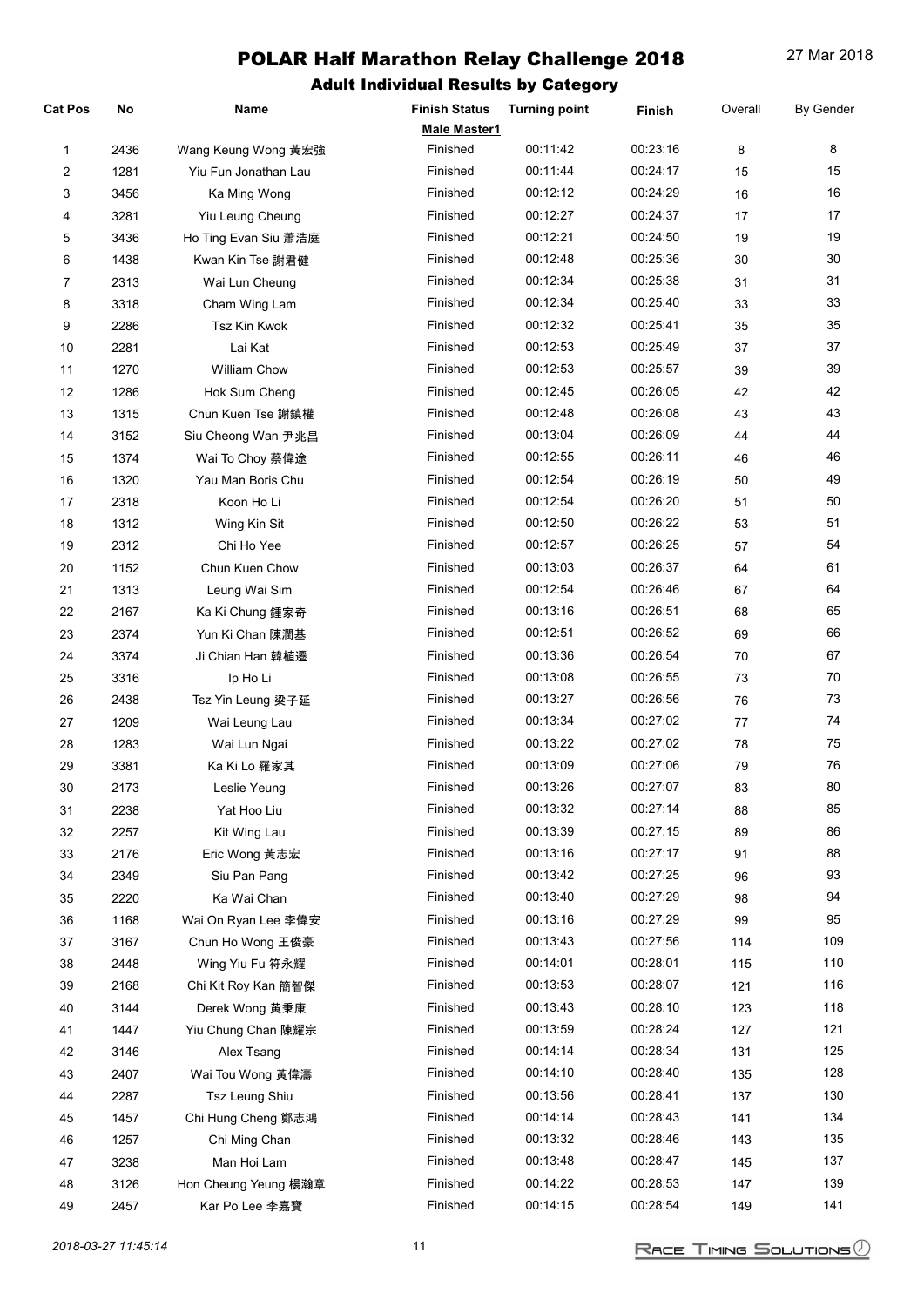# POLAR Half Marathon Relay Challenge 2018

27 Mar 2018

## Adult Individual Results by Category

| Cat Pos | No | Name | Finish Status | Turning point | Finish | Overall | By Gender |
|---|---|---|---|---|---|---|---|
| | | | **Male Master1** | | | | |
| 1 | 2436 | Wang Keung Wong 黃宏強 | Finished | 00:11:42 | 00:23:16 | 8 | 8 |
| 2 | 1281 | Yiu Fun Jonathan Lau | Finished | 00:11:44 | 00:24:17 | 15 | 15 |
| 3 | 3456 | Ka Ming Wong | Finished | 00:12:12 | 00:24:29 | 16 | 16 |
| 4 | 3281 | Yiu Leung Cheung | Finished | 00:12:27 | 00:24:37 | 17 | 17 |
| 5 | 3436 | Ho Ting Evan Siu 蕭浩庭 | Finished | 00:12:21 | 00:24:50 | 19 | 19 |
| 6 | 1438 | Kwan Kin Tse 謝君健 | Finished | 00:12:48 | 00:25:36 | 30 | 30 |
| 7 | 2313 | Wai Lun Cheung | Finished | 00:12:34 | 00:25:38 | 31 | 31 |
| 8 | 3318 | Cham Wing Lam | Finished | 00:12:34 | 00:25:40 | 33 | 33 |
| 9 | 2286 | Tsz Kin Kwok | Finished | 00:12:32 | 00:25:41 | 35 | 35 |
| 10 | 2281 | Lai Kat | Finished | 00:12:53 | 00:25:49 | 37 | 37 |
| 11 | 1270 | William Chow | Finished | 00:12:53 | 00:25:57 | 39 | 39 |
| 12 | 1286 | Hok Sum Cheng | Finished | 00:12:45 | 00:26:05 | 42 | 42 |
| 13 | 1315 | Chun Kuen Tse 謝鎮權 | Finished | 00:12:48 | 00:26:08 | 43 | 43 |
| 14 | 3152 | Siu Cheong Wan 尹兆昌 | Finished | 00:13:04 | 00:26:09 | 44 | 44 |
| 15 | 1374 | Wai To Choy 蔡偉途 | Finished | 00:12:55 | 00:26:11 | 46 | 46 |
| 16 | 1320 | Yau Man Boris Chu | Finished | 00:12:54 | 00:26:19 | 50 | 49 |
| 17 | 2318 | Koon Ho Li | Finished | 00:12:54 | 00:26:20 | 51 | 50 |
| 18 | 1312 | Wing Kin Sit | Finished | 00:12:50 | 00:26:22 | 53 | 51 |
| 19 | 2312 | Chi Ho Yee | Finished | 00:12:57 | 00:26:25 | 57 | 54 |
| 20 | 1152 | Chun Kuen Chow | Finished | 00:13:03 | 00:26:37 | 64 | 61 |
| 21 | 1313 | Leung Wai Sim | Finished | 00:12:54 | 00:26:46 | 67 | 64 |
| 22 | 2167 | Ka Ki Chung 鍾家奇 | Finished | 00:13:16 | 00:26:51 | 68 | 65 |
| 23 | 2374 | Yun Ki Chan 陳潤基 | Finished | 00:12:51 | 00:26:52 | 69 | 66 |
| 24 | 3374 | Ji Chian Han 韓植遷 | Finished | 00:13:36 | 00:26:54 | 70 | 67 |
| 25 | 3316 | Ip Ho Li | Finished | 00:13:08 | 00:26:55 | 73 | 70 |
| 26 | 2438 | Tsz Yin Leung 梁子延 | Finished | 00:13:27 | 00:26:56 | 76 | 73 |
| 27 | 1209 | Wai Leung Lau | Finished | 00:13:34 | 00:27:02 | 77 | 74 |
| 28 | 1283 | Wai Lun Ngai | Finished | 00:13:22 | 00:27:02 | 78 | 75 |
| 29 | 3381 | Ka Ki Lo 羅家其 | Finished | 00:13:09 | 00:27:06 | 79 | 76 |
| 30 | 2173 | Leslie Yeung | Finished | 00:13:26 | 00:27:07 | 83 | 80 |
| 31 | 2238 | Yat Hoo Liu | Finished | 00:13:32 | 00:27:14 | 88 | 85 |
| 32 | 2257 | Kit Wing Lau | Finished | 00:13:39 | 00:27:15 | 89 | 86 |
| 33 | 2176 | Eric Wong 黃志宏 | Finished | 00:13:16 | 00:27:17 | 91 | 88 |
| 34 | 2349 | Siu Pan Pang | Finished | 00:13:42 | 00:27:25 | 96 | 93 |
| 35 | 2220 | Ka Wai Chan | Finished | 00:13:40 | 00:27:29 | 98 | 94 |
| 36 | 1168 | Wai On Ryan Lee 李偉安 | Finished | 00:13:16 | 00:27:29 | 99 | 95 |
| 37 | 3167 | Chun Ho Wong 王俊豪 | Finished | 00:13:43 | 00:27:56 | 114 | 109 |
| 38 | 2448 | Wing Yiu Fu 符永耀 | Finished | 00:14:01 | 00:28:01 | 115 | 110 |
| 39 | 2168 | Chi Kit Roy Kan 簡智傑 | Finished | 00:13:53 | 00:28:07 | 121 | 116 |
| 40 | 3144 | Derek Wong 黃秉康 | Finished | 00:13:43 | 00:28:10 | 123 | 118 |
| 41 | 1447 | Yiu Chung Chan 陳耀宗 | Finished | 00:13:59 | 00:28:24 | 127 | 121 |
| 42 | 3146 | Alex Tsang | Finished | 00:14:14 | 00:28:34 | 131 | 125 |
| 43 | 2407 | Wai Tou Wong 黃偉濤 | Finished | 00:14:10 | 00:28:40 | 135 | 128 |
| 44 | 2287 | Tsz Leung Shiu | Finished | 00:13:56 | 00:28:41 | 137 | 130 |
| 45 | 1457 | Chi Hung Cheng 鄭志鴻 | Finished | 00:14:14 | 00:28:43 | 141 | 134 |
| 46 | 1257 | Chi Ming Chan | Finished | 00:13:32 | 00:28:46 | 143 | 135 |
| 47 | 3238 | Man Hoi Lam | Finished | 00:13:48 | 00:28:47 | 145 | 137 |
| 48 | 3126 | Hon Cheung Yeung 楊瀚章 | Finished | 00:14:22 | 00:28:53 | 147 | 139 |
| 49 | 2457 | Kar Po Lee 李嘉寶 | Finished | 00:14:15 | 00:28:54 | 149 | 141 |

*2018-03-27 11:45:14*

Race Timing Solutions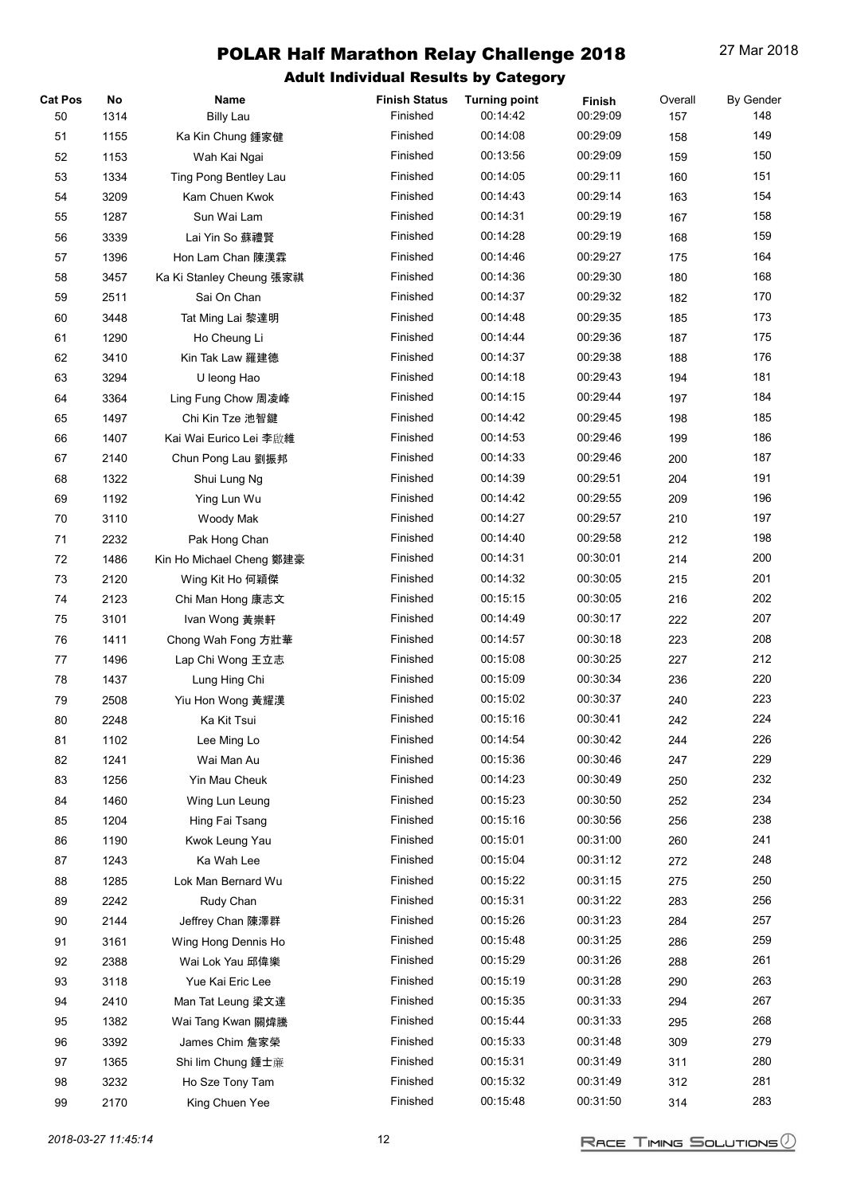# POLAR Half Marathon Relay Challenge 2018

27 Mar 2018

## Adult Individual Results by Category

| Cat Pos | No | Name | Finish Status | Turning point | Finish | Overall | By Gender |
|---|---|---|---|---|---|---|---|
| 50 | 1314 | Billy Lau | Finished | 00:14:42 | 00:29:09 | 157 | 148 |
| 51 | 1155 | Ka Kin Chung 鍾家健 | Finished | 00:14:08 | 00:29:09 | 158 | 149 |
| 52 | 1153 | Wah Kai Ngai | Finished | 00:13:56 | 00:29:09 | 159 | 150 |
| 53 | 1334 | Ting Pong Bentley Lau | Finished | 00:14:05 | 00:29:11 | 160 | 151 |
| 54 | 3209 | Kam Chuen Kwok | Finished | 00:14:43 | 00:29:14 | 163 | 154 |
| 55 | 1287 | Sun Wai Lam | Finished | 00:14:31 | 00:29:19 | 167 | 158 |
| 56 | 3339 | Lai Yin So 蘇禮賢 | Finished | 00:14:28 | 00:29:19 | 168 | 159 |
| 57 | 1396 | Hon Lam Chan 陳漢霖 | Finished | 00:14:46 | 00:29:27 | 175 | 164 |
| 58 | 3457 | Ka Ki Stanley Cheung 張家祺 | Finished | 00:14:36 | 00:29:30 | 180 | 168 |
| 59 | 2511 | Sai On Chan | Finished | 00:14:37 | 00:29:32 | 182 | 170 |
| 60 | 3448 | Tat Ming Lai 黎達明 | Finished | 00:14:48 | 00:29:35 | 185 | 173 |
| 61 | 1290 | Ho Cheung Li | Finished | 00:14:44 | 00:29:36 | 187 | 175 |
| 62 | 3410 | Kin Tak Law 羅建德 | Finished | 00:14:37 | 00:29:38 | 188 | 176 |
| 63 | 3294 | U Ieong Hao | Finished | 00:14:18 | 00:29:43 | 194 | 181 |
| 64 | 3364 | Ling Fung Chow 周凌峰 | Finished | 00:14:15 | 00:29:44 | 197 | 184 |
| 65 | 1497 | Chi Kin Tze 池智鍵 | Finished | 00:14:42 | 00:29:45 | 198 | 185 |
| 66 | 1407 | Kai Wai Eurico Lei 李啟維 | Finished | 00:14:53 | 00:29:46 | 199 | 186 |
| 67 | 2140 | Chun Pong Lau 劉振邦 | Finished | 00:14:33 | 00:29:46 | 200 | 187 |
| 68 | 1322 | Shui Lung Ng | Finished | 00:14:39 | 00:29:51 | 204 | 191 |
| 69 | 1192 | Ying Lun Wu | Finished | 00:14:42 | 00:29:55 | 209 | 196 |
| 70 | 3110 | Woody Mak | Finished | 00:14:27 | 00:29:57 | 210 | 197 |
| 71 | 2232 | Pak Hong Chan | Finished | 00:14:40 | 00:29:58 | 212 | 198 |
| 72 | 1486 | Kin Ho Michael Cheng 鄭建豪 | Finished | 00:14:31 | 00:30:01 | 214 | 200 |
| 73 | 2120 | Wing Kit Ho 何穎傑 | Finished | 00:14:32 | 00:30:05 | 215 | 201 |
| 74 | 2123 | Chi Man Hong 康志文 | Finished | 00:15:15 | 00:30:05 | 216 | 202 |
| 75 | 3101 | Ivan Wong 黃崇軒 | Finished | 00:14:49 | 00:30:17 | 222 | 207 |
| 76 | 1411 | Chong Wah Fong 方壯華 | Finished | 00:14:57 | 00:30:18 | 223 | 208 |
| 77 | 1496 | Lap Chi Wong 王立志 | Finished | 00:15:08 | 00:30:25 | 227 | 212 |
| 78 | 1437 | Lung Hing Chi | Finished | 00:15:09 | 00:30:34 | 236 | 220 |
| 79 | 2508 | Yiu Hon Wong 黃耀漢 | Finished | 00:15:02 | 00:30:37 | 240 | 223 |
| 80 | 2248 | Ka Kit Tsui | Finished | 00:15:16 | 00:30:41 | 242 | 224 |
| 81 | 1102 | Lee Ming Lo | Finished | 00:14:54 | 00:30:42 | 244 | 226 |
| 82 | 1241 | Wai Man Au | Finished | 00:15:36 | 00:30:46 | 247 | 229 |
| 83 | 1256 | Yin Mau Cheuk | Finished | 00:14:23 | 00:30:49 | 250 | 232 |
| 84 | 1460 | Wing Lun Leung | Finished | 00:15:23 | 00:30:50 | 252 | 234 |
| 85 | 1204 | Hing Fai Tsang | Finished | 00:15:16 | 00:30:56 | 256 | 238 |
| 86 | 1190 | Kwok Leung Yau | Finished | 00:15:01 | 00:31:00 | 260 | 241 |
| 87 | 1243 | Ka Wah Lee | Finished | 00:15:04 | 00:31:12 | 272 | 248 |
| 88 | 1285 | Lok Man Bernard Wu | Finished | 00:15:22 | 00:31:15 | 275 | 250 |
| 89 | 2242 | Rudy Chan | Finished | 00:15:31 | 00:31:22 | 283 | 256 |
| 90 | 2144 | Jeffrey Chan 陳澤群 | Finished | 00:15:26 | 00:31:23 | 284 | 257 |
| 91 | 3161 | Wing Hong Dennis Ho | Finished | 00:15:48 | 00:31:25 | 286 | 259 |
| 92 | 2388 | Wai Lok Yau 邱偉樂 | Finished | 00:15:29 | 00:31:26 | 288 | 261 |
| 93 | 3118 | Yue Kai Eric Lee | Finished | 00:15:19 | 00:31:28 | 290 | 263 |
| 94 | 2410 | Man Tat Leung 梁文達 | Finished | 00:15:35 | 00:31:33 | 294 | 267 |
| 95 | 1382 | Wai Tang Kwan 關煒騰 | Finished | 00:15:44 | 00:31:33 | 295 | 268 |
| 96 | 3392 | James Chim 詹家榮 | Finished | 00:15:33 | 00:31:48 | 309 | 279 |
| 97 | 1365 | Shi lim Chung 鍾士廉 | Finished | 00:15:31 | 00:31:49 | 311 | 280 |
| 98 | 3232 | Ho Sze Tony Tam | Finished | 00:15:32 | 00:31:49 | 312 | 281 |
| 99 | 2170 | King Chuen Yee | Finished | 00:15:48 | 00:31:50 | 314 | 283 |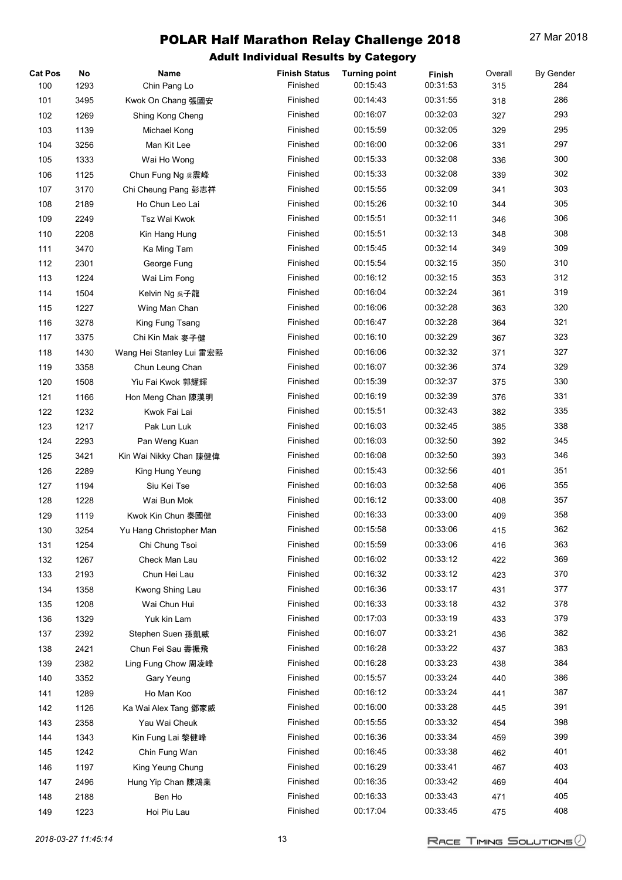# POLAR Half Marathon Relay Challenge 2018

27 Mar 2018

## Adult Individual Results by Category

| Cat Pos | No | Name | Finish Status | Turning point | Finish | Overall | By Gender |
|---|---|---|---|---|---|---|---|
| 100 | 1293 | Chin Pang Lo | Finished | 00:15:43 | 00:31:53 | 315 | 284 |
| 101 | 3495 | Kwok On Chang 張國安 | Finished | 00:14:43 | 00:31:55 | 318 | 286 |
| 102 | 1269 | Shing Kong Cheng | Finished | 00:16:07 | 00:32:03 | 327 | 293 |
| 103 | 1139 | Michael Kong | Finished | 00:15:59 | 00:32:05 | 329 | 295 |
| 104 | 3256 | Man Kit Lee | Finished | 00:16:00 | 00:32:06 | 331 | 297 |
| 105 | 1333 | Wai Ho Wong | Finished | 00:15:33 | 00:32:08 | 336 | 300 |
| 106 | 1125 | Chun Fung Ng 吳震峰 | Finished | 00:15:33 | 00:32:08 | 339 | 302 |
| 107 | 3170 | Chi Cheung Pang 彭志祥 | Finished | 00:15:55 | 00:32:09 | 341 | 303 |
| 108 | 2189 | Ho Chun Leo Lai | Finished | 00:15:26 | 00:32:10 | 344 | 305 |
| 109 | 2249 | Tsz Wai Kwok | Finished | 00:15:51 | 00:32:11 | 346 | 306 |
| 110 | 2208 | Kin Hang Hung | Finished | 00:15:51 | 00:32:13 | 348 | 308 |
| 111 | 3470 | Ka Ming Tam | Finished | 00:15:45 | 00:32:14 | 349 | 309 |
| 112 | 2301 | George Fung | Finished | 00:15:54 | 00:32:15 | 350 | 310 |
| 113 | 1224 | Wai Lim Fong | Finished | 00:16:12 | 00:32:15 | 353 | 312 |
| 114 | 1504 | Kelvin Ng 吳子龍 | Finished | 00:16:04 | 00:32:24 | 361 | 319 |
| 115 | 1227 | Wing Man Chan | Finished | 00:16:06 | 00:32:28 | 363 | 320 |
| 116 | 3278 | King Fung Tsang | Finished | 00:16:47 | 00:32:28 | 364 | 321 |
| 117 | 3375 | Chi Kin Mak 麥子健 | Finished | 00:16:10 | 00:32:29 | 367 | 323 |
| 118 | 1430 | Wang Hei Stanley Lui 雷宏熙 | Finished | 00:16:06 | 00:32:32 | 371 | 327 |
| 119 | 3358 | Chun Leung Chan | Finished | 00:16:07 | 00:32:36 | 374 | 329 |
| 120 | 1508 | Yiu Fai Kwok 郭耀輝 | Finished | 00:15:39 | 00:32:37 | 375 | 330 |
| 121 | 1166 | Hon Meng Chan 陳漢明 | Finished | 00:16:19 | 00:32:39 | 376 | 331 |
| 122 | 1232 | Kwok Fai Lai | Finished | 00:15:51 | 00:32:43 | 382 | 335 |
| 123 | 1217 | Pak Lun Luk | Finished | 00:16:03 | 00:32:45 | 385 | 338 |
| 124 | 2293 | Pan Weng Kuan | Finished | 00:16:03 | 00:32:50 | 392 | 345 |
| 125 | 3421 | Kin Wai Nikky Chan 陳健偉 | Finished | 00:16:08 | 00:32:50 | 393 | 346 |
| 126 | 2289 | King Hung Yeung | Finished | 00:15:43 | 00:32:56 | 401 | 351 |
| 127 | 1194 | Siu Kei Tse | Finished | 00:16:03 | 00:32:58 | 406 | 355 |
| 128 | 1228 | Wai Bun Mok | Finished | 00:16:12 | 00:33:00 | 408 | 357 |
| 129 | 1119 | Kwok Kin Chun 秦國健 | Finished | 00:16:33 | 00:33:00 | 409 | 358 |
| 130 | 3254 | Yu Hang Christopher Man | Finished | 00:15:58 | 00:33:06 | 415 | 362 |
| 131 | 1254 | Chi Chung Tsoi | Finished | 00:15:59 | 00:33:06 | 416 | 363 |
| 132 | 1267 | Check Man Lau | Finished | 00:16:02 | 00:33:12 | 422 | 369 |
| 133 | 2193 | Chun Hei Lau | Finished | 00:16:32 | 00:33:12 | 423 | 370 |
| 134 | 1358 | Kwong Shing Lau | Finished | 00:16:36 | 00:33:17 | 431 | 377 |
| 135 | 1208 | Wai Chun Hui | Finished | 00:16:33 | 00:33:18 | 432 | 378 |
| 136 | 1329 | Yuk kin Lam | Finished | 00:17:03 | 00:33:19 | 433 | 379 |
| 137 | 2392 | Stephen Suen 孫凱威 | Finished | 00:16:07 | 00:33:21 | 436 | 382 |
| 138 | 2421 | Chun Fei Sau 壽振飛 | Finished | 00:16:28 | 00:33:22 | 437 | 383 |
| 139 | 2382 | Ling Fung Chow 周凌峰 | Finished | 00:16:28 | 00:33:23 | 438 | 384 |
| 140 | 3352 | Gary Yeung | Finished | 00:15:57 | 00:33:24 | 440 | 386 |
| 141 | 1289 | Ho Man Koo | Finished | 00:16:12 | 00:33:24 | 441 | 387 |
| 142 | 1126 | Ka Wai Alex Tang 鄧家威 | Finished | 00:16:00 | 00:33:28 | 445 | 391 |
| 143 | 2358 | Yau Wai Cheuk | Finished | 00:15:55 | 00:33:32 | 454 | 398 |
| 144 | 1343 | Kin Fung Lai 黎健峰 | Finished | 00:16:36 | 00:33:34 | 459 | 399 |
| 145 | 1242 | Chin Fung Wan | Finished | 00:16:45 | 00:33:38 | 462 | 401 |
| 146 | 1197 | King Yeung Chung | Finished | 00:16:29 | 00:33:41 | 467 | 403 |
| 147 | 2496 | Hung Yip Chan 陳鴻業 | Finished | 00:16:35 | 00:33:42 | 469 | 404 |
| 148 | 2188 | Ben Ho | Finished | 00:16:33 | 00:33:43 | 471 | 405 |
| 149 | 1223 | Hoi Piu Lau | Finished | 00:17:04 | 00:33:45 | 475 | 408 |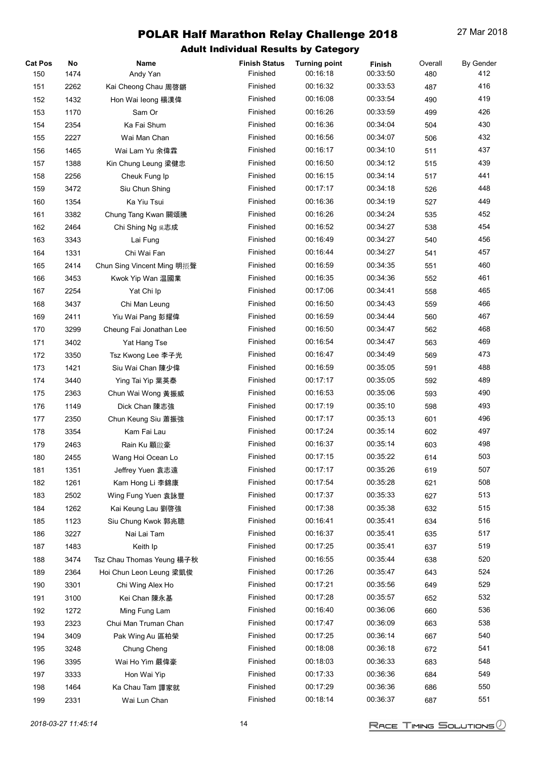# POLAR Half Marathon Relay Challenge 2018

27 Mar 2018

## Adult Individual Results by Category

| Cat Pos | No | Name | Finish Status | Turning point | Finish | Overall | By Gender |
|---|---|---|---|---|---|---|---|
| 150 | 1474 | Andy Yan | Finished | 00:16:18 | 00:33:50 | 480 | 412 |
| 151 | 2262 | Kai Cheong Chau 周啓鏘 | Finished | 00:16:32 | 00:33:53 | 487 | 416 |
| 152 | 1432 | Hon Wai Ieong 楊漢偉 | Finished | 00:16:08 | 00:33:54 | 490 | 419 |
| 153 | 1170 | Sam Or | Finished | 00:16:26 | 00:33:59 | 499 | 426 |
| 154 | 2354 | Ka Fai Shum | Finished | 00:16:36 | 00:34:04 | 504 | 430 |
| 155 | 2227 | Wai Man Chan | Finished | 00:16:56 | 00:34:07 | 506 | 432 |
| 156 | 1465 | Wai Lam Yu 余偉霖 | Finished | 00:16:17 | 00:34:10 | 511 | 437 |
| 157 | 1388 | Kin Chung Leung 梁健忠 | Finished | 00:16:50 | 00:34:12 | 515 | 439 |
| 158 | 2256 | Cheuk Fung Ip | Finished | 00:16:15 | 00:34:14 | 517 | 441 |
| 159 | 3472 | Siu Chun Shing | Finished | 00:17:17 | 00:34:18 | 526 | 448 |
| 160 | 1354 | Ka Yiu Tsui | Finished | 00:16:36 | 00:34:19 | 527 | 449 |
| 161 | 3382 | Chung Tang Kwan 關頌騰 | Finished | 00:16:26 | 00:34:24 | 535 | 452 |
| 162 | 2464 | Chi Shing Ng 吳志成 | Finished | 00:16:52 | 00:34:27 | 538 | 454 |
| 163 | 3343 | Lai Fung | Finished | 00:16:49 | 00:34:27 | 540 | 456 |
| 164 | 1331 | Chi Wai Fan | Finished | 00:16:44 | 00:34:27 | 541 | 457 |
| 165 | 2414 | Chun Sing Vincent Ming 明振聲 | Finished | 00:16:59 | 00:34:35 | 551 | 460 |
| 166 | 3453 | Kwok Yip Wan 温國業 | Finished | 00:16:35 | 00:34:36 | 552 | 461 |
| 167 | 2254 | Yat Chi Ip | Finished | 00:17:06 | 00:34:41 | 558 | 465 |
| 168 | 3437 | Chi Man Leung | Finished | 00:16:50 | 00:34:43 | 559 | 466 |
| 169 | 2411 | Yiu Wai Pang 彭耀偉 | Finished | 00:16:59 | 00:34:44 | 560 | 467 |
| 170 | 3299 | Cheung Fai Jonathan Lee | Finished | 00:16:50 | 00:34:47 | 562 | 468 |
| 171 | 3402 | Yat Hang Tse | Finished | 00:16:54 | 00:34:47 | 563 | 469 |
| 172 | 3350 | Tsz Kwong Lee 李子光 | Finished | 00:16:47 | 00:34:49 | 569 | 473 |
| 173 | 1421 | Siu Wai Chan 陳少偉 | Finished | 00:16:59 | 00:35:05 | 591 | 488 |
| 174 | 3440 | Ying Tai Yip 葉英泰 | Finished | 00:17:17 | 00:35:05 | 592 | 489 |
| 175 | 2363 | Chun Wai Wong 黃振威 | Finished | 00:16:53 | 00:35:06 | 593 | 490 |
| 176 | 1149 | Dick Chan 陳志強 | Finished | 00:17:19 | 00:35:10 | 598 | 493 |
| 177 | 2350 | Chun Keung Siu 蕭振強 | Finished | 00:17:17 | 00:35:13 | 601 | 496 |
| 178 | 3354 | Kam Fai Lau | Finished | 00:17:24 | 00:35:14 | 602 | 497 |
| 179 | 2463 | Rain Ku 顧啟豪 | Finished | 00:16:37 | 00:35:14 | 603 | 498 |
| 180 | 2455 | Wang Hoi Ocean Lo | Finished | 00:17:15 | 00:35:22 | 614 | 503 |
| 181 | 1351 | Jeffrey Yuen 袁志遠 | Finished | 00:17:17 | 00:35:26 | 619 | 507 |
| 182 | 1261 | Kam Hong Li 李錦康 | Finished | 00:17:54 | 00:35:28 | 621 | 508 |
| 183 | 2502 | Wing Fung Yuen 袁詠豐 | Finished | 00:17:37 | 00:35:33 | 627 | 513 |
| 184 | 1262 | Kai Keung Lau 劉啓強 | Finished | 00:17:38 | 00:35:38 | 632 | 515 |
| 185 | 1123 | Siu Chung Kwok 郭兆聰 | Finished | 00:16:41 | 00:35:41 | 634 | 516 |
| 186 | 3227 | Nai Lai Tam | Finished | 00:16:37 | 00:35:41 | 635 | 517 |
| 187 | 1483 | Keith Ip | Finished | 00:17:25 | 00:35:41 | 637 | 519 |
| 188 | 3474 | Tsz Chau Thomas Yeung 楊子秋 | Finished | 00:16:55 | 00:35:44 | 638 | 520 |
| 189 | 2364 | Hoi Chun Leon Leung 梁凱俊 | Finished | 00:17:26 | 00:35:47 | 643 | 524 |
| 190 | 3301 | Chi Wing Alex Ho | Finished | 00:17:21 | 00:35:56 | 649 | 529 |
| 191 | 3100 | Kei Chan 陳永基 | Finished | 00:17:28 | 00:35:57 | 652 | 532 |
| 192 | 1272 | Ming Fung Lam | Finished | 00:16:40 | 00:36:06 | 660 | 536 |
| 193 | 2323 | Chui Man Truman Chan | Finished | 00:17:47 | 00:36:09 | 663 | 538 |
| 194 | 3409 | Pak Wing Au 區柏榮 | Finished | 00:17:25 | 00:36:14 | 667 | 540 |
| 195 | 3248 | Chung Cheng | Finished | 00:18:08 | 00:36:18 | 672 | 541 |
| 196 | 3395 | Wai Ho Yim 嚴偉豪 | Finished | 00:18:03 | 00:36:33 | 683 | 548 |
| 197 | 3333 | Hon Wai Yip | Finished | 00:17:33 | 00:36:36 | 684 | 549 |
| 198 | 1464 | Ka Chau Tam 譚家就 | Finished | 00:17:29 | 00:36:36 | 686 | 550 |
| 199 | 2331 | Wai Lun Chan | Finished | 00:18:14 | 00:36:37 | 687 | 551 |

*2018-03-27 11:45:14*

RACE TIMING SOLUTIONS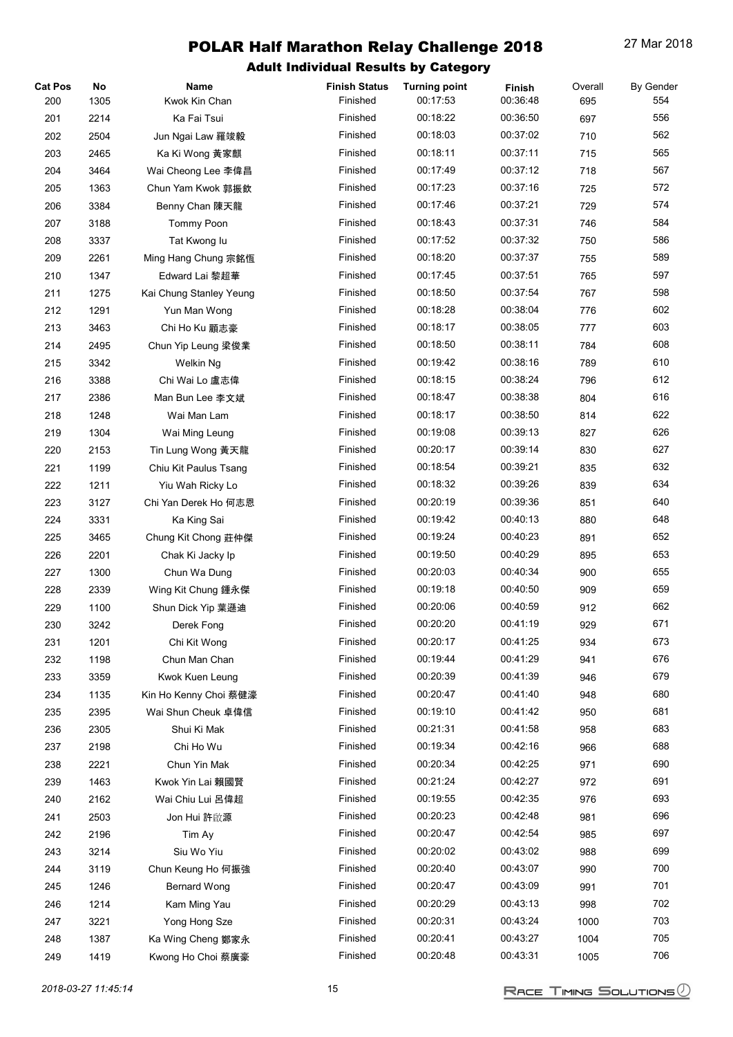# POLAR Half Marathon Relay Challenge 2018

27 Mar 2018

## Adult Individual Results by Category

| Cat Pos | No | Name | Finish Status | Turning point | Finish | Overall | By Gender |
|---|---|---|---|---|---|---|---|
| 200 | 1305 | Kwok Kin Chan | Finished | 00:17:53 | 00:36:48 | 695 | 554 |
| 201 | 2214 | Ka Fai Tsui | Finished | 00:18:22 | 00:36:50 | 697 | 556 |
| 202 | 2504 | Jun Ngai Law 羅竣毅 | Finished | 00:18:03 | 00:37:02 | 710 | 562 |
| 203 | 2465 | Ka Ki Wong 黃家麒 | Finished | 00:18:11 | 00:37:11 | 715 | 565 |
| 204 | 3464 | Wai Cheong Lee 李偉昌 | Finished | 00:17:49 | 00:37:12 | 718 | 567 |
| 205 | 1363 | Chun Yam Kwok 郭振欽 | Finished | 00:17:23 | 00:37:16 | 725 | 572 |
| 206 | 3384 | Benny Chan 陳天龍 | Finished | 00:17:46 | 00:37:21 | 729 | 574 |
| 207 | 3188 | Tommy Poon | Finished | 00:18:43 | 00:37:31 | 746 | 584 |
| 208 | 3337 | Tat Kwong Iu | Finished | 00:17:52 | 00:37:32 | 750 | 586 |
| 209 | 2261 | Ming Hang Chung 宗銘恒 | Finished | 00:18:20 | 00:37:37 | 755 | 589 |
| 210 | 1347 | Edward Lai 黎超華 | Finished | 00:17:45 | 00:37:51 | 765 | 597 |
| 211 | 1275 | Kai Chung Stanley Yeung | Finished | 00:18:50 | 00:37:54 | 767 | 598 |
| 212 | 1291 | Yun Man Wong | Finished | 00:18:28 | 00:38:04 | 776 | 602 |
| 213 | 3463 | Chi Ho Ku 顧志豪 | Finished | 00:18:17 | 00:38:05 | 777 | 603 |
| 214 | 2495 | Chun Yip Leung 梁俊業 | Finished | 00:18:50 | 00:38:11 | 784 | 608 |
| 215 | 3342 | Welkin Ng | Finished | 00:19:42 | 00:38:16 | 789 | 610 |
| 216 | 3388 | Chi Wai Lo 盧志偉 | Finished | 00:18:15 | 00:38:24 | 796 | 612 |
| 217 | 2386 | Man Bun Lee 李文斌 | Finished | 00:18:47 | 00:38:38 | 804 | 616 |
| 218 | 1248 | Wai Man Lam | Finished | 00:18:17 | 00:38:50 | 814 | 622 |
| 219 | 1304 | Wai Ming Leung | Finished | 00:19:08 | 00:39:13 | 827 | 626 |
| 220 | 2153 | Tin Lung Wong 黃天龍 | Finished | 00:20:17 | 00:39:14 | 830 | 627 |
| 221 | 1199 | Chiu Kit Paulus Tsang | Finished | 00:18:54 | 00:39:21 | 835 | 632 |
| 222 | 1211 | Yiu Wah Ricky Lo | Finished | 00:18:32 | 00:39:26 | 839 | 634 |
| 223 | 3127 | Chi Yan Derek Ho 何志恩 | Finished | 00:20:19 | 00:39:36 | 851 | 640 |
| 224 | 3331 | Ka King Sai | Finished | 00:19:42 | 00:40:13 | 880 | 648 |
| 225 | 3465 | Chung Kit Chong 莊仲傑 | Finished | 00:19:24 | 00:40:23 | 891 | 652 |
| 226 | 2201 | Chak Ki Jacky Ip | Finished | 00:19:50 | 00:40:29 | 895 | 653 |
| 227 | 1300 | Chun Wa Dung | Finished | 00:20:03 | 00:40:34 | 900 | 655 |
| 228 | 2339 | Wing Kit Chung 鍾永傑 | Finished | 00:19:18 | 00:40:50 | 909 | 659 |
| 229 | 1100 | Shun Dick Yip 葉遜迪 | Finished | 00:20:06 | 00:40:59 | 912 | 662 |
| 230 | 3242 | Derek Fong | Finished | 00:20:20 | 00:41:19 | 929 | 671 |
| 231 | 1201 | Chi Kit Wong | Finished | 00:20:17 | 00:41:25 | 934 | 673 |
| 232 | 1198 | Chun Man Chan | Finished | 00:19:44 | 00:41:29 | 941 | 676 |
| 233 | 3359 | Kwok Kuen Leung | Finished | 00:20:39 | 00:41:39 | 946 | 679 |
| 234 | 1135 | Kin Ho Kenny Choi 蔡健濠 | Finished | 00:20:47 | 00:41:40 | 948 | 680 |
| 235 | 2395 | Wai Shun Cheuk 卓偉信 | Finished | 00:19:10 | 00:41:42 | 950 | 681 |
| 236 | 2305 | Shui Ki Mak | Finished | 00:21:31 | 00:41:58 | 958 | 683 |
| 237 | 2198 | Chi Ho Wu | Finished | 00:19:34 | 00:42:16 | 966 | 688 |
| 238 | 2221 | Chun Yin Mak | Finished | 00:20:34 | 00:42:25 | 971 | 690 |
| 239 | 1463 | Kwok Yin Lai 賴國賢 | Finished | 00:21:24 | 00:42:27 | 972 | 691 |
| 240 | 2162 | Wai Chiu Lui 呂偉超 | Finished | 00:19:55 | 00:42:35 | 976 | 693 |
| 241 | 2503 | Jon Hui 許啟源 | Finished | 00:20:23 | 00:42:48 | 981 | 696 |
| 242 | 2196 | Tim Ay | Finished | 00:20:47 | 00:42:54 | 985 | 697 |
| 243 | 3214 | Siu Wo Yiu | Finished | 00:20:02 | 00:43:02 | 988 | 699 |
| 244 | 3119 | Chun Keung Ho 何振強 | Finished | 00:20:40 | 00:43:07 | 990 | 700 |
| 245 | 1246 | Bernard Wong | Finished | 00:20:47 | 00:43:09 | 991 | 701 |
| 246 | 1214 | Kam Ming Yau | Finished | 00:20:29 | 00:43:13 | 998 | 702 |
| 247 | 3221 | Yong Hong Sze | Finished | 00:20:31 | 00:43:24 | 1000 | 703 |
| 248 | 1387 | Ka Wing Cheng 鄭家永 | Finished | 00:20:41 | 00:43:27 | 1004 | 705 |
| 249 | 1419 | Kwong Ho Choi 蔡廣豪 | Finished | 00:20:48 | 00:43:31 | 1005 | 706 |

*2018-03-27 11:45:14*

RACE TIMING SOLUTIONS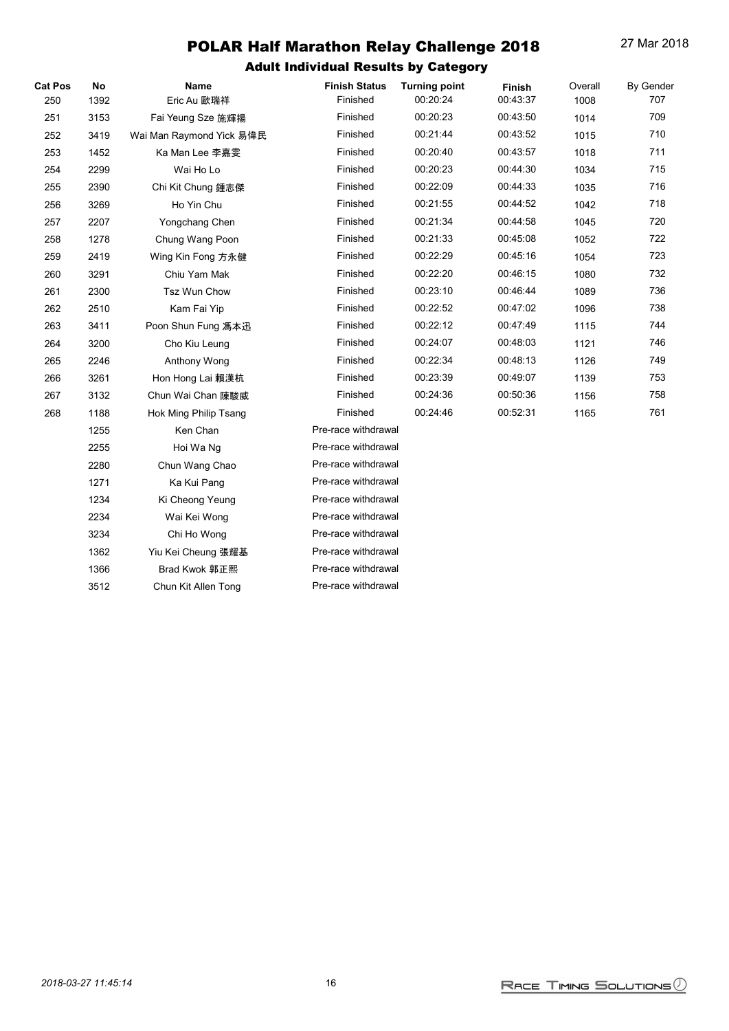# POLAR Half Marathon Relay Challenge 2018

27 Mar 2018

## Adult Individual Results by Category

| Cat Pos | No | Name | Finish Status | Turning point | Finish | Overall | By Gender |
|---|---|---|---|---|---|---|---|
| 250 | 1392 | Eric Au 歐瑞祥 | Finished | 00:20:24 | 00:43:37 | 1008 | 707 |
| 251 | 3153 | Fai Yeung Sze 施輝揚 | Finished | 00:20:23 | 00:43:50 | 1014 | 709 |
| 252 | 3419 | Wai Man Raymond Yick 易偉民 | Finished | 00:21:44 | 00:43:52 | 1015 | 710 |
| 253 | 1452 | Ka Man Lee 李嘉雯 | Finished | 00:20:40 | 00:43:57 | 1018 | 711 |
| 254 | 2299 | Wai Ho Lo | Finished | 00:20:23 | 00:44:30 | 1034 | 715 |
| 255 | 2390 | Chi Kit Chung 鍾志傑 | Finished | 00:22:09 | 00:44:33 | 1035 | 716 |
| 256 | 3269 | Ho Yin Chu | Finished | 00:21:55 | 00:44:52 | 1042 | 718 |
| 257 | 2207 | Yongchang Chen | Finished | 00:21:34 | 00:44:58 | 1045 | 720 |
| 258 | 1278 | Chung Wang Poon | Finished | 00:21:33 | 00:45:08 | 1052 | 722 |
| 259 | 2419 | Wing Kin Fong 方永健 | Finished | 00:22:29 | 00:45:16 | 1054 | 723 |
| 260 | 3291 | Chiu Yam Mak | Finished | 00:22:20 | 00:46:15 | 1080 | 732 |
| 261 | 2300 | Tsz Wun Chow | Finished | 00:23:10 | 00:46:44 | 1089 | 736 |
| 262 | 2510 | Kam Fai Yip | Finished | 00:22:52 | 00:47:02 | 1096 | 738 |
| 263 | 3411 | Poon Shun Fung 馮本迅 | Finished | 00:22:12 | 00:47:49 | 1115 | 744 |
| 264 | 3200 | Cho Kiu Leung | Finished | 00:24:07 | 00:48:03 | 1121 | 746 |
| 265 | 2246 | Anthony Wong | Finished | 00:22:34 | 00:48:13 | 1126 | 749 |
| 266 | 3261 | Hon Hong Lai 賴漢杭 | Finished | 00:23:39 | 00:49:07 | 1139 | 753 |
| 267 | 3132 | Chun Wai Chan 陳駿威 | Finished | 00:24:36 | 00:50:36 | 1156 | 758 |
| 268 | 1188 | Hok Ming Philip Tsang | Finished | 00:24:46 | 00:52:31 | 1165 | 761 |
| | 1255 | Ken Chan | Pre-race withdrawal | | | | |
| | 2255 | Hoi Wa Ng | Pre-race withdrawal | | | | |
| | 2280 | Chun Wang Chao | Pre-race withdrawal | | | | |
| | 1271 | Ka Kui Pang | Pre-race withdrawal | | | | |
| | 1234 | Ki Cheong Yeung | Pre-race withdrawal | | | | |
| | 2234 | Wai Kei Wong | Pre-race withdrawal | | | | |
| | 3234 | Chi Ho Wong | Pre-race withdrawal | | | | |
| | 1362 | Yiu Kei Cheung 張耀基 | Pre-race withdrawal | | | | |
| | 1366 | Brad Kwok 郭正熙 | Pre-race withdrawal | | | | |
| | 3512 | Chun Kit Allen Tong | Pre-race withdrawal | | | | |

*2018-03-27 11:45:14*

RACE TIMING SOLUTIONS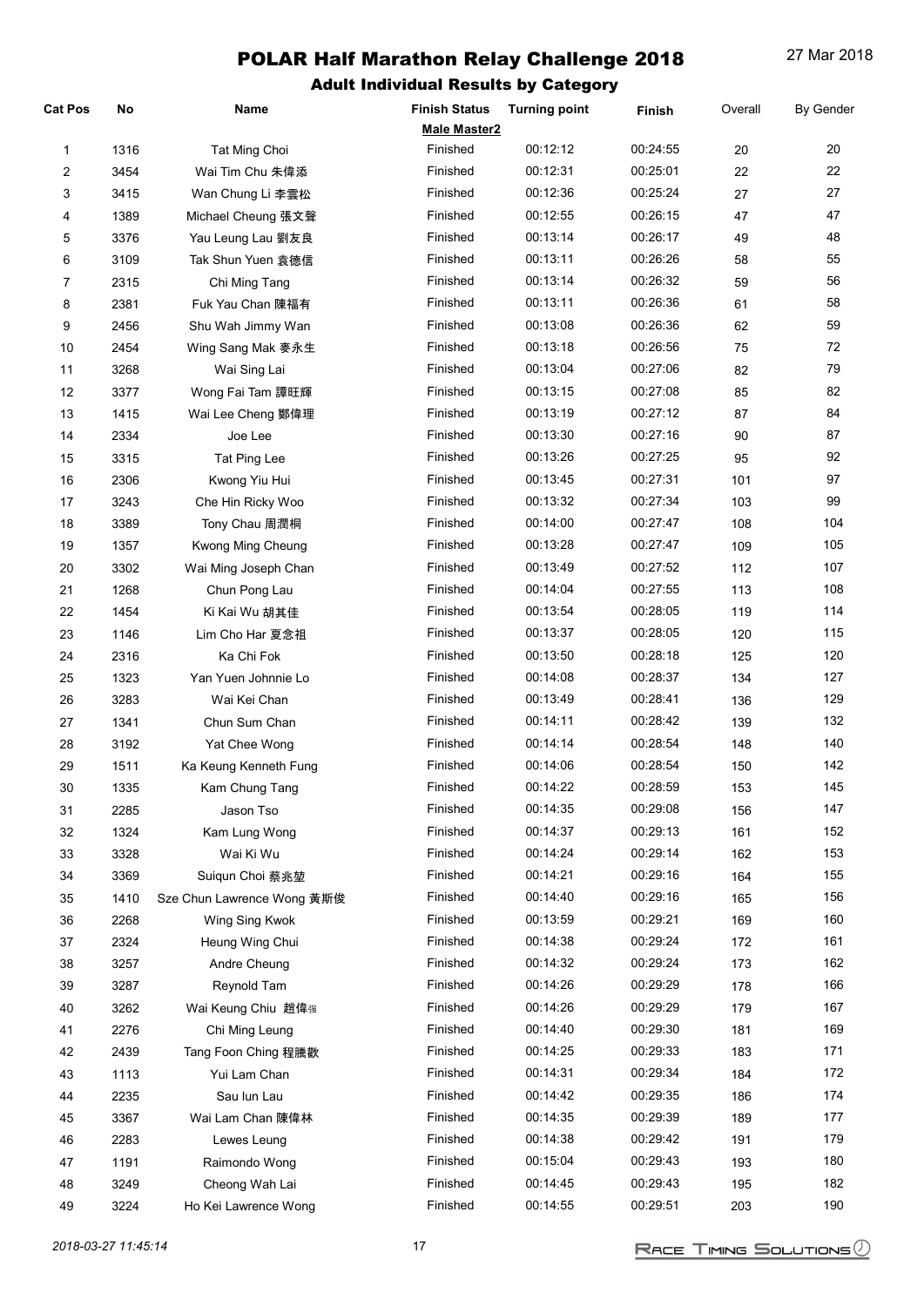# POLAR Half Marathon Relay Challenge 2018

27 Mar 2018

## Adult Individual Results by Category

| Cat Pos | No | Name | Finish Status | Turning point | Finish | Overall | By Gender |
|---|---|---|---|---|---|---|---|
| | | | **Male Master2** | | | | |
| 1 | 1316 | Tat Ming Choi | Finished | 00:12:12 | 00:24:55 | 20 | 20 |
| 2 | 3454 | Wai Tim Chu 朱偉添 | Finished | 00:12:31 | 00:25:01 | 22 | 22 |
| 3 | 3415 | Wan Chung Li 李雲松 | Finished | 00:12:36 | 00:25:24 | 27 | 27 |
| 4 | 1389 | Michael Cheung 張文聲 | Finished | 00:12:55 | 00:26:15 | 47 | 47 |
| 5 | 3376 | Yau Leung Lau 劉友良 | Finished | 00:13:14 | 00:26:17 | 49 | 48 |
| 6 | 3109 | Tak Shun Yuen 袁德信 | Finished | 00:13:11 | 00:26:26 | 58 | 55 |
| 7 | 2315 | Chi Ming Tang | Finished | 00:13:14 | 00:26:32 | 59 | 56 |
| 8 | 2381 | Fuk Yau Chan 陳福有 | Finished | 00:13:11 | 00:26:36 | 61 | 58 |
| 9 | 2456 | Shu Wah Jimmy Wan | Finished | 00:13:08 | 00:26:36 | 62 | 59 |
| 10 | 2454 | Wing Sang Mak 麥永生 | Finished | 00:13:18 | 00:26:56 | 75 | 72 |
| 11 | 3268 | Wai Sing Lai | Finished | 00:13:04 | 00:27:06 | 82 | 79 |
| 12 | 3377 | Wong Fai Tam 譚旺輝 | Finished | 00:13:15 | 00:27:08 | 85 | 82 |
| 13 | 1415 | Wai Lee Cheng 鄭偉理 | Finished | 00:13:19 | 00:27:12 | 87 | 84 |
| 14 | 2334 | Joe Lee | Finished | 00:13:30 | 00:27:16 | 90 | 87 |
| 15 | 3315 | Tat Ping Lee | Finished | 00:13:26 | 00:27:25 | 95 | 92 |
| 16 | 2306 | Kwong Yiu Hui | Finished | 00:13:45 | 00:27:31 | 101 | 97 |
| 17 | 3243 | Che Hin Ricky Woo | Finished | 00:13:32 | 00:27:34 | 103 | 99 |
| 18 | 3389 | Tony Chau 周潤桐 | Finished | 00:14:00 | 00:27:47 | 108 | 104 |
| 19 | 1357 | Kwong Ming Cheung | Finished | 00:13:28 | 00:27:47 | 109 | 105 |
| 20 | 3302 | Wai Ming Joseph Chan | Finished | 00:13:49 | 00:27:52 | 112 | 107 |
| 21 | 1268 | Chun Pong Lau | Finished | 00:14:04 | 00:27:55 | 113 | 108 |
| 22 | 1454 | Ki Kai Wu 胡其佳 | Finished | 00:13:54 | 00:28:05 | 119 | 114 |
| 23 | 1146 | Lim Cho Har 夏念祖 | Finished | 00:13:37 | 00:28:05 | 120 | 115 |
| 24 | 2316 | Ka Chi Fok | Finished | 00:13:50 | 00:28:18 | 125 | 120 |
| 25 | 1323 | Yan Yuen Johnnie Lo | Finished | 00:14:08 | 00:28:37 | 134 | 127 |
| 26 | 3283 | Wai Kei Chan | Finished | 00:13:49 | 00:28:41 | 136 | 129 |
| 27 | 1341 | Chun Sum Chan | Finished | 00:14:11 | 00:28:42 | 139 | 132 |
| 28 | 3192 | Yat Chee Wong | Finished | 00:14:14 | 00:28:54 | 148 | 140 |
| 29 | 1511 | Ka Keung Kenneth Fung | Finished | 00:14:06 | 00:28:54 | 150 | 142 |
| 30 | 1335 | Kam Chung Tang | Finished | 00:14:22 | 00:28:59 | 153 | 145 |
| 31 | 2285 | Jason Tso | Finished | 00:14:35 | 00:29:08 | 156 | 147 |
| 32 | 1324 | Kam Lung Wong | Finished | 00:14:37 | 00:29:13 | 161 | 152 |
| 33 | 3328 | Wai Ki Wu | Finished | 00:14:24 | 00:29:14 | 162 | 153 |
| 34 | 3369 | Suiqun Choi 蔡兆堃 | Finished | 00:14:21 | 00:29:16 | 164 | 155 |
| 35 | 1410 | Sze Chun Lawrence Wong 黃斯俊 | Finished | 00:14:40 | 00:29:16 | 165 | 156 |
| 36 | 2268 | Wing Sing Kwok | Finished | 00:13:59 | 00:29:21 | 169 | 160 |
| 37 | 2324 | Heung Wing Chui | Finished | 00:14:38 | 00:29:24 | 172 | 161 |
| 38 | 3257 | Andre Cheung | Finished | 00:14:32 | 00:29:24 | 173 | 162 |
| 39 | 3287 | Reynold Tam | Finished | 00:14:26 | 00:29:29 | 178 | 166 |
| 40 | 3262 | Wai Keung Chiu 趙偉强 | Finished | 00:14:26 | 00:29:29 | 179 | 167 |
| 41 | 2276 | Chi Ming Leung | Finished | 00:14:40 | 00:29:30 | 181 | 169 |
| 42 | 2439 | Tang Foon Ching 程騰歡 | Finished | 00:14:25 | 00:29:33 | 183 | 171 |
| 43 | 1113 | Yui Lam Chan | Finished | 00:14:31 | 00:29:34 | 184 | 172 |
| 44 | 2235 | Sau lun Lau | Finished | 00:14:42 | 00:29:35 | 186 | 174 |
| 45 | 3367 | Wai Lam Chan 陳偉林 | Finished | 00:14:35 | 00:29:39 | 189 | 177 |
| 46 | 2283 | Lewes Leung | Finished | 00:14:38 | 00:29:42 | 191 | 179 |
| 47 | 1191 | Raimondo Wong | Finished | 00:15:04 | 00:29:43 | 193 | 180 |
| 48 | 3249 | Cheong Wah Lai | Finished | 00:14:45 | 00:29:43 | 195 | 182 |
| 49 | 3224 | Ho Kei Lawrence Wong | Finished | 00:14:55 | 00:29:51 | 203 | 190 |

*2018-03-27 11:45:14*

RACE TIMING SOLUTIONS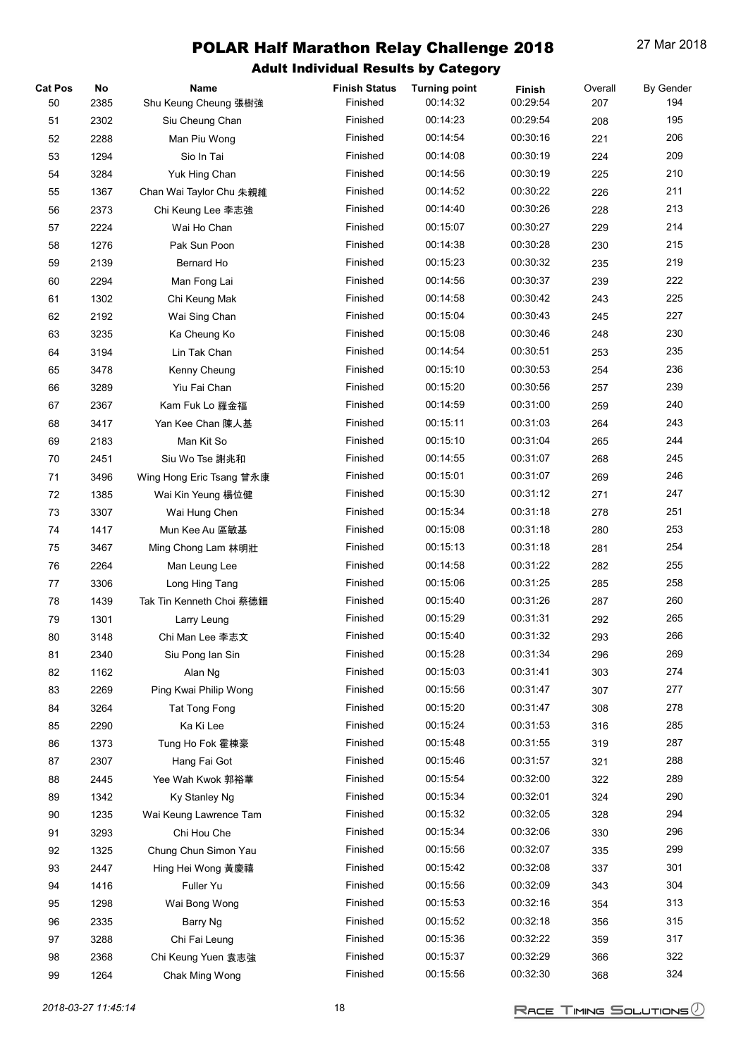# POLAR Half Marathon Relay Challenge 2018

27 Mar 2018

## Adult Individual Results by Category

| Cat Pos | No | Name | Finish Status | Turning point | Finish | Overall | By Gender |
|---|---|---|---|---|---|---|---|
| 50 | 2385 | Shu Keung Cheung 張樹強 | Finished | 00:14:32 | 00:29:54 | 207 | 194 |
| 51 | 2302 | Siu Cheung Chan | Finished | 00:14:23 | 00:29:54 | 208 | 195 |
| 52 | 2288 | Man Piu Wong | Finished | 00:14:54 | 00:30:16 | 221 | 206 |
| 53 | 1294 | Sio In Tai | Finished | 00:14:08 | 00:30:19 | 224 | 209 |
| 54 | 3284 | Yuk Hing Chan | Finished | 00:14:56 | 00:30:19 | 225 | 210 |
| 55 | 1367 | Chan Wai Taylor Chu 朱親維 | Finished | 00:14:52 | 00:30:22 | 226 | 211 |
| 56 | 2373 | Chi Keung Lee 李志強 | Finished | 00:14:40 | 00:30:26 | 228 | 213 |
| 57 | 2224 | Wai Ho Chan | Finished | 00:15:07 | 00:30:27 | 229 | 214 |
| 58 | 1276 | Pak Sun Poon | Finished | 00:14:38 | 00:30:28 | 230 | 215 |
| 59 | 2139 | Bernard Ho | Finished | 00:15:23 | 00:30:32 | 235 | 219 |
| 60 | 2294 | Man Fong Lai | Finished | 00:14:56 | 00:30:37 | 239 | 222 |
| 61 | 1302 | Chi Keung Mak | Finished | 00:14:58 | 00:30:42 | 243 | 225 |
| 62 | 2192 | Wai Sing Chan | Finished | 00:15:04 | 00:30:43 | 245 | 227 |
| 63 | 3235 | Ka Cheung Ko | Finished | 00:15:08 | 00:30:46 | 248 | 230 |
| 64 | 3194 | Lin Tak Chan | Finished | 00:14:54 | 00:30:51 | 253 | 235 |
| 65 | 3478 | Kenny Cheung | Finished | 00:15:10 | 00:30:53 | 254 | 236 |
| 66 | 3289 | Yiu Fai Chan | Finished | 00:15:20 | 00:30:56 | 257 | 239 |
| 67 | 2367 | Kam Fuk Lo 羅金福 | Finished | 00:14:59 | 00:31:00 | 259 | 240 |
| 68 | 3417 | Yan Kee Chan 陳人基 | Finished | 00:15:11 | 00:31:03 | 264 | 243 |
| 69 | 2183 | Man Kit So | Finished | 00:15:10 | 00:31:04 | 265 | 244 |
| 70 | 2451 | Siu Wo Tse 謝兆和 | Finished | 00:14:55 | 00:31:07 | 268 | 245 |
| 71 | 3496 | Wing Hong Eric Tsang 曾永康 | Finished | 00:15:01 | 00:31:07 | 269 | 246 |
| 72 | 1385 | Wai Kin Yeung 楊位健 | Finished | 00:15:30 | 00:31:12 | 271 | 247 |
| 73 | 3307 | Wai Hung Chen | Finished | 00:15:34 | 00:31:18 | 278 | 251 |
| 74 | 1417 | Mun Kee Au 區敏基 | Finished | 00:15:08 | 00:31:18 | 280 | 253 |
| 75 | 3467 | Ming Chong Lam 林明壯 | Finished | 00:15:13 | 00:31:18 | 281 | 254 |
| 76 | 2264 | Man Leung Lee | Finished | 00:14:58 | 00:31:22 | 282 | 255 |
| 77 | 3306 | Long Hing Tang | Finished | 00:15:06 | 00:31:25 | 285 | 258 |
| 78 | 1439 | Tak Tin Kenneth Choi 蔡德鈿 | Finished | 00:15:40 | 00:31:26 | 287 | 260 |
| 79 | 1301 | Larry Leung | Finished | 00:15:29 | 00:31:31 | 292 | 265 |
| 80 | 3148 | Chi Man Lee 李志文 | Finished | 00:15:40 | 00:31:32 | 293 | 266 |
| 81 | 2340 | Siu Pong Ian Sin | Finished | 00:15:28 | 00:31:34 | 296 | 269 |
| 82 | 1162 | Alan Ng | Finished | 00:15:03 | 00:31:41 | 303 | 274 |
| 83 | 2269 | Ping Kwai Philip Wong | Finished | 00:15:56 | 00:31:47 | 307 | 277 |
| 84 | 3264 | Tat Tong Fong | Finished | 00:15:20 | 00:31:47 | 308 | 278 |
| 85 | 2290 | Ka Ki Lee | Finished | 00:15:24 | 00:31:53 | 316 | 285 |
| 86 | 1373 | Tung Ho Fok 霍棟豪 | Finished | 00:15:48 | 00:31:55 | 319 | 287 |
| 87 | 2307 | Hang Fai Got | Finished | 00:15:46 | 00:31:57 | 321 | 288 |
| 88 | 2445 | Yee Wah Kwok 郭裕華 | Finished | 00:15:54 | 00:32:00 | 322 | 289 |
| 89 | 1342 | Ky Stanley Ng | Finished | 00:15:34 | 00:32:01 | 324 | 290 |
| 90 | 1235 | Wai Keung Lawrence Tam | Finished | 00:15:32 | 00:32:05 | 328 | 294 |
| 91 | 3293 | Chi Hou Che | Finished | 00:15:34 | 00:32:06 | 330 | 296 |
| 92 | 1325 | Chung Chun Simon Yau | Finished | 00:15:56 | 00:32:07 | 335 | 299 |
| 93 | 2447 | Hing Hei Wong 黃慶禧 | Finished | 00:15:42 | 00:32:08 | 337 | 301 |
| 94 | 1416 | Fuller Yu | Finished | 00:15:56 | 00:32:09 | 343 | 304 |
| 95 | 1298 | Wai Bong Wong | Finished | 00:15:53 | 00:32:16 | 354 | 313 |
| 96 | 2335 | Barry Ng | Finished | 00:15:52 | 00:32:18 | 356 | 315 |
| 97 | 3288 | Chi Fai Leung | Finished | 00:15:36 | 00:32:22 | 359 | 317 |
| 98 | 2368 | Chi Keung Yuen 袁志強 | Finished | 00:15:37 | 00:32:29 | 366 | 322 |
| 99 | 1264 | Chak Ming Wong | Finished | 00:15:56 | 00:32:30 | 368 | 324 |

*2018-03-27 11:45:14*

Race Timing Solutions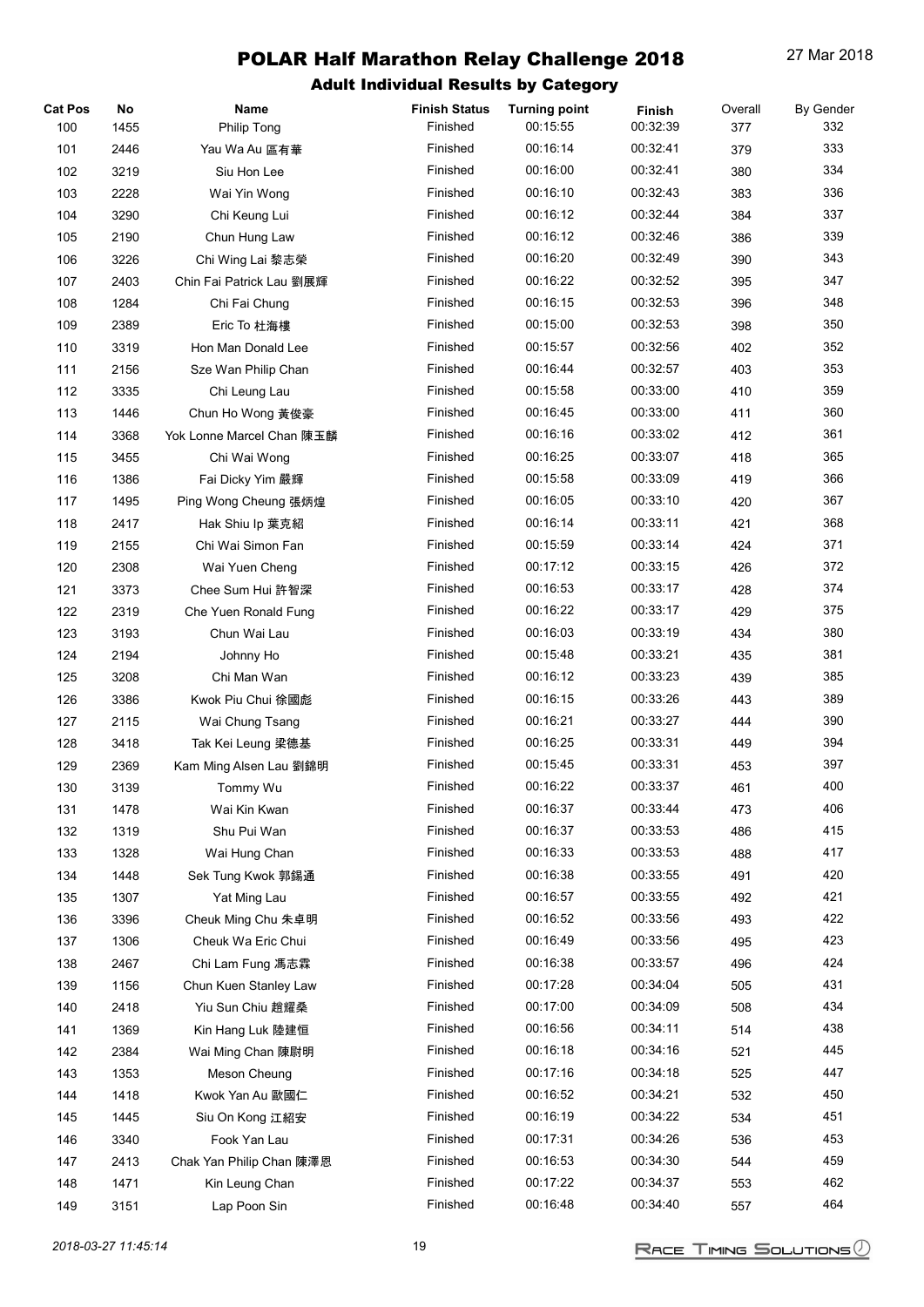# POLAR Half Marathon Relay Challenge 2018

27 Mar 2018

## Adult Individual Results by Category

| Cat Pos | No | Name | Finish Status | Turning point | Finish | Overall | By Gender |
|---|---|---|---|---|---|---|---|
| 100 | 1455 | Philip Tong | Finished | 00:15:55 | 00:32:39 | 377 | 332 |
| 101 | 2446 | Yau Wa Au 區有華 | Finished | 00:16:14 | 00:32:41 | 379 | 333 |
| 102 | 3219 | Siu Hon Lee | Finished | 00:16:00 | 00:32:41 | 380 | 334 |
| 103 | 2228 | Wai Yin Wong | Finished | 00:16:10 | 00:32:43 | 383 | 336 |
| 104 | 3290 | Chi Keung Lui | Finished | 00:16:12 | 00:32:44 | 384 | 337 |
| 105 | 2190 | Chun Hung Law | Finished | 00:16:12 | 00:32:46 | 386 | 339 |
| 106 | 3226 | Chi Wing Lai 黎志榮 | Finished | 00:16:20 | 00:32:49 | 390 | 343 |
| 107 | 2403 | Chin Fai Patrick Lau 劉展輝 | Finished | 00:16:22 | 00:32:52 | 395 | 347 |
| 108 | 1284 | Chi Fai Chung | Finished | 00:16:15 | 00:32:53 | 396 | 348 |
| 109 | 2389 | Eric To 杜海樓 | Finished | 00:15:00 | 00:32:53 | 398 | 350 |
| 110 | 3319 | Hon Man Donald Lee | Finished | 00:15:57 | 00:32:56 | 402 | 352 |
| 111 | 2156 | Sze Wan Philip Chan | Finished | 00:16:44 | 00:32:57 | 403 | 353 |
| 112 | 3335 | Chi Leung Lau | Finished | 00:15:58 | 00:33:00 | 410 | 359 |
| 113 | 1446 | Chun Ho Wong 黃俊豪 | Finished | 00:16:45 | 00:33:00 | 411 | 360 |
| 114 | 3368 | Yok Lonne Marcel Chan 陳玉麟 | Finished | 00:16:16 | 00:33:02 | 412 | 361 |
| 115 | 3455 | Chi Wai Wong | Finished | 00:16:25 | 00:33:07 | 418 | 365 |
| 116 | 1386 | Fai Dicky Yim 嚴輝 | Finished | 00:15:58 | 00:33:09 | 419 | 366 |
| 117 | 1495 | Ping Wong Cheung 張炳煌 | Finished | 00:16:05 | 00:33:10 | 420 | 367 |
| 118 | 2417 | Hak Shiu Ip 葉克紹 | Finished | 00:16:14 | 00:33:11 | 421 | 368 |
| 119 | 2155 | Chi Wai Simon Fan | Finished | 00:15:59 | 00:33:14 | 424 | 371 |
| 120 | 2308 | Wai Yuen Cheng | Finished | 00:17:12 | 00:33:15 | 426 | 372 |
| 121 | 3373 | Chee Sum Hui 許智深 | Finished | 00:16:53 | 00:33:17 | 428 | 374 |
| 122 | 2319 | Che Yuen Ronald Fung | Finished | 00:16:22 | 00:33:17 | 429 | 375 |
| 123 | 3193 | Chun Wai Lau | Finished | 00:16:03 | 00:33:19 | 434 | 380 |
| 124 | 2194 | Johnny Ho | Finished | 00:15:48 | 00:33:21 | 435 | 381 |
| 125 | 3208 | Chi Man Wan | Finished | 00:16:12 | 00:33:23 | 439 | 385 |
| 126 | 3386 | Kwok Piu Chui 徐國彪 | Finished | 00:16:15 | 00:33:26 | 443 | 389 |
| 127 | 2115 | Wai Chung Tsang | Finished | 00:16:21 | 00:33:27 | 444 | 390 |
| 128 | 3418 | Tak Kei Leung 梁德基 | Finished | 00:16:25 | 00:33:31 | 449 | 394 |
| 129 | 2369 | Kam Ming Alsen Lau 劉錦明 | Finished | 00:15:45 | 00:33:31 | 453 | 397 |
| 130 | 3139 | Tommy Wu | Finished | 00:16:22 | 00:33:37 | 461 | 400 |
| 131 | 1478 | Wai Kin Kwan | Finished | 00:16:37 | 00:33:44 | 473 | 406 |
| 132 | 1319 | Shu Pui Wan | Finished | 00:16:37 | 00:33:53 | 486 | 415 |
| 133 | 1328 | Wai Hung Chan | Finished | 00:16:33 | 00:33:53 | 488 | 417 |
| 134 | 1448 | Sek Tung Kwok 郭錫通 | Finished | 00:16:38 | 00:33:55 | 491 | 420 |
| 135 | 1307 | Yat Ming Lau | Finished | 00:16:57 | 00:33:55 | 492 | 421 |
| 136 | 3396 | Cheuk Ming Chu 朱卓明 | Finished | 00:16:52 | 00:33:56 | 493 | 422 |
| 137 | 1306 | Cheuk Wa Eric Chui | Finished | 00:16:49 | 00:33:56 | 495 | 423 |
| 138 | 2467 | Chi Lam Fung 馮志霖 | Finished | 00:16:38 | 00:33:57 | 496 | 424 |
| 139 | 1156 | Chun Kuen Stanley Law | Finished | 00:17:28 | 00:34:04 | 505 | 431 |
| 140 | 2418 | Yiu Sun Chiu 趙耀燊 | Finished | 00:17:00 | 00:34:09 | 508 | 434 |
| 141 | 1369 | Kin Hang Luk 陸建恒 | Finished | 00:16:56 | 00:34:11 | 514 | 438 |
| 142 | 2384 | Wai Ming Chan 陳尉明 | Finished | 00:16:18 | 00:34:16 | 521 | 445 |
| 143 | 1353 | Meson Cheung | Finished | 00:17:16 | 00:34:18 | 525 | 447 |
| 144 | 1418 | Kwok Yan Au 歐國仁 | Finished | 00:16:52 | 00:34:21 | 532 | 450 |
| 145 | 1445 | Siu On Kong 江紹安 | Finished | 00:16:19 | 00:34:22 | 534 | 451 |
| 146 | 3340 | Fook Yan Lau | Finished | 00:17:31 | 00:34:26 | 536 | 453 |
| 147 | 2413 | Chak Yan Philip Chan 陳澤恩 | Finished | 00:16:53 | 00:34:30 | 544 | 459 |
| 148 | 1471 | Kin Leung Chan | Finished | 00:17:22 | 00:34:37 | 553 | 462 |
| 149 | 3151 | Lap Poon Sin | Finished | 00:16:48 | 00:34:40 | 557 | 464 |

*2018-03-27 11:45:14*

RACE TIMING SOLUTIONS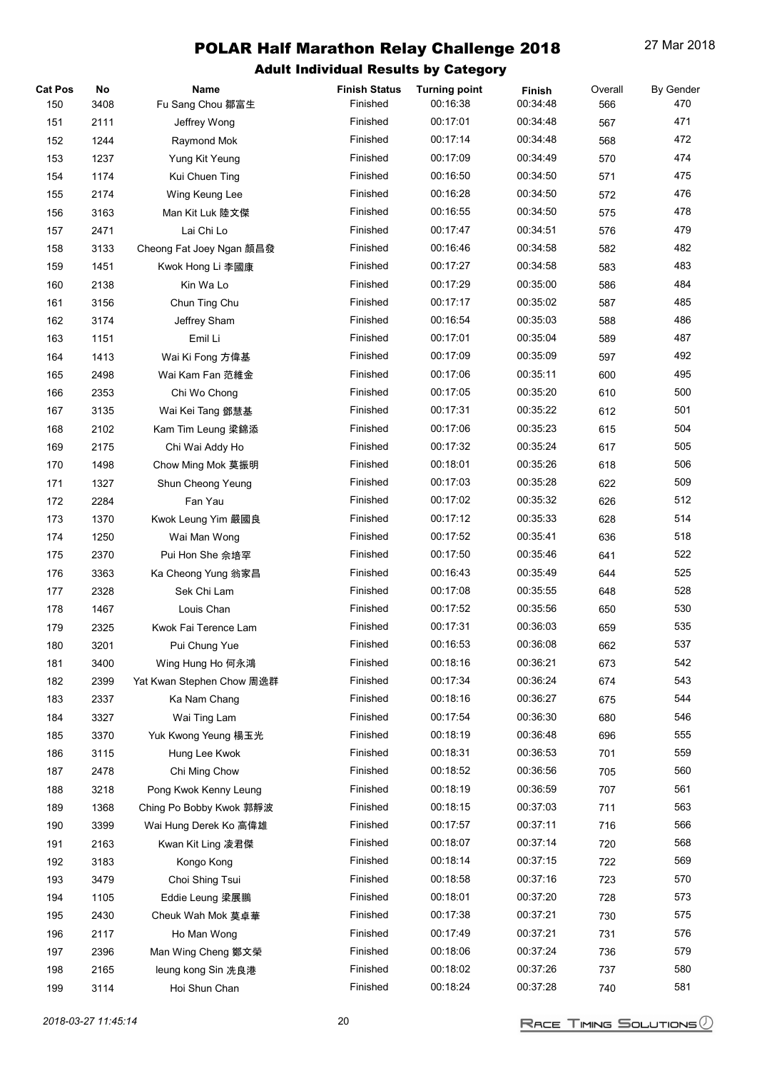# POLAR Half Marathon Relay Challenge 2018

27 Mar 2018

## Adult Individual Results by Category

| Cat Pos | No | Name | Finish Status | Turning point | Finish | Overall | By Gender |
|---|---|---|---|---|---|---|---|
| 150 | 3408 | Fu Sang Chou 鄒富生 | Finished | 00:16:38 | 00:34:48 | 566 | 470 |
| 151 | 2111 | Jeffrey Wong | Finished | 00:17:01 | 00:34:48 | 567 | 471 |
| 152 | 1244 | Raymond Mok | Finished | 00:17:14 | 00:34:48 | 568 | 472 |
| 153 | 1237 | Yung Kit Yeung | Finished | 00:17:09 | 00:34:49 | 570 | 474 |
| 154 | 1174 | Kui Chuen Ting | Finished | 00:16:50 | 00:34:50 | 571 | 475 |
| 155 | 2174 | Wing Keung Lee | Finished | 00:16:28 | 00:34:50 | 572 | 476 |
| 156 | 3163 | Man Kit Luk 陸文傑 | Finished | 00:16:55 | 00:34:50 | 575 | 478 |
| 157 | 2471 | Lai Chi Lo | Finished | 00:17:47 | 00:34:51 | 576 | 479 |
| 158 | 3133 | Cheong Fat Joey Ngan 顏昌發 | Finished | 00:16:46 | 00:34:58 | 582 | 482 |
| 159 | 1451 | Kwok Hong Li 李國康 | Finished | 00:17:27 | 00:34:58 | 583 | 483 |
| 160 | 2138 | Kin Wa Lo | Finished | 00:17:29 | 00:35:00 | 586 | 484 |
| 161 | 3156 | Chun Ting Chu | Finished | 00:17:17 | 00:35:02 | 587 | 485 |
| 162 | 3174 | Jeffrey Sham | Finished | 00:16:54 | 00:35:03 | 588 | 486 |
| 163 | 1151 | Emil Li | Finished | 00:17:01 | 00:35:04 | 589 | 487 |
| 164 | 1413 | Wai Ki Fong 方偉基 | Finished | 00:17:09 | 00:35:09 | 597 | 492 |
| 165 | 2498 | Wai Kam Fan 范維金 | Finished | 00:17:06 | 00:35:11 | 600 | 495 |
| 166 | 2353 | Chi Wo Chong | Finished | 00:17:05 | 00:35:20 | 610 | 500 |
| 167 | 3135 | Wai Kei Tang 鄧慧基 | Finished | 00:17:31 | 00:35:22 | 612 | 501 |
| 168 | 2102 | Kam Tim Leung 梁錦添 | Finished | 00:17:06 | 00:35:23 | 615 | 504 |
| 169 | 2175 | Chi Wai Addy Ho | Finished | 00:17:32 | 00:35:24 | 617 | 505 |
| 170 | 1498 | Chow Ming Mok 莫振明 | Finished | 00:18:01 | 00:35:26 | 618 | 506 |
| 171 | 1327 | Shun Cheong Yeung | Finished | 00:17:03 | 00:35:28 | 622 | 509 |
| 172 | 2284 | Fan Yau | Finished | 00:17:02 | 00:35:32 | 626 | 512 |
| 173 | 1370 | Kwok Leung Yim 嚴國良 | Finished | 00:17:12 | 00:35:33 | 628 | 514 |
| 174 | 1250 | Wai Man Wong | Finished | 00:17:52 | 00:35:41 | 636 | 518 |
| 175 | 2370 | Pui Hon She 佘培罕 | Finished | 00:17:50 | 00:35:46 | 641 | 522 |
| 176 | 3363 | Ka Cheong Yung 翁家昌 | Finished | 00:16:43 | 00:35:49 | 644 | 525 |
| 177 | 2328 | Sek Chi Lam | Finished | 00:17:08 | 00:35:55 | 648 | 528 |
| 178 | 1467 | Louis Chan | Finished | 00:17:52 | 00:35:56 | 650 | 530 |
| 179 | 2325 | Kwok Fai Terence Lam | Finished | 00:17:31 | 00:36:03 | 659 | 535 |
| 180 | 3201 | Pui Chung Yue | Finished | 00:16:53 | 00:36:08 | 662 | 537 |
| 181 | 3400 | Wing Hung Ho 何永鴻 | Finished | 00:18:16 | 00:36:21 | 673 | 542 |
| 182 | 2399 | Yat Kwan Stephen Chow 周逸群 | Finished | 00:17:34 | 00:36:24 | 674 | 543 |
| 183 | 2337 | Ka Nam Chang | Finished | 00:18:16 | 00:36:27 | 675 | 544 |
| 184 | 3327 | Wai Ting Lam | Finished | 00:17:54 | 00:36:30 | 680 | 546 |
| 185 | 3370 | Yuk Kwong Yeung 楊玉光 | Finished | 00:18:19 | 00:36:48 | 696 | 555 |
| 186 | 3115 | Hung Lee Kwok | Finished | 00:18:31 | 00:36:53 | 701 | 559 |
| 187 | 2478 | Chi Ming Chow | Finished | 00:18:52 | 00:36:56 | 705 | 560 |
| 188 | 3218 | Pong Kwok Kenny Leung | Finished | 00:18:19 | 00:36:59 | 707 | 561 |
| 189 | 1368 | Ching Po Bobby Kwok 郭靜波 | Finished | 00:18:15 | 00:37:03 | 711 | 563 |
| 190 | 3399 | Wai Hung Derek Ko 高偉雄 | Finished | 00:17:57 | 00:37:11 | 716 | 566 |
| 191 | 2163 | Kwan Kit Ling 凌君傑 | Finished | 00:18:07 | 00:37:14 | 720 | 568 |
| 192 | 3183 | Kongo Kong | Finished | 00:18:14 | 00:37:15 | 722 | 569 |
| 193 | 3479 | Choi Shing Tsui | Finished | 00:18:58 | 00:37:16 | 723 | 570 |
| 194 | 1105 | Eddie Leung 梁展鵬 | Finished | 00:18:01 | 00:37:20 | 728 | 573 |
| 195 | 2430 | Cheuk Wah Mok 莫卓華 | Finished | 00:17:38 | 00:37:21 | 730 | 575 |
| 196 | 2117 | Ho Man Wong | Finished | 00:17:49 | 00:37:21 | 731 | 576 |
| 197 | 2396 | Man Wing Cheng 鄭文榮 | Finished | 00:18:06 | 00:37:24 | 736 | 579 |
| 198 | 2165 | leung kong Sin 冼良港 | Finished | 00:18:02 | 00:37:26 | 737 | 580 |
| 199 | 3114 | Hoi Shun Chan | Finished | 00:18:24 | 00:37:28 | 740 | 581 |

*2018-03-27 11:45:14*

RACE TIMING SOLUTIONS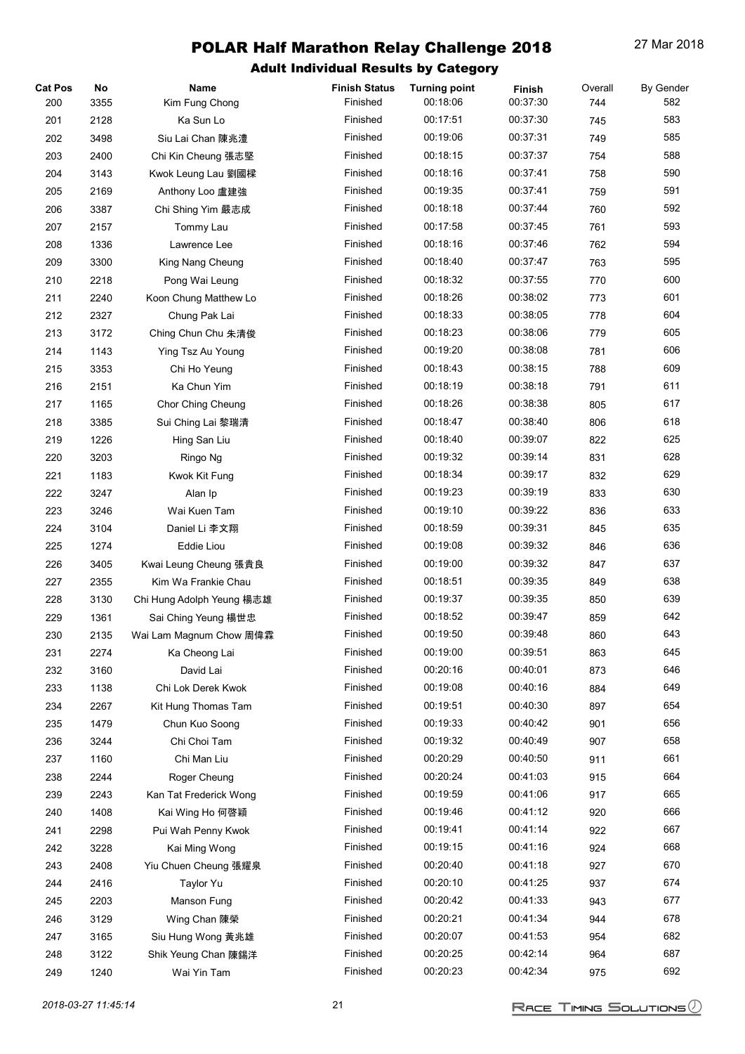# POLAR Half Marathon Relay Challenge 2018

27 Mar 2018

## Adult Individual Results by Category

| Cat Pos | No | Name | Finish Status | Turning point | Finish | Overall | By Gender |
|---|---|---|---|---|---|---|---|
| 200 | 3355 | Kim Fung Chong | Finished | 00:18:06 | 00:37:30 | 744 | 582 |
| 201 | 2128 | Ka Sun Lo | Finished | 00:17:51 | 00:37:30 | 745 | 583 |
| 202 | 3498 | Siu Lai Chan 陳兆澧 | Finished | 00:19:06 | 00:37:31 | 749 | 585 |
| 203 | 2400 | Chi Kin Cheung 張志堅 | Finished | 00:18:15 | 00:37:37 | 754 | 588 |
| 204 | 3143 | Kwok Leung Lau 劉國樑 | Finished | 00:18:16 | 00:37:41 | 758 | 590 |
| 205 | 2169 | Anthony Loo 盧建強 | Finished | 00:19:35 | 00:37:41 | 759 | 591 |
| 206 | 3387 | Chi Shing Yim 嚴志成 | Finished | 00:18:18 | 00:37:44 | 760 | 592 |
| 207 | 2157 | Tommy Lau | Finished | 00:17:58 | 00:37:45 | 761 | 593 |
| 208 | 1336 | Lawrence Lee | Finished | 00:18:16 | 00:37:46 | 762 | 594 |
| 209 | 3300 | King Nang Cheung | Finished | 00:18:40 | 00:37:47 | 763 | 595 |
| 210 | 2218 | Pong Wai Leung | Finished | 00:18:32 | 00:37:55 | 770 | 600 |
| 211 | 2240 | Koon Chung Matthew Lo | Finished | 00:18:26 | 00:38:02 | 773 | 601 |
| 212 | 2327 | Chung Pak Lai | Finished | 00:18:33 | 00:38:05 | 778 | 604 |
| 213 | 3172 | Ching Chun Chu 朱清俊 | Finished | 00:18:23 | 00:38:06 | 779 | 605 |
| 214 | 1143 | Ying Tsz Au Young | Finished | 00:19:20 | 00:38:08 | 781 | 606 |
| 215 | 3353 | Chi Ho Yeung | Finished | 00:18:43 | 00:38:15 | 788 | 609 |
| 216 | 2151 | Ka Chun Yim | Finished | 00:18:19 | 00:38:18 | 791 | 611 |
| 217 | 1165 | Chor Ching Cheung | Finished | 00:18:26 | 00:38:38 | 805 | 617 |
| 218 | 3385 | Sui Ching Lai 黎瑞清 | Finished | 00:18:47 | 00:38:40 | 806 | 618 |
| 219 | 1226 | Hing San Liu | Finished | 00:18:40 | 00:39:07 | 822 | 625 |
| 220 | 3203 | Ringo Ng | Finished | 00:19:32 | 00:39:14 | 831 | 628 |
| 221 | 1183 | Kwok Kit Fung | Finished | 00:18:34 | 00:39:17 | 832 | 629 |
| 222 | 3247 | Alan Ip | Finished | 00:19:23 | 00:39:19 | 833 | 630 |
| 223 | 3246 | Wai Kuen Tam | Finished | 00:19:10 | 00:39:22 | 836 | 633 |
| 224 | 3104 | Daniel Li 李文翔 | Finished | 00:18:59 | 00:39:31 | 845 | 635 |
| 225 | 1274 | Eddie Liou | Finished | 00:19:08 | 00:39:32 | 846 | 636 |
| 226 | 3405 | Kwai Leung Cheung 張貴良 | Finished | 00:19:00 | 00:39:32 | 847 | 637 |
| 227 | 2355 | Kim Wa Frankie Chau | Finished | 00:18:51 | 00:39:35 | 849 | 638 |
| 228 | 3130 | Chi Hung Adolph Yeung 楊志雄 | Finished | 00:19:37 | 00:39:35 | 850 | 639 |
| 229 | 1361 | Sai Ching Yeung 楊世忠 | Finished | 00:18:52 | 00:39:47 | 859 | 642 |
| 230 | 2135 | Wai Lam Magnum Chow 周偉霖 | Finished | 00:19:50 | 00:39:48 | 860 | 643 |
| 231 | 2274 | Ka Cheong Lai | Finished | 00:19:00 | 00:39:51 | 863 | 645 |
| 232 | 3160 | David Lai | Finished | 00:20:16 | 00:40:01 | 873 | 646 |
| 233 | 1138 | Chi Lok Derek Kwok | Finished | 00:19:08 | 00:40:16 | 884 | 649 |
| 234 | 2267 | Kit Hung Thomas Tam | Finished | 00:19:51 | 00:40:30 | 897 | 654 |
| 235 | 1479 | Chun Kuo Soong | Finished | 00:19:33 | 00:40:42 | 901 | 656 |
| 236 | 3244 | Chi Choi Tam | Finished | 00:19:32 | 00:40:49 | 907 | 658 |
| 237 | 1160 | Chi Man Liu | Finished | 00:20:29 | 00:40:50 | 911 | 661 |
| 238 | 2244 | Roger Cheung | Finished | 00:20:24 | 00:41:03 | 915 | 664 |
| 239 | 2243 | Kan Tat Frederick Wong | Finished | 00:19:59 | 00:41:06 | 917 | 665 |
| 240 | 1408 | Kai Wing Ho 何啓穎 | Finished | 00:19:46 | 00:41:12 | 920 | 666 |
| 241 | 2298 | Pui Wah Penny Kwok | Finished | 00:19:41 | 00:41:14 | 922 | 667 |
| 242 | 3228 | Kai Ming Wong | Finished | 00:19:15 | 00:41:16 | 924 | 668 |
| 243 | 2408 | Yiu Chuen Cheung 張耀泉 | Finished | 00:20:40 | 00:41:18 | 927 | 670 |
| 244 | 2416 | Taylor Yu | Finished | 00:20:10 | 00:41:25 | 937 | 674 |
| 245 | 2203 | Manson Fung | Finished | 00:20:42 | 00:41:33 | 943 | 677 |
| 246 | 3129 | Wing Chan 陳榮 | Finished | 00:20:21 | 00:41:34 | 944 | 678 |
| 247 | 3165 | Siu Hung Wong 黃兆雄 | Finished | 00:20:07 | 00:41:53 | 954 | 682 |
| 248 | 3122 | Shik Yeung Chan 陳錫洋 | Finished | 00:20:25 | 00:42:14 | 964 | 687 |
| 249 | 1240 | Wai Yin Tam | Finished | 00:20:23 | 00:42:34 | 975 | 692 |

*2018-03-27 11:45:14*

RACE TIMING SOLUTIONS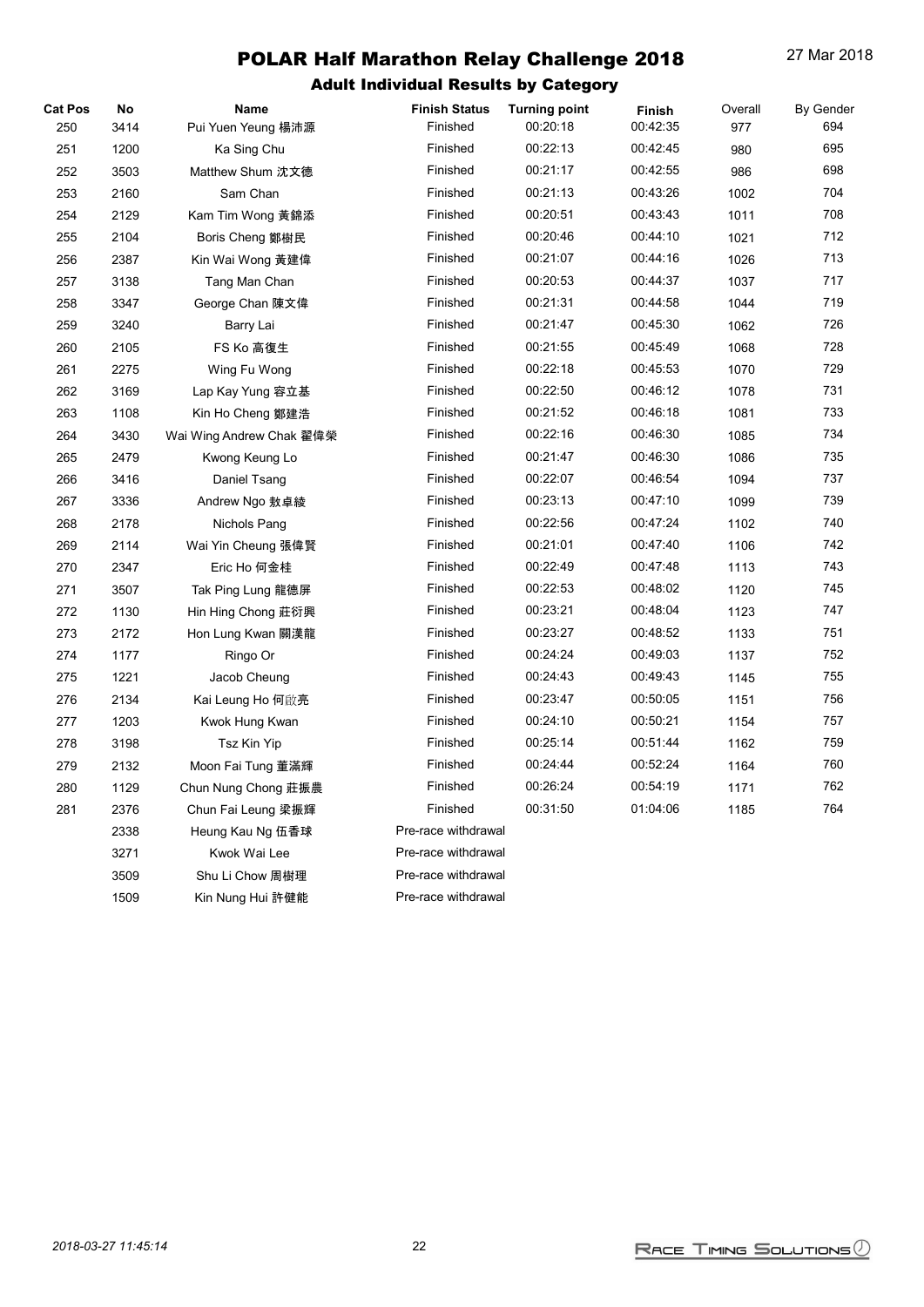# POLAR Half Marathon Relay Challenge 2018

27 Mar 2018

## Adult Individual Results by Category

| Cat Pos | No | Name | Finish Status | Turning point | Finish | Overall | By Gender |
|---|---|---|---|---|---|---|---|
| 250 | 3414 | Pui Yuen Yeung 楊沛源 | Finished | 00:20:18 | 00:42:35 | 977 | 694 |
| 251 | 1200 | Ka Sing Chu | Finished | 00:22:13 | 00:42:45 | 980 | 695 |
| 252 | 3503 | Matthew Shum 沈文德 | Finished | 00:21:17 | 00:42:55 | 986 | 698 |
| 253 | 2160 | Sam Chan | Finished | 00:21:13 | 00:43:26 | 1002 | 704 |
| 254 | 2129 | Kam Tim Wong 黃錦添 | Finished | 00:20:51 | 00:43:43 | 1011 | 708 |
| 255 | 2104 | Boris Cheng 鄭樹民 | Finished | 00:20:46 | 00:44:10 | 1021 | 712 |
| 256 | 2387 | Kin Wai Wong 黃建偉 | Finished | 00:21:07 | 00:44:16 | 1026 | 713 |
| 257 | 3138 | Tang Man Chan | Finished | 00:20:53 | 00:44:37 | 1037 | 717 |
| 258 | 3347 | George Chan 陳文偉 | Finished | 00:21:31 | 00:44:58 | 1044 | 719 |
| 259 | 3240 | Barry Lai | Finished | 00:21:47 | 00:45:30 | 1062 | 726 |
| 260 | 2105 | FS Ko 高復生 | Finished | 00:21:55 | 00:45:49 | 1068 | 728 |
| 261 | 2275 | Wing Fu Wong | Finished | 00:22:18 | 00:45:53 | 1070 | 729 |
| 262 | 3169 | Lap Kay Yung 容立基 | Finished | 00:22:50 | 00:46:12 | 1078 | 731 |
| 263 | 1108 | Kin Ho Cheng 鄭建浩 | Finished | 00:21:52 | 00:46:18 | 1081 | 733 |
| 264 | 3430 | Wai Wing Andrew Chak 翟偉榮 | Finished | 00:22:16 | 00:46:30 | 1085 | 734 |
| 265 | 2479 | Kwong Keung Lo | Finished | 00:21:47 | 00:46:30 | 1086 | 735 |
| 266 | 3416 | Daniel Tsang | Finished | 00:22:07 | 00:46:54 | 1094 | 737 |
| 267 | 3336 | Andrew Ngo 敖卓綾 | Finished | 00:23:13 | 00:47:10 | 1099 | 739 |
| 268 | 2178 | Nichols Pang | Finished | 00:22:56 | 00:47:24 | 1102 | 740 |
| 269 | 2114 | Wai Yin Cheung 張偉賢 | Finished | 00:21:01 | 00:47:40 | 1106 | 742 |
| 270 | 2347 | Eric Ho 何金桂 | Finished | 00:22:49 | 00:47:48 | 1113 | 743 |
| 271 | 3507 | Tak Ping Lung 龍德屏 | Finished | 00:22:53 | 00:48:02 | 1120 | 745 |
| 272 | 1130 | Hin Hing Chong 莊衍興 | Finished | 00:23:21 | 00:48:04 | 1123 | 747 |
| 273 | 2172 | Hon Lung Kwan 關漢龍 | Finished | 00:23:27 | 00:48:52 | 1133 | 751 |
| 274 | 1177 | Ringo Or | Finished | 00:24:24 | 00:49:03 | 1137 | 752 |
| 275 | 1221 | Jacob Cheung | Finished | 00:24:43 | 00:49:43 | 1145 | 755 |
| 276 | 2134 | Kai Leung Ho 何啟亮 | Finished | 00:23:47 | 00:50:05 | 1151 | 756 |
| 277 | 1203 | Kwok Hung Kwan | Finished | 00:24:10 | 00:50:21 | 1154 | 757 |
| 278 | 3198 | Tsz Kin Yip | Finished | 00:25:14 | 00:51:44 | 1162 | 759 |
| 279 | 2132 | Moon Fai Tung 董滿輝 | Finished | 00:24:44 | 00:52:24 | 1164 | 760 |
| 280 | 1129 | Chun Nung Chong 莊振農 | Finished | 00:26:24 | 00:54:19 | 1171 | 762 |
| 281 | 2376 | Chun Fai Leung 梁振輝 | Finished | 00:31:50 | 01:04:06 | 1185 | 764 |
| | 2338 | Heung Kau Ng 伍香球 | Pre-race withdrawal | | | | |
| | 3271 | Kwok Wai Lee | Pre-race withdrawal | | | | |
| | 3509 | Shu Li Chow 周樹理 | Pre-race withdrawal | | | | |
| | 1509 | Kin Nung Hui 許健能 | Pre-race withdrawal | | | | |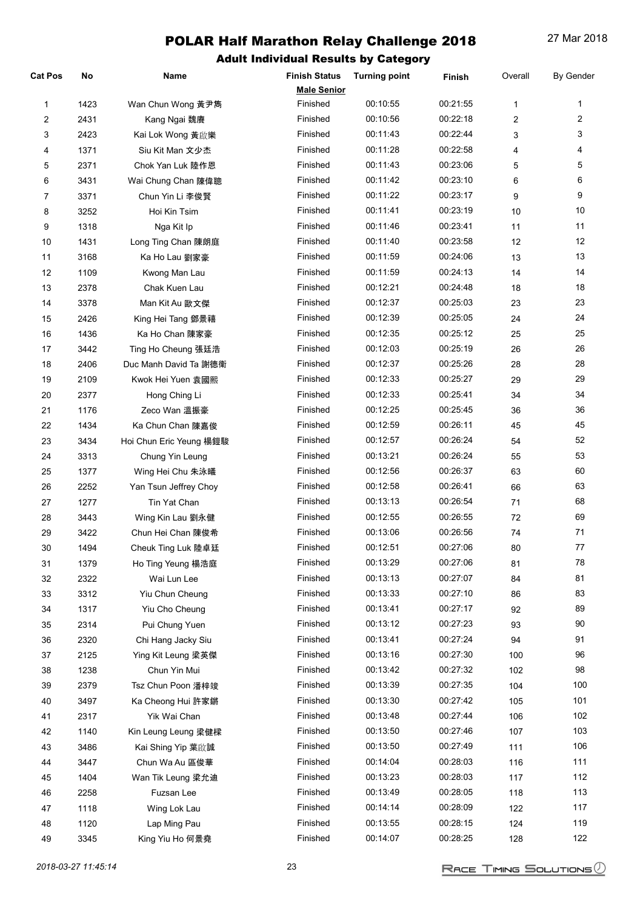# POLAR Half Marathon Relay Challenge 2018

27 Mar 2018

## Adult Individual Results by Category

| Cat Pos | No | Name | Finish Status | Turning point | Finish | Overall | By Gender |
|---|---|---|---|---|---|---|---|
| | | | **Male Senior** | | | | |
| 1 | 1423 | Wan Chun Wong 黃尹雋 | Finished | 00:10:55 | 00:21:55 | 1 | 1 |
| 2 | 2431 | Kang Ngai 魏賡 | Finished | 00:10:56 | 00:22:18 | 2 | 2 |
| 3 | 2423 | Kai Lok Wong 黃啟樂 | Finished | 00:11:43 | 00:22:44 | 3 | 3 |
| 4 | 1371 | Siu Kit Man 文少杰 | Finished | 00:11:28 | 00:22:58 | 4 | 4 |
| 5 | 2371 | Chok Yan Luk 陸作恩 | Finished | 00:11:43 | 00:23:06 | 5 | 5 |
| 6 | 3431 | Wai Chung Chan 陳偉聰 | Finished | 00:11:42 | 00:23:10 | 6 | 6 |
| 7 | 3371 | Chun Yin Li 李俊賢 | Finished | 00:11:22 | 00:23:17 | 9 | 9 |
| 8 | 3252 | Hoi Kin Tsim | Finished | 00:11:41 | 00:23:19 | 10 | 10 |
| 9 | 1318 | Nga Kit Ip | Finished | 00:11:46 | 00:23:41 | 11 | 11 |
| 10 | 1431 | Long Ting Chan 陳朗庭 | Finished | 00:11:40 | 00:23:58 | 12 | 12 |
| 11 | 3168 | Ka Ho Lau 劉家豪 | Finished | 00:11:59 | 00:24:06 | 13 | 13 |
| 12 | 1109 | Kwong Man Lau | Finished | 00:11:59 | 00:24:13 | 14 | 14 |
| 13 | 2378 | Chak Kuen Lau | Finished | 00:12:21 | 00:24:48 | 18 | 18 |
| 14 | 3378 | Man Kit Au 歐文傑 | Finished | 00:12:37 | 00:25:03 | 23 | 23 |
| 15 | 2426 | King Hei Tang 鄧景禧 | Finished | 00:12:39 | 00:25:05 | 24 | 24 |
| 16 | 1436 | Ka Ho Chan 陳家豪 | Finished | 00:12:35 | 00:25:12 | 25 | 25 |
| 17 | 3442 | Ting Ho Cheung 張廷浩 | Finished | 00:12:03 | 00:25:19 | 26 | 26 |
| 18 | 2406 | Duc Manh David Ta 謝德衛 | Finished | 00:12:37 | 00:25:26 | 28 | 28 |
| 19 | 2109 | Kwok Hei Yuen 袁國熙 | Finished | 00:12:33 | 00:25:27 | 29 | 29 |
| 20 | 2377 | Hong Ching Li | Finished | 00:12:33 | 00:25:41 | 34 | 34 |
| 21 | 1176 | Zeco Wan 溫振豪 | Finished | 00:12:25 | 00:25:45 | 36 | 36 |
| 22 | 1434 | Ka Chun Chan 陳嘉俊 | Finished | 00:12:59 | 00:26:11 | 45 | 45 |
| 23 | 3434 | Hoi Chun Eric Yeung 楊鎧駿 | Finished | 00:12:57 | 00:26:24 | 54 | 52 |
| 24 | 3313 | Chung Yin Leung | Finished | 00:13:21 | 00:26:24 | 55 | 53 |
| 25 | 1377 | Wing Hei Chu 朱泳曦 | Finished | 00:12:56 | 00:26:37 | 63 | 60 |
| 26 | 2252 | Yan Tsun Jeffrey Choy | Finished | 00:12:58 | 00:26:41 | 66 | 63 |
| 27 | 1277 | Tin Yat Chan | Finished | 00:13:13 | 00:26:54 | 71 | 68 |
| 28 | 3443 | Wing Kin Lau 劉永健 | Finished | 00:12:55 | 00:26:55 | 72 | 69 |
| 29 | 3422 | Chun Hei Chan 陳俊希 | Finished | 00:13:06 | 00:26:56 | 74 | 71 |
| 30 | 1494 | Cheuk Ting Luk 陸卓廷 | Finished | 00:12:51 | 00:27:06 | 80 | 77 |
| 31 | 1379 | Ho Ting Yeung 楊浩庭 | Finished | 00:13:29 | 00:27:06 | 81 | 78 |
| 32 | 2322 | Wai Lun Lee | Finished | 00:13:13 | 00:27:07 | 84 | 81 |
| 33 | 3312 | Yiu Chun Cheung | Finished | 00:13:33 | 00:27:10 | 86 | 83 |
| 34 | 1317 | Yiu Cho Cheung | Finished | 00:13:41 | 00:27:17 | 92 | 89 |
| 35 | 2314 | Pui Chung Yuen | Finished | 00:13:12 | 00:27:23 | 93 | 90 |
| 36 | 2320 | Chi Hang Jacky Siu | Finished | 00:13:41 | 00:27:24 | 94 | 91 |
| 37 | 2125 | Ying Kit Leung 梁英傑 | Finished | 00:13:16 | 00:27:30 | 100 | 96 |
| 38 | 1238 | Chun Yin Mui | Finished | 00:13:42 | 00:27:32 | 102 | 98 |
| 39 | 2379 | Tsz Chun Poon 潘梓竣 | Finished | 00:13:39 | 00:27:35 | 104 | 100 |
| 40 | 3497 | Ka Cheong Hui 許家鏘 | Finished | 00:13:30 | 00:27:42 | 105 | 101 |
| 41 | 2317 | Yik Wai Chan | Finished | 00:13:48 | 00:27:44 | 106 | 102 |
| 42 | 1140 | Kin Leung Leung 梁健樑 | Finished | 00:13:50 | 00:27:46 | 107 | 103 |
| 43 | 3486 | Kai Shing Yip 葉啟誠 | Finished | 00:13:50 | 00:27:49 | 111 | 106 |
| 44 | 3447 | Chun Wa Au 區俊華 | Finished | 00:14:04 | 00:28:03 | 116 | 111 |
| 45 | 1404 | Wan Tik Leung 梁允迪 | Finished | 00:13:23 | 00:28:03 | 117 | 112 |
| 46 | 2258 | Fuzsan Lee | Finished | 00:13:49 | 00:28:05 | 118 | 113 |
| 47 | 1118 | Wing Lok Lau | Finished | 00:14:14 | 00:28:09 | 122 | 117 |
| 48 | 1120 | Lap Ming Pau | Finished | 00:13:55 | 00:28:15 | 124 | 119 |
| 49 | 3345 | King Yiu Ho 何景堯 | Finished | 00:14:07 | 00:28:25 | 128 | 122 |

*2018-03-27 11:45:14*

RACE TIMING SOLUTIONS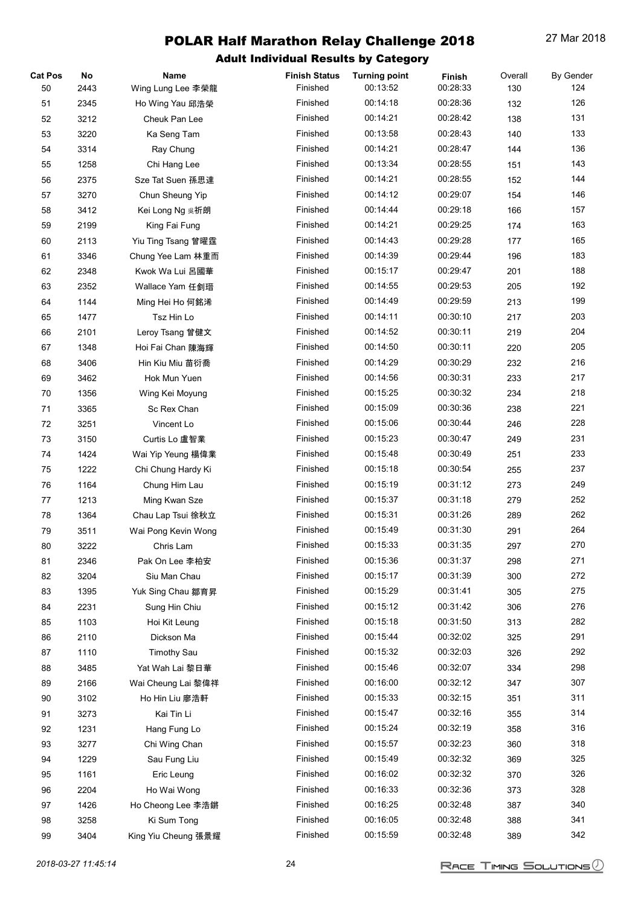# POLAR Half Marathon Relay Challenge 2018

27 Mar 2018

## Adult Individual Results by Category

| Cat Pos | No | Name | Finish Status | Turning point | Finish | Overall | By Gender |
|---|---|---|---|---|---|---|---|
| 50 | 2443 | Wing Lung Lee 李榮龍 | Finished | 00:13:52 | 00:28:33 | 130 | 124 |
| 51 | 2345 | Ho Wing Yau 邱浩榮 | Finished | 00:14:18 | 00:28:36 | 132 | 126 |
| 52 | 3212 | Cheuk Pan Lee | Finished | 00:14:21 | 00:28:42 | 138 | 131 |
| 53 | 3220 | Ka Seng Tam | Finished | 00:13:58 | 00:28:43 | 140 | 133 |
| 54 | 3314 | Ray Chung | Finished | 00:14:21 | 00:28:47 | 144 | 136 |
| 55 | 1258 | Chi Hang Lee | Finished | 00:13:34 | 00:28:55 | 151 | 143 |
| 56 | 2375 | Sze Tat Suen 孫思達 | Finished | 00:14:21 | 00:28:55 | 152 | 144 |
| 57 | 3270 | Chun Sheung Yip | Finished | 00:14:12 | 00:29:07 | 154 | 146 |
| 58 | 3412 | Kei Long Ng 吳祈朗 | Finished | 00:14:44 | 00:29:18 | 166 | 157 |
| 59 | 2199 | King Fai Fung | Finished | 00:14:21 | 00:29:25 | 174 | 163 |
| 60 | 2113 | Yiu Ting Tsang 曾曜霆 | Finished | 00:14:43 | 00:29:28 | 177 | 165 |
| 61 | 3346 | Chung Yee Lam 林重而 | Finished | 00:14:39 | 00:29:44 | 196 | 183 |
| 62 | 2348 | Kwok Wa Lui 呂國華 | Finished | 00:15:17 | 00:29:47 | 201 | 188 |
| 63 | 2352 | Wallace Yam 任釗瑨 | Finished | 00:14:55 | 00:29:53 | 205 | 192 |
| 64 | 1144 | Ming Hei Ho 何銘浠 | Finished | 00:14:49 | 00:29:59 | 213 | 199 |
| 65 | 1477 | Tsz Hin Lo | Finished | 00:14:11 | 00:30:10 | 217 | 203 |
| 66 | 2101 | Leroy Tsang 曾健文 | Finished | 00:14:52 | 00:30:11 | 219 | 204 |
| 67 | 1348 | Hoi Fai Chan 陳海輝 | Finished | 00:14:50 | 00:30:11 | 220 | 205 |
| 68 | 3406 | Hin Kiu Miu 苗衍喬 | Finished | 00:14:29 | 00:30:29 | 232 | 216 |
| 69 | 3462 | Hok Mun Yuen | Finished | 00:14:56 | 00:30:31 | 233 | 217 |
| 70 | 1356 | Wing Kei Moyung | Finished | 00:15:25 | 00:30:32 | 234 | 218 |
| 71 | 3365 | Sc Rex Chan | Finished | 00:15:09 | 00:30:36 | 238 | 221 |
| 72 | 3251 | Vincent Lo | Finished | 00:15:06 | 00:30:44 | 246 | 228 |
| 73 | 3150 | Curtis Lo 盧智業 | Finished | 00:15:23 | 00:30:47 | 249 | 231 |
| 74 | 1424 | Wai Yip Yeung 楊偉業 | Finished | 00:15:48 | 00:30:49 | 251 | 233 |
| 75 | 1222 | Chi Chung Hardy Ki | Finished | 00:15:18 | 00:30:54 | 255 | 237 |
| 76 | 1164 | Chung Him Lau | Finished | 00:15:19 | 00:31:12 | 273 | 249 |
| 77 | 1213 | Ming Kwan Sze | Finished | 00:15:37 | 00:31:18 | 279 | 252 |
| 78 | 1364 | Chau Lap Tsui 徐秋立 | Finished | 00:15:31 | 00:31:26 | 289 | 262 |
| 79 | 3511 | Wai Pong Kevin Wong | Finished | 00:15:49 | 00:31:30 | 291 | 264 |
| 80 | 3222 | Chris Lam | Finished | 00:15:33 | 00:31:35 | 297 | 270 |
| 81 | 2346 | Pak On Lee 李柏安 | Finished | 00:15:36 | 00:31:37 | 298 | 271 |
| 82 | 3204 | Siu Man Chau | Finished | 00:15:17 | 00:31:39 | 300 | 272 |
| 83 | 1395 | Yuk Sing Chau 鄒育昇 | Finished | 00:15:29 | 00:31:41 | 305 | 275 |
| 84 | 2231 | Sung Hin Chiu | Finished | 00:15:12 | 00:31:42 | 306 | 276 |
| 85 | 1103 | Hoi Kit Leung | Finished | 00:15:18 | 00:31:50 | 313 | 282 |
| 86 | 2110 | Dickson Ma | Finished | 00:15:44 | 00:32:02 | 325 | 291 |
| 87 | 1110 | Timothy Sau | Finished | 00:15:32 | 00:32:03 | 326 | 292 |
| 88 | 3485 | Yat Wah Lai 黎日華 | Finished | 00:15:46 | 00:32:07 | 334 | 298 |
| 89 | 2166 | Wai Cheung Lai 黎偉祥 | Finished | 00:16:00 | 00:32:12 | 347 | 307 |
| 90 | 3102 | Ho Hin Liu 廖浩軒 | Finished | 00:15:33 | 00:32:15 | 351 | 311 |
| 91 | 3273 | Kai Tin Li | Finished | 00:15:47 | 00:32:16 | 355 | 314 |
| 92 | 1231 | Hang Fung Lo | Finished | 00:15:24 | 00:32:19 | 358 | 316 |
| 93 | 3277 | Chi Wing Chan | Finished | 00:15:57 | 00:32:23 | 360 | 318 |
| 94 | 1229 | Sau Fung Liu | Finished | 00:15:49 | 00:32:32 | 369 | 325 |
| 95 | 1161 | Eric Leung | Finished | 00:16:02 | 00:32:32 | 370 | 326 |
| 96 | 2204 | Ho Wai Wong | Finished | 00:16:33 | 00:32:36 | 373 | 328 |
| 97 | 1426 | Ho Cheong Lee 李浩鏘 | Finished | 00:16:25 | 00:32:48 | 387 | 340 |
| 98 | 3258 | Ki Sum Tong | Finished | 00:16:05 | 00:32:48 | 388 | 341 |
| 99 | 3404 | King Yiu Cheung 張景耀 | Finished | 00:15:59 | 00:32:48 | 389 | 342 |

*2018-03-27 11:45:14*

RACE TIMING SOLUTIONS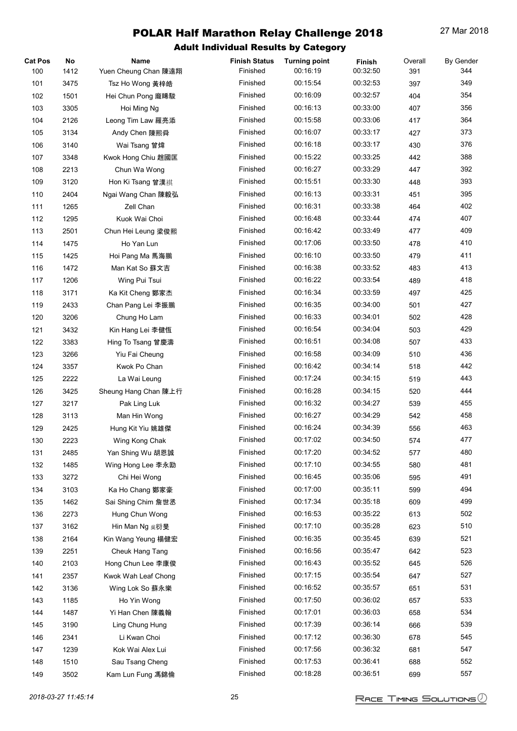# POLAR Half Marathon Relay Challenge 2018

27 Mar 2018

## Adult Individual Results by Category

| Cat Pos | No | Name | Finish Status | Turning point | Finish | Overall | By Gender |
|---|---|---|---|---|---|---|---|
| 100 | 1412 | Yuen Cheung Chan 陳遠翔 | Finished | 00:16:19 | 00:32:50 | 391 | 344 |
| 101 | 3475 | Tsz Ho Wong 黃梓皓 | Finished | 00:15:54 | 00:32:53 | 397 | 349 |
| 102 | 1501 | Hei Chun Pong 龐晞駿 | Finished | 00:16:09 | 00:32:57 | 404 | 354 |
| 103 | 3305 | Hoi Ming Ng | Finished | 00:16:13 | 00:33:00 | 407 | 356 |
| 104 | 2126 | Leong Tim Law 羅亮添 | Finished | 00:15:58 | 00:33:06 | 417 | 364 |
| 105 | 3134 | Andy Chen 陳熙舜 | Finished | 00:16:07 | 00:33:17 | 427 | 373 |
| 106 | 3140 | Wai Tsang 曾煒 | Finished | 00:16:18 | 00:33:17 | 430 | 376 |
| 107 | 3348 | Kwok Hong Chiu 趙國匡 | Finished | 00:15:22 | 00:33:25 | 442 | 388 |
| 108 | 2213 | Chun Wa Wong | Finished | 00:16:27 | 00:33:29 | 447 | 392 |
| 109 | 3120 | Hon Ki Tsang 曾漢祺 | Finished | 00:15:51 | 00:33:30 | 448 | 393 |
| 110 | 2404 | Ngai Wang Chan 陳毅弘 | Finished | 00:16:13 | 00:33:31 | 451 | 395 |
| 111 | 1265 | Zell Chan | Finished | 00:16:31 | 00:33:38 | 464 | 402 |
| 112 | 1295 | Kuok Wai Choi | Finished | 00:16:48 | 00:33:44 | 474 | 407 |
| 113 | 2501 | Chun Hei Leung 梁俊熙 | Finished | 00:16:42 | 00:33:49 | 477 | 409 |
| 114 | 1475 | Ho Yan Lun | Finished | 00:17:06 | 00:33:50 | 478 | 410 |
| 115 | 1425 | Hoi Pang Ma 馬海鵬 | Finished | 00:16:10 | 00:33:50 | 479 | 411 |
| 116 | 1472 | Man Kat So 蘇文吉 | Finished | 00:16:38 | 00:33:52 | 483 | 413 |
| 117 | 1206 | Wing Pui Tsui | Finished | 00:16:22 | 00:33:54 | 489 | 418 |
| 118 | 3171 | Ka Kit Cheng 鄭家杰 | Finished | 00:16:34 | 00:33:59 | 497 | 425 |
| 119 | 2433 | Chan Pang Lei 李振鵬 | Finished | 00:16:35 | 00:34:00 | 501 | 427 |
| 120 | 3206 | Chung Ho Lam | Finished | 00:16:33 | 00:34:01 | 502 | 428 |
| 121 | 3432 | Kin Hang Lei 李健恆 | Finished | 00:16:54 | 00:34:04 | 503 | 429 |
| 122 | 3383 | Hing To Tsang 曾慶濤 | Finished | 00:16:51 | 00:34:08 | 507 | 433 |
| 123 | 3266 | Yiu Fai Cheung | Finished | 00:16:58 | 00:34:09 | 510 | 436 |
| 124 | 3357 | Kwok Po Chan | Finished | 00:16:42 | 00:34:14 | 518 | 442 |
| 125 | 2222 | La Wai Leung | Finished | 00:17:24 | 00:34:15 | 519 | 443 |
| 126 | 3425 | Sheung Hang Chan 陳上行 | Finished | 00:16:28 | 00:34:15 | 520 | 444 |
| 127 | 3217 | Pak Ling Luk | Finished | 00:16:32 | 00:34:27 | 539 | 455 |
| 128 | 3113 | Man Hin Wong | Finished | 00:16:27 | 00:34:29 | 542 | 458 |
| 129 | 2425 | Hung Kit Yiu 姚雄傑 | Finished | 00:16:24 | 00:34:39 | 556 | 463 |
| 130 | 2223 | Wing Kong Chak | Finished | 00:17:02 | 00:34:50 | 574 | 477 |
| 131 | 2485 | Yan Shing Wu 胡恩誠 | Finished | 00:17:20 | 00:34:52 | 577 | 480 |
| 132 | 1485 | Wing Hong Lee 李永勵 | Finished | 00:17:10 | 00:34:55 | 580 | 481 |
| 133 | 3272 | Chi Hei Wong | Finished | 00:16:45 | 00:35:06 | 595 | 491 |
| 134 | 3103 | Ka Ho Chang 鄭家豪 | Finished | 00:17:00 | 00:35:11 | 599 | 494 |
| 135 | 1462 | Sai Shing Chim 詹世丞 | Finished | 00:17:34 | 00:35:18 | 609 | 499 |
| 136 | 2273 | Hung Chun Wong | Finished | 00:16:53 | 00:35:22 | 613 | 502 |
| 137 | 3162 | Hin Man Ng 吳衍旻 | Finished | 00:17:10 | 00:35:28 | 623 | 510 |
| 138 | 2164 | Kin Wang Yeung 楊健宏 | Finished | 00:16:35 | 00:35:45 | 639 | 521 |
| 139 | 2251 | Cheuk Hang Tang | Finished | 00:16:56 | 00:35:47 | 642 | 523 |
| 140 | 2103 | Hong Chun Lee 李康俊 | Finished | 00:16:43 | 00:35:52 | 645 | 526 |
| 141 | 2357 | Kwok Wah Leaf Chong | Finished | 00:17:15 | 00:35:54 | 647 | 527 |
| 142 | 3136 | Wing Lok So 蘇永樂 | Finished | 00:16:52 | 00:35:57 | 651 | 531 |
| 143 | 1185 | Ho Yin Wong | Finished | 00:17:50 | 00:36:02 | 657 | 533 |
| 144 | 1487 | Yi Han Chen 陳義翰 | Finished | 00:17:01 | 00:36:03 | 658 | 534 |
| 145 | 3190 | Ling Chung Hung | Finished | 00:17:39 | 00:36:14 | 666 | 539 |
| 146 | 2341 | Li Kwan Choi | Finished | 00:17:12 | 00:36:30 | 678 | 545 |
| 147 | 1239 | Kok Wai Alex Lui | Finished | 00:17:56 | 00:36:32 | 681 | 547 |
| 148 | 1510 | Sau Tsang Cheng | Finished | 00:17:53 | 00:36:41 | 688 | 552 |
| 149 | 3502 | Kam Lun Fung 馮錦倫 | Finished | 00:18:28 | 00:36:51 | 699 | 557 |

*2018-03-27 11:45:14*

Race Timing Solutions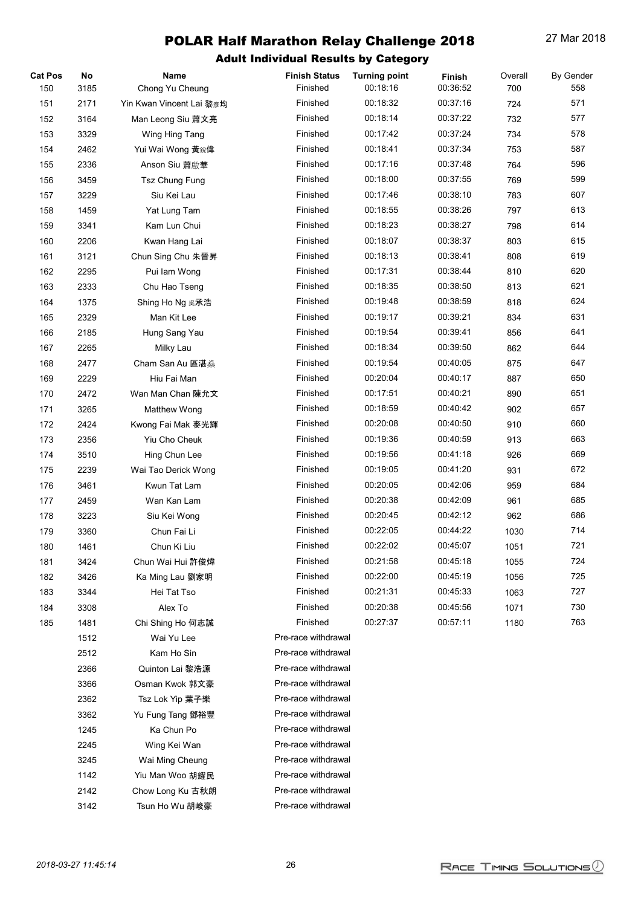# POLAR Half Marathon Relay Challenge 2018

27 Mar 2018

## Adult Individual Results by Category

| Cat Pos | No | Name | Finish Status | Turning point | Finish | Overall | By Gender |
|---|---|---|---|---|---|---|---|
| 150 | 3185 | Chong Yu Cheung | Finished | 00:18:16 | 00:36:52 | 700 | 558 |
| 151 | 2171 | Yin Kwan Vincent Lai 黎彥均 | Finished | 00:18:32 | 00:37:16 | 724 | 571 |
| 152 | 3164 | Man Leong Siu 蕭文亮 | Finished | 00:18:14 | 00:37:22 | 732 | 577 |
| 153 | 3329 | Wing Hing Tang | Finished | 00:17:42 | 00:37:24 | 734 | 578 |
| 154 | 2462 | Yui Wai Wong 黃鋭偉 | Finished | 00:18:41 | 00:37:34 | 753 | 587 |
| 155 | 2336 | Anson Siu 蕭啟華 | Finished | 00:17:16 | 00:37:48 | 764 | 596 |
| 156 | 3459 | Tsz Chung Fung | Finished | 00:18:00 | 00:37:55 | 769 | 599 |
| 157 | 3229 | Siu Kei Lau | Finished | 00:17:46 | 00:38:10 | 783 | 607 |
| 158 | 1459 | Yat Lung Tam | Finished | 00:18:55 | 00:38:26 | 797 | 613 |
| 159 | 3341 | Kam Lun Chui | Finished | 00:18:23 | 00:38:27 | 798 | 614 |
| 160 | 2206 | Kwan Hang Lai | Finished | 00:18:07 | 00:38:37 | 803 | 615 |
| 161 | 3121 | Chun Sing Chu 朱晉昇 | Finished | 00:18:13 | 00:38:41 | 808 | 619 |
| 162 | 2295 | Pui Iam Wong | Finished | 00:17:31 | 00:38:44 | 810 | 620 |
| 163 | 2333 | Chu Hao Tseng | Finished | 00:18:35 | 00:38:50 | 813 | 621 |
| 164 | 1375 | Shing Ho Ng 吳承浩 | Finished | 00:19:48 | 00:38:59 | 818 | 624 |
| 165 | 2329 | Man Kit Lee | Finished | 00:19:17 | 00:39:21 | 834 | 631 |
| 166 | 2185 | Hung Sang Yau | Finished | 00:19:54 | 00:39:41 | 856 | 641 |
| 167 | 2265 | Milky Lau | Finished | 00:18:34 | 00:39:50 | 862 | 644 |
| 168 | 2477 | Cham San Au 區湛燊 | Finished | 00:19:54 | 00:40:05 | 875 | 647 |
| 169 | 2229 | Hiu Fai Man | Finished | 00:20:04 | 00:40:17 | 887 | 650 |
| 170 | 2472 | Wan Man Chan 陳允文 | Finished | 00:17:51 | 00:40:21 | 890 | 651 |
| 171 | 3265 | Matthew Wong | Finished | 00:18:59 | 00:40:42 | 902 | 657 |
| 172 | 2424 | Kwong Fai Mak 麥光輝 | Finished | 00:20:08 | 00:40:50 | 910 | 660 |
| 173 | 2356 | Yiu Cho Cheuk | Finished | 00:19:36 | 00:40:59 | 913 | 663 |
| 174 | 3510 | Hing Chun Lee | Finished | 00:19:56 | 00:41:18 | 926 | 669 |
| 175 | 2239 | Wai Tao Derick Wong | Finished | 00:19:05 | 00:41:20 | 931 | 672 |
| 176 | 3461 | Kwun Tat Lam | Finished | 00:20:05 | 00:42:06 | 959 | 684 |
| 177 | 2459 | Wan Kan Lam | Finished | 00:20:38 | 00:42:09 | 961 | 685 |
| 178 | 3223 | Siu Kei Wong | Finished | 00:20:45 | 00:42:12 | 962 | 686 |
| 179 | 3360 | Chun Fai Li | Finished | 00:22:05 | 00:44:22 | 1030 | 714 |
| 180 | 1461 | Chun Ki Liu | Finished | 00:22:02 | 00:45:07 | 1051 | 721 |
| 181 | 3424 | Chun Wai Hui 許俊煒 | Finished | 00:21:58 | 00:45:18 | 1055 | 724 |
| 182 | 3426 | Ka Ming Lau 劉家明 | Finished | 00:22:00 | 00:45:19 | 1056 | 725 |
| 183 | 3344 | Hei Tat Tso | Finished | 00:21:31 | 00:45:33 | 1063 | 727 |
| 184 | 3308 | Alex To | Finished | 00:20:38 | 00:45:56 | 1071 | 730 |
| 185 | 1481 | Chi Shing Ho 何志誠 | Finished | 00:27:37 | 00:57:11 | 1180 | 763 |
| | 1512 | Wai Yu Lee | Pre-race withdrawal | | | | |
| | 2512 | Kam Ho Sin | Pre-race withdrawal | | | | |
| | 2366 | Quinton Lai 黎浩源 | Pre-race withdrawal | | | | |
| | 3366 | Osman Kwok 郭文豪 | Pre-race withdrawal | | | | |
| | 2362 | Tsz Lok Yip 葉子樂 | Pre-race withdrawal | | | | |
| | 3362 | Yu Fung Tang 鄧裕豐 | Pre-race withdrawal | | | | |
| | 1245 | Ka Chun Po | Pre-race withdrawal | | | | |
| | 2245 | Wing Kei Wan | Pre-race withdrawal | | | | |
| | 3245 | Wai Ming Cheung | Pre-race withdrawal | | | | |
| | 1142 | Yiu Man Woo 胡耀民 | Pre-race withdrawal | | | | |
| | 2142 | Chow Long Ku 古秋朗 | Pre-race withdrawal | | | | |
| | 3142 | Tsun Ho Wu 胡峻豪 | Pre-race withdrawal | | | | |

*2018-03-27 11:45:14*

Race Timing Solutions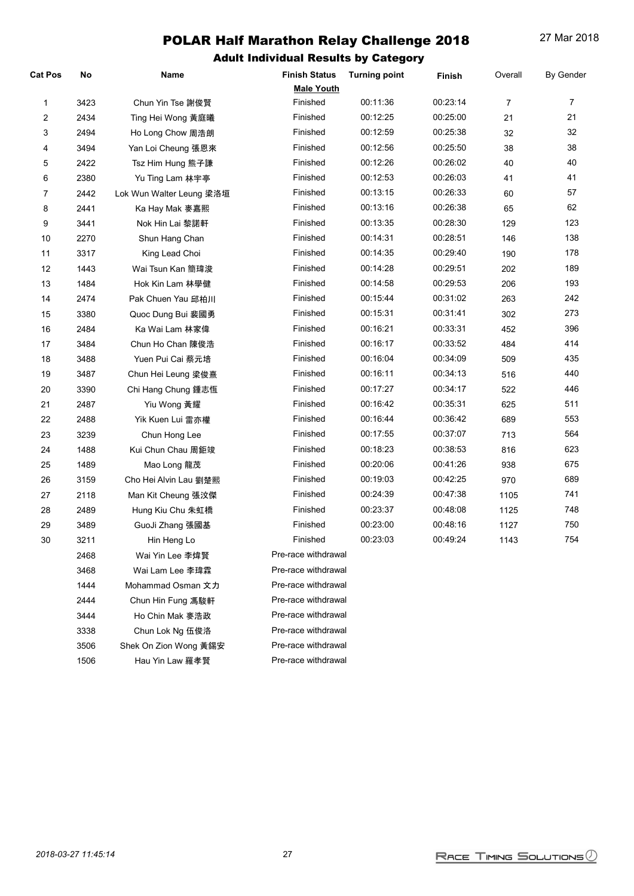# POLAR Half Marathon Relay Challenge 2018

27 Mar 2018

## Adult Individual Results by Category

| Cat Pos | No | Name | Finish Status | Turning point | Finish | Overall | By Gender |
|---|---|---|---|---|---|---|---|
| | | | **Male Youth** | | | | |
| 1 | 3423 | Chun Yin Tse 謝俊賢 | Finished | 00:11:36 | 00:23:14 | 7 | 7 |
| 2 | 2434 | Ting Hei Wong 黃庭曦 | Finished | 00:12:25 | 00:25:00 | 21 | 21 |
| 3 | 2494 | Ho Long Chow 周浩朗 | Finished | 00:12:59 | 00:25:38 | 32 | 32 |
| 4 | 3494 | Yan Loi Cheung 張恩來 | Finished | 00:12:56 | 00:25:50 | 38 | 38 |
| 5 | 2422 | Tsz Him Hung 熊子謙 | Finished | 00:12:26 | 00:26:02 | 40 | 40 |
| 6 | 2380 | Yu Ting Lam 林宇亭 | Finished | 00:12:53 | 00:26:03 | 41 | 41 |
| 7 | 2442 | Lok Wun Walter Leung 梁洛垣 | Finished | 00:13:15 | 00:26:33 | 60 | 57 |
| 8 | 2441 | Ka Hay Mak 麥嘉熙 | Finished | 00:13:16 | 00:26:38 | 65 | 62 |
| 9 | 3441 | Nok Hin Lai 黎諾軒 | Finished | 00:13:35 | 00:28:30 | 129 | 123 |
| 10 | 2270 | Shun Hang Chan | Finished | 00:14:31 | 00:28:51 | 146 | 138 |
| 11 | 3317 | King Lead Choi | Finished | 00:14:35 | 00:29:40 | 190 | 178 |
| 12 | 1443 | Wai Tsun Kan 簡瑋浚 | Finished | 00:14:28 | 00:29:51 | 202 | 189 |
| 13 | 1484 | Hok Kin Lam 林學健 | Finished | 00:14:58 | 00:29:53 | 206 | 193 |
| 14 | 2474 | Pak Chuen Yau 邱柏川 | Finished | 00:15:44 | 00:31:02 | 263 | 242 |
| 15 | 3380 | Quoc Dung Bui 裴國勇 | Finished | 00:15:31 | 00:31:41 | 302 | 273 |
| 16 | 2484 | Ka Wai Lam 林家偉 | Finished | 00:16:21 | 00:33:31 | 452 | 396 |
| 17 | 3484 | Chun Ho Chan 陳俊浩 | Finished | 00:16:17 | 00:33:52 | 484 | 414 |
| 18 | 3488 | Yuen Pui Cai 蔡元培 | Finished | 00:16:04 | 00:34:09 | 509 | 435 |
| 19 | 3487 | Chun Hei Leung 梁俊熹 | Finished | 00:16:11 | 00:34:13 | 516 | 440 |
| 20 | 3390 | Chi Hang Chung 鍾志恒 | Finished | 00:17:27 | 00:34:17 | 522 | 446 |
| 21 | 2487 | Yiu Wong 黃耀 | Finished | 00:16:42 | 00:35:31 | 625 | 511 |
| 22 | 2488 | Yik Kuen Lui 雷亦權 | Finished | 00:16:44 | 00:36:42 | 689 | 553 |
| 23 | 3239 | Chun Hong Lee | Finished | 00:17:55 | 00:37:07 | 713 | 564 |
| 24 | 1488 | Kui Chun Chau 周鉅竣 | Finished | 00:18:23 | 00:38:53 | 816 | 623 |
| 25 | 1489 | Mao Long 龍茂 | Finished | 00:20:06 | 00:41:26 | 938 | 675 |
| 26 | 3159 | Cho Hei Alvin Lau 劉楚熙 | Finished | 00:19:03 | 00:42:25 | 970 | 689 |
| 27 | 2118 | Man Kit Cheung 張汶傑 | Finished | 00:24:39 | 00:47:38 | 1105 | 741 |
| 28 | 2489 | Hung Kiu Chu 朱虹橋 | Finished | 00:23:37 | 00:48:08 | 1125 | 748 |
| 29 | 3489 | GuoJi Zhang 張國基 | Finished | 00:23:00 | 00:48:16 | 1127 | 750 |
| 30 | 3211 | Hin Heng Lo | Finished | 00:23:03 | 00:49:24 | 1143 | 754 |
| | 2468 | Wai Yin Lee 李煒賢 | Pre-race withdrawal | | | | |
| | 3468 | Wai Lam Lee 李瑋霖 | Pre-race withdrawal | | | | |
| | 1444 | Mohammad Osman 文力 | Pre-race withdrawal | | | | |
| | 2444 | Chun Hin Fung 馮駿軒 | Pre-race withdrawal | | | | |
| | 3444 | Ho Chin Mak 麥浩政 | Pre-race withdrawal | | | | |
| | 3338 | Chun Lok Ng 伍俊洛 | Pre-race withdrawal | | | | |
| | 3506 | Shek On Zion Wong 黃錫安 | Pre-race withdrawal | | | | |
| | 1506 | Hau Yin Law 羅孝賢 | Pre-race withdrawal | | | | |

*2018-03-27 11:45:14*

RACE TIMING SOLUTIONS